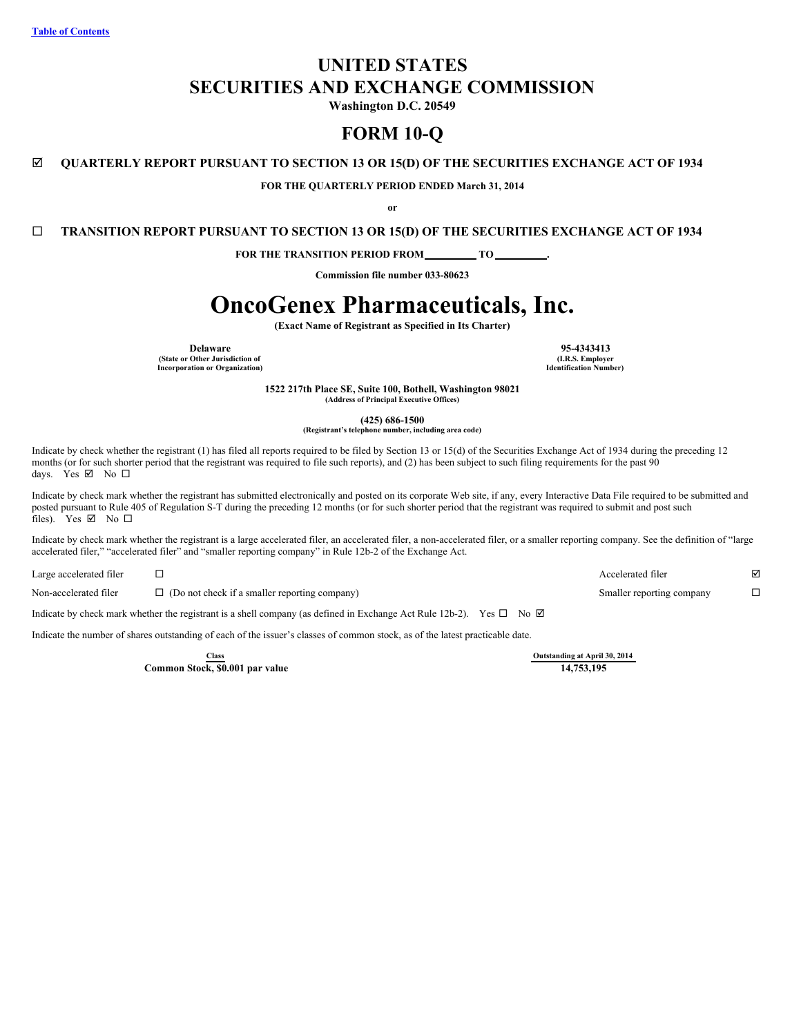Table of Contents

# UNITED STATES
# SECURITIES AND EXCHANGE COMMISSION

**Washington D.C. 20549**

# FORM 10-Q

☑ **QUARTERLY REPORT PURSUANT TO SECTION 13 OR 15(D) OF THE SECURITIES EXCHANGE ACT OF 1934**

**FOR THE QUARTERLY PERIOD ENDED March 31, 2014**

**or**

☐ **TRANSITION REPORT PURSUANT TO SECTION 13 OR 15(D) OF THE SECURITIES EXCHANGE ACT OF 1934**

**FOR THE TRANSITION PERIOD FROM \_\_\_\_\_\_\_\_\_ TO \_\_\_\_\_\_\_\_\_.**

**Commission file number 033-80623**

# OncoGenex Pharmaceuticals, Inc.

**(Exact Name of Registrant as Specified in Its Charter)**

| **Delaware** | **95-4343413** |
|---|---|
| **(State or Other Jurisdiction of Incorporation or Organization)** | **(I.R.S. Employer Identification Number)** |

**1522 217th Place SE, Suite 100, Bothell, Washington 98021**
**(Address of Principal Executive Offices)**

**(425) 686-1500**
**(Registrant's telephone number, including area code)**

Indicate by check whether the registrant (1) has filed all reports required to be filed by Section 13 or 15(d) of the Securities Exchange Act of 1934 during the preceding 12 months (or for such shorter period that the registrant was required to file such reports), and (2) has been subject to such filing requirements for the past 90 days. Yes ☑ No ☐

Indicate by check mark whether the registrant has submitted electronically and posted on its corporate Web site, if any, every Interactive Data File required to be submitted and posted pursuant to Rule 405 of Regulation S-T during the preceding 12 months (or for such shorter period that the registrant was required to submit and post such files). Yes ☑ No ☐

Indicate by check mark whether the registrant is a large accelerated filer, an accelerated filer, a non-accelerated filer, or a smaller reporting company. See the definition of "large accelerated filer," "accelerated filer" and "smaller reporting company" in Rule 12b-2 of the Exchange Act.

| | | | |
|---|---|---|---|
| Large accelerated filer | ☐ | Accelerated filer | ☑ |
| Non-accelerated filer | ☐ (Do not check if a smaller reporting company) | Smaller reporting company | ☐ |

Indicate by check mark whether the registrant is a shell company (as defined in Exchange Act Rule 12b-2). Yes ☐ No ☑

Indicate the number of shares outstanding of each of the issuer's classes of common stock, as of the latest practicable date.

| Class | Outstanding at April 30, 2014 |
|---|---|
| **Common Stock, $0.001 par value** | **14,753,195** |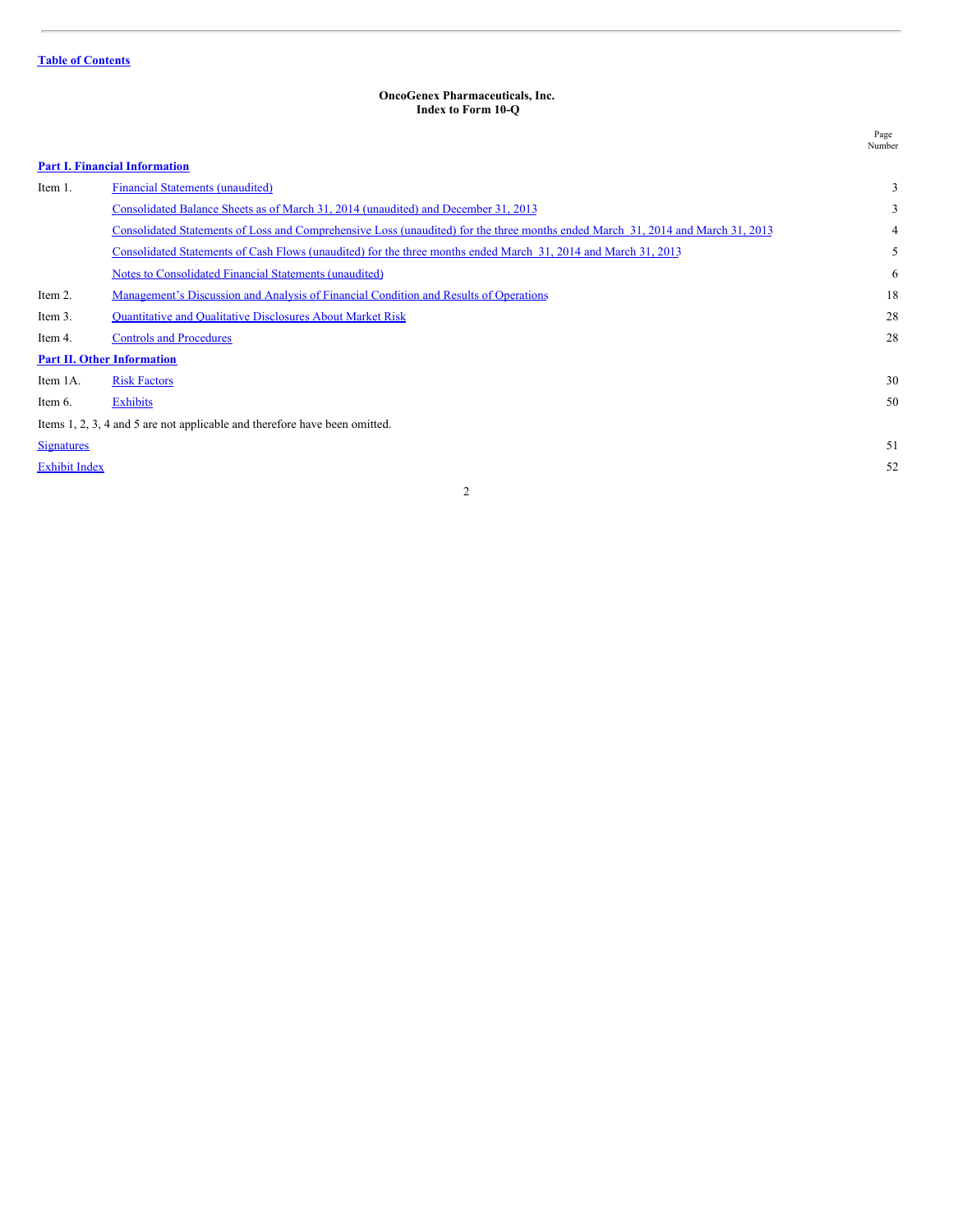Table of Contents

**OncoGenex Pharmaceuticals, Inc.**
**Index to Form 10-Q**

| | | Page Number |
|---|---|---|
| **Part I. Financial Information** | | |
| Item 1. | Financial Statements (unaudited) | 3 |
| | Consolidated Balance Sheets as of March 31, 2014 (unaudited) and December 31, 2013 | 3 |
| | Consolidated Statements of Loss and Comprehensive Loss (unaudited) for the three months ended March 31, 2014 and March 31, 2013 | 4 |
| | Consolidated Statements of Cash Flows (unaudited) for the three months ended March 31, 2014 and March 31, 2013 | 5 |
| | Notes to Consolidated Financial Statements (unaudited) | 6 |
| Item 2. | Management's Discussion and Analysis of Financial Condition and Results of Operations | 18 |
| Item 3. | Quantitative and Qualitative Disclosures About Market Risk | 28 |
| Item 4. | Controls and Procedures | 28 |
| **Part II. Other Information** | | |
| Item 1A. | Risk Factors | 30 |
| Item 6. | Exhibits | 50 |
| Items 1, 2, 3, 4 and 5 are not applicable and therefore have been omitted. | | |
| Signatures | | 51 |
| Exhibit Index | | 52 |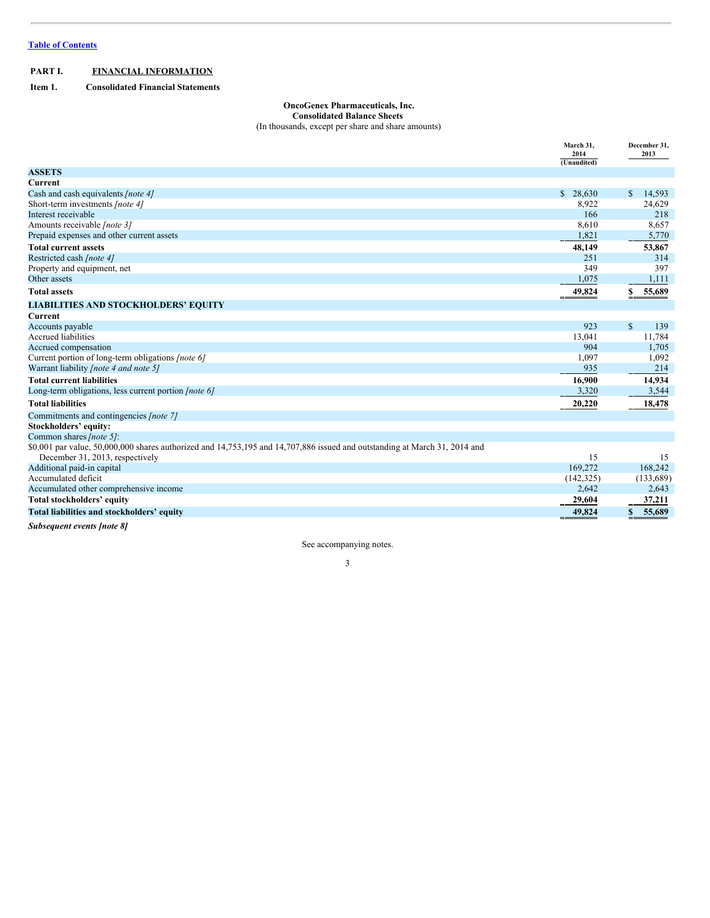Table of Contents

**PART I. FINANCIAL INFORMATION**

**Item 1. Consolidated Financial Statements**

**OncoGenex Pharmaceuticals, Inc.**
**Consolidated Balance Sheets**
(In thousands, except per share and share amounts)

| | March 31, 2014 (Unaudited) | December 31, 2013 |
|---|---|---|
| **ASSETS** | | |
| **Current** | | |
| Cash and cash equivalents *[note 4]* | $ 28,630 | $ 14,593 |
| Short-term investments *[note 4]* | 8,922 | 24,629 |
| Interest receivable | 166 | 218 |
| Amounts receivable *[note 3]* | 8,610 | 8,657 |
| Prepaid expenses and other current assets | 1,821 | 5,770 |
| **Total current assets** | **48,149** | **53,867** |
| Restricted cash *[note 4]* | 251 | 314 |
| Property and equipment, net | 349 | 397 |
| Other assets | 1,075 | 1,111 |
| **Total assets** | **49,824** | **$ 55,689** |
| **LIABILITIES AND STOCKHOLDERS' EQUITY** | | |
| **Current** | | |
| Accounts payable | 923 | $ 139 |
| Accrued liabilities | 13,041 | 11,784 |
| Accrued compensation | 904 | 1,705 |
| Current portion of long-term obligations *[note 6]* | 1,097 | 1,092 |
| Warrant liability *[note 4 and note 5]* | 935 | 214 |
| **Total current liabilities** | **16,900** | **14,934** |
| Long-term obligations, less current portion *[note 6]* | 3,320 | 3,544 |
| **Total liabilities** | **20,220** | **18,478** |
| Commitments and contingencies *[note 7]* | | |
| **Stockholders' equity:** | | |
| Common shares *[note 5]*: | | |
| $0.001 par value, 50,000,000 shares authorized and 14,753,195 and 14,707,886 issued and outstanding at March 31, 2014 and December 31, 2013, respectively | 15 | 15 |
| Additional paid-in capital | 169,272 | 168,242 |
| Accumulated deficit | (142,325) | (133,689) |
| Accumulated other comprehensive income | 2,642 | 2,643 |
| **Total stockholders' equity** | **29,604** | **37,211** |
| **Total liabilities and stockholders' equity** | **49,824** | **$ 55,689** |

***Subsequent events [note 8]***

See accompanying notes.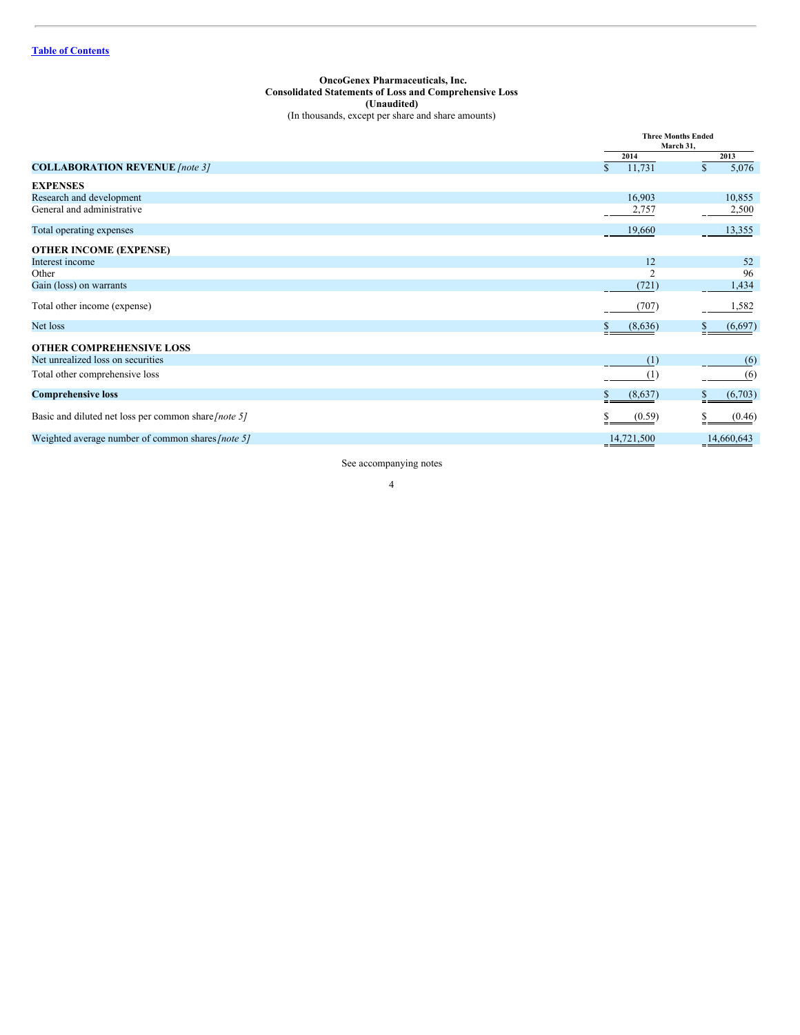[Table of Contents](#)

**OncoGenex Pharmaceuticals, Inc.**
**Consolidated Statements of Loss and Comprehensive Loss**
**(Unaudited)**
(In thousands, except per share and share amounts)

| | Three Months Ended March 31, | |
|---|---|---|
| | 2014 | 2013 |
| **COLLABORATION REVENUE** *[note 3]* | $ 11,731 | $ 5,076 |
| **EXPENSES** | | |
| Research and development | 16,903 | 10,855 |
| General and administrative | 2,757 | 2,500 |
| Total operating expenses | 19,660 | 13,355 |
| **OTHER INCOME (EXPENSE)** | | |
| Interest income | 12 | 52 |
| Other | 2 | 96 |
| Gain (loss) on warrants | (721) | 1,434 |
| Total other income (expense) | (707) | 1,582 |
| Net loss | $ (8,636) | $ (6,697) |
| **OTHER COMPREHENSIVE LOSS** | | |
| Net unrealized loss on securities | (1) | (6) |
| Total other comprehensive loss | (1) | (6) |
| **Comprehensive loss** | $ (8,637) | $ (6,703) |
| Basic and diluted net loss per common share *[note 5]* | $ (0.59) | $ (0.46) |
| Weighted average number of common shares *[note 5]* | 14,721,500 | 14,660,643 |

See accompanying notes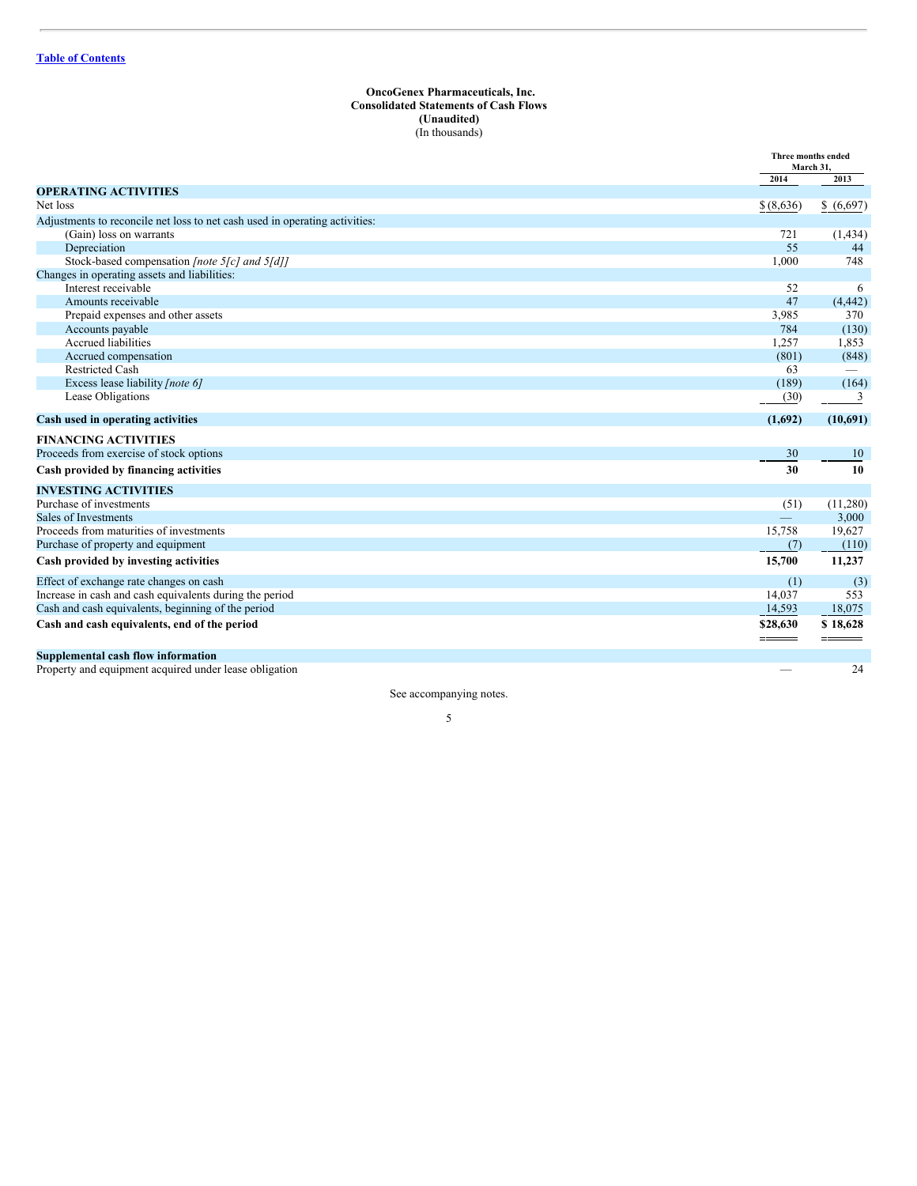**OncoGenex Pharmaceuticals, Inc.**
**Consolidated Statements of Cash Flows**
**(Unaudited)**
(In thousands)

| | Three months ended March 31, | |
|---|---|---|
| | 2014 | 2013 |
| **OPERATING ACTIVITIES** | | |
| Net loss | $ (8,636) | $ (6,697) |
| Adjustments to reconcile net loss to net cash used in operating activities: | | |
| (Gain) loss on warrants | 721 | (1,434) |
| Depreciation | 55 | 44 |
| Stock-based compensation *[note 5[c] and 5[d]]* | 1,000 | 748 |
| Changes in operating assets and liabilities: | | |
| Interest receivable | 52 | 6 |
| Amounts receivable | 47 | (4,442) |
| Prepaid expenses and other assets | 3,985 | 370 |
| Accounts payable | 784 | (130) |
| Accrued liabilities | 1,257 | 1,853 |
| Accrued compensation | (801) | (848) |
| Restricted Cash | 63 | — |
| Excess lease liability *[note 6]* | (189) | (164) |
| Lease Obligations | (30) | 3 |
| **Cash used in operating activities** | **(1,692)** | **(10,691)** |
| **FINANCING ACTIVITIES** | | |
| Proceeds from exercise of stock options | 30 | 10 |
| **Cash provided by financing activities** | **30** | **10** |
| **INVESTING ACTIVITIES** | | |
| Purchase of investments | (51) | (11,280) |
| Sales of Investments | — | 3,000 |
| Proceeds from maturities of investments | 15,758 | 19,627 |
| Purchase of property and equipment | (7) | (110) |
| **Cash provided by investing activities** | **15,700** | **11,237** |
| Effect of exchange rate changes on cash | (1) | (3) |
| Increase in cash and cash equivalents during the period | 14,037 | 553 |
| Cash and cash equivalents, beginning of the period | 14,593 | 18,075 |
| **Cash and cash equivalents, end of the period** | **$28,630** | **$ 18,628** |
| **Supplemental cash flow information** | | |
| Property and equipment acquired under lease obligation | — | 24 |

See accompanying notes.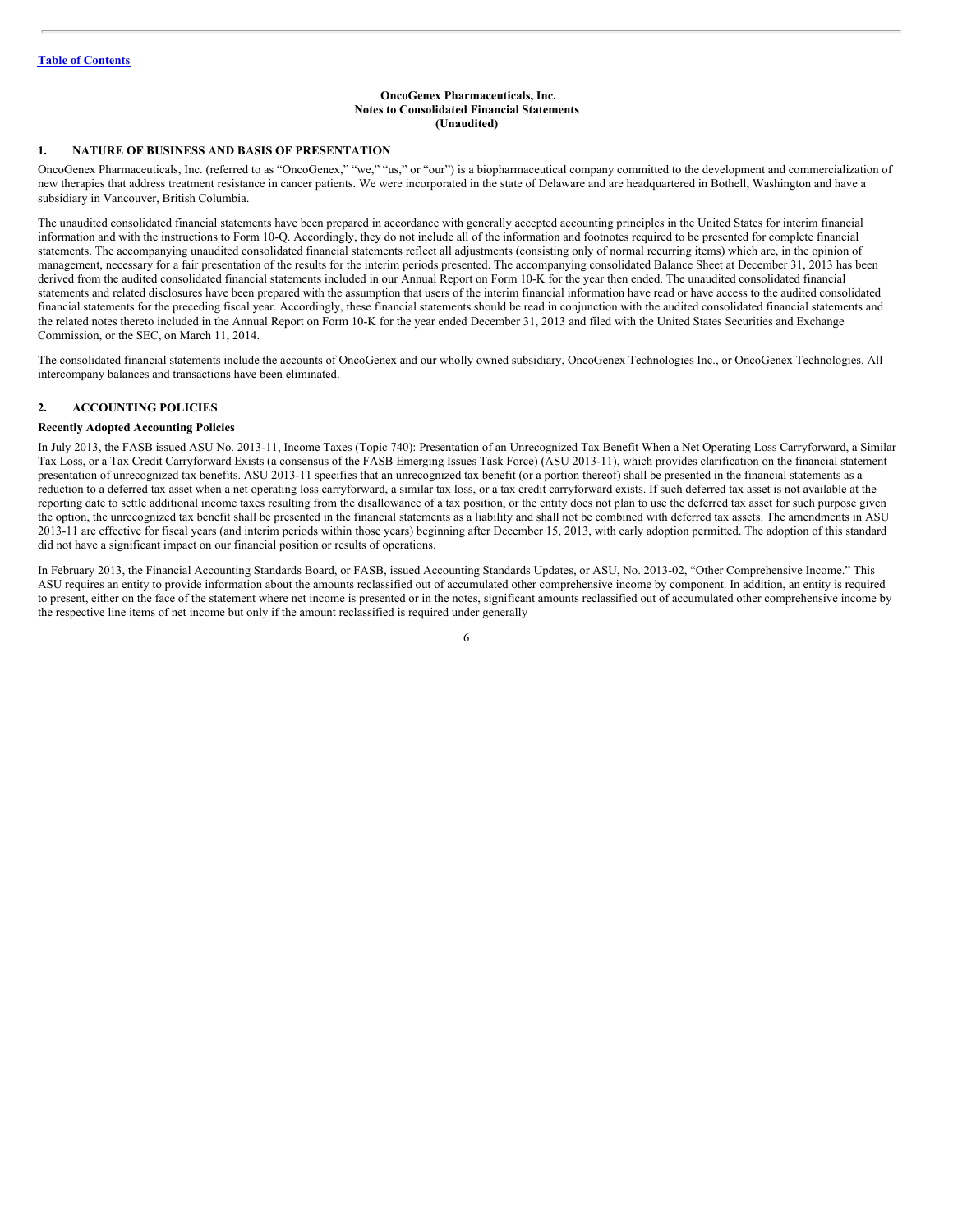**OncoGenex Pharmaceuticals, Inc.**
**Notes to Consolidated Financial Statements**
**(Unaudited)**

## 1. NATURE OF BUSINESS AND BASIS OF PRESENTATION

OncoGenex Pharmaceuticals, Inc. (referred to as "OncoGenex," "we," "us," or "our") is a biopharmaceutical company committed to the development and commercialization of new therapies that address treatment resistance in cancer patients. We were incorporated in the state of Delaware and are headquartered in Bothell, Washington and have a subsidiary in Vancouver, British Columbia.

The unaudited consolidated financial statements have been prepared in accordance with generally accepted accounting principles in the United States for interim financial information and with the instructions to Form 10-Q. Accordingly, they do not include all of the information and footnotes required to be presented for complete financial statements. The accompanying unaudited consolidated financial statements reflect all adjustments (consisting only of normal recurring items) which are, in the opinion of management, necessary for a fair presentation of the results for the interim periods presented. The accompanying consolidated Balance Sheet at December 31, 2013 has been derived from the audited consolidated financial statements included in our Annual Report on Form 10-K for the year then ended. The unaudited consolidated financial statements and related disclosures have been prepared with the assumption that users of the interim financial information have read or have access to the audited consolidated financial statements for the preceding fiscal year. Accordingly, these financial statements should be read in conjunction with the audited consolidated financial statements and the related notes thereto included in the Annual Report on Form 10-K for the year ended December 31, 2013 and filed with the United States Securities and Exchange Commission, or the SEC, on March 11, 2014.

The consolidated financial statements include the accounts of OncoGenex and our wholly owned subsidiary, OncoGenex Technologies Inc., or OncoGenex Technologies. All intercompany balances and transactions have been eliminated.

## 2. ACCOUNTING POLICIES

### Recently Adopted Accounting Policies

In July 2013, the FASB issued ASU No. 2013-11, Income Taxes (Topic 740): Presentation of an Unrecognized Tax Benefit When a Net Operating Loss Carryforward, a Similar Tax Loss, or a Tax Credit Carryforward Exists (a consensus of the FASB Emerging Issues Task Force) (ASU 2013-11), which provides clarification on the financial statement presentation of unrecognized tax benefits. ASU 2013-11 specifies that an unrecognized tax benefit (or a portion thereof) shall be presented in the financial statements as a reduction to a deferred tax asset when a net operating loss carryforward, a similar tax loss, or a tax credit carryforward exists. If such deferred tax asset is not available at the reporting date to settle additional income taxes resulting from the disallowance of a tax position, or the entity does not plan to use the deferred tax asset for such purpose given the option, the unrecognized tax benefit shall be presented in the financial statements as a liability and shall not be combined with deferred tax assets. The amendments in ASU 2013-11 are effective for fiscal years (and interim periods within those years) beginning after December 15, 2013, with early adoption permitted. The adoption of this standard did not have a significant impact on our financial position or results of operations.

In February 2013, the Financial Accounting Standards Board, or FASB, issued Accounting Standards Updates, or ASU, No. 2013-02, "Other Comprehensive Income." This ASU requires an entity to provide information about the amounts reclassified out of accumulated other comprehensive income by component. In addition, an entity is required to present, either on the face of the statement where net income is presented or in the notes, significant amounts reclassified out of accumulated other comprehensive income by the respective line items of net income but only if the amount reclassified is required under generally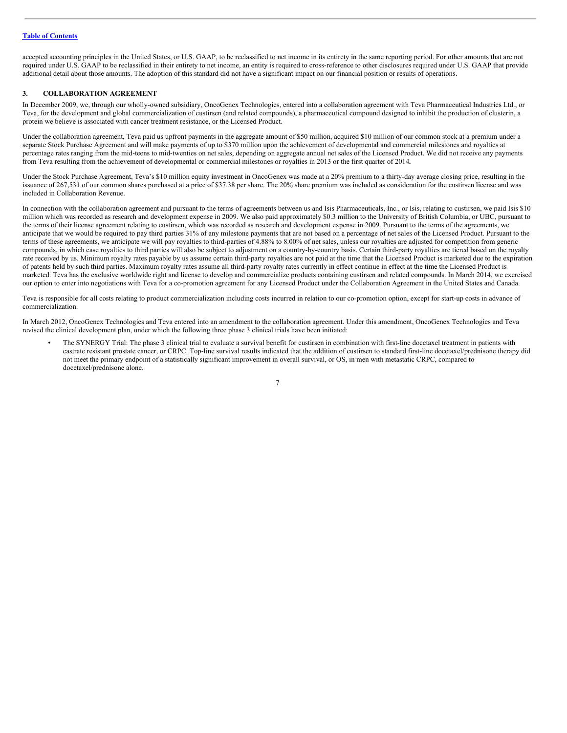accepted accounting principles in the United States, or U.S. GAAP, to be reclassified to net income in its entirety in the same reporting period. For other amounts that are not required under U.S. GAAP to be reclassified in their entirety to net income, an entity is required to cross-reference to other disclosures required under U.S. GAAP that provide additional detail about those amounts. The adoption of this standard did not have a significant impact on our financial position or results of operations.

## 3. COLLABORATION AGREEMENT

In December 2009, we, through our wholly-owned subsidiary, OncoGenex Technologies, entered into a collaboration agreement with Teva Pharmaceutical Industries Ltd., or Teva, for the development and global commercialization of custirsen (and related compounds), a pharmaceutical compound designed to inhibit the production of clusterin, a protein we believe is associated with cancer treatment resistance, or the Licensed Product.

Under the collaboration agreement, Teva paid us upfront payments in the aggregate amount of $50 million, acquired $10 million of our common stock at a premium under a separate Stock Purchase Agreement and will make payments of up to $370 million upon the achievement of developmental and commercial milestones and royalties at percentage rates ranging from the mid-teens to mid-twenties on net sales, depending on aggregate annual net sales of the Licensed Product. We did not receive any payments from Teva resulting from the achievement of developmental or commercial milestones or royalties in 2013 or the first quarter of 2014.

Under the Stock Purchase Agreement, Teva's $10 million equity investment in OncoGenex was made at a 20% premium to a thirty-day average closing price, resulting in the issuance of 267,531 of our common shares purchased at a price of $37.38 per share. The 20% share premium was included as consideration for the custirsen license and was included in Collaboration Revenue.

In connection with the collaboration agreement and pursuant to the terms of agreements between us and Isis Pharmaceuticals, Inc., or Isis, relating to custirsen, we paid Isis $10 million which was recorded as research and development expense in 2009. We also paid approximately $0.3 million to the University of British Columbia, or UBC, pursuant to the terms of their license agreement relating to custirsen, which was recorded as research and development expense in 2009. Pursuant to the terms of the agreements, we anticipate that we would be required to pay third parties 31% of any milestone payments that are not based on a percentage of net sales of the Licensed Product. Pursuant to the terms of these agreements, we anticipate we will pay royalties to third-parties of 4.88% to 8.00% of net sales, unless our royalties are adjusted for competition from generic compounds, in which case royalties to third parties will also be subject to adjustment on a country-by-country basis. Certain third-party royalties are tiered based on the royalty rate received by us. Minimum royalty rates payable by us assume certain third-party royalties are not paid at the time that the Licensed Product is marketed due to the expiration of patents held by such third parties. Maximum royalty rates assume all third-party royalty rates currently in effect continue in effect at the time the Licensed Product is marketed. Teva has the exclusive worldwide right and license to develop and commercialize products containing custirsen and related compounds. In March 2014, we exercised our option to enter into negotiations with Teva for a co-promotion agreement for any Licensed Product under the Collaboration Agreement in the United States and Canada.

Teva is responsible for all costs relating to product commercialization including costs incurred in relation to our co-promotion option, except for start-up costs in advance of commercialization.

In March 2012, OncoGenex Technologies and Teva entered into an amendment to the collaboration agreement. Under this amendment, OncoGenex Technologies and Teva revised the clinical development plan, under which the following three phase 3 clinical trials have been initiated:

- The SYNERGY Trial: The phase 3 clinical trial to evaluate a survival benefit for custirsen in combination with first-line docetaxel treatment in patients with castrate resistant prostate cancer, or CRPC. Top-line survival results indicated that the addition of custirsen to standard first-line docetaxel/prednisone therapy did not meet the primary endpoint of a statistically significant improvement in overall survival, or OS, in men with metastatic CRPC, compared to docetaxel/prednisone alone.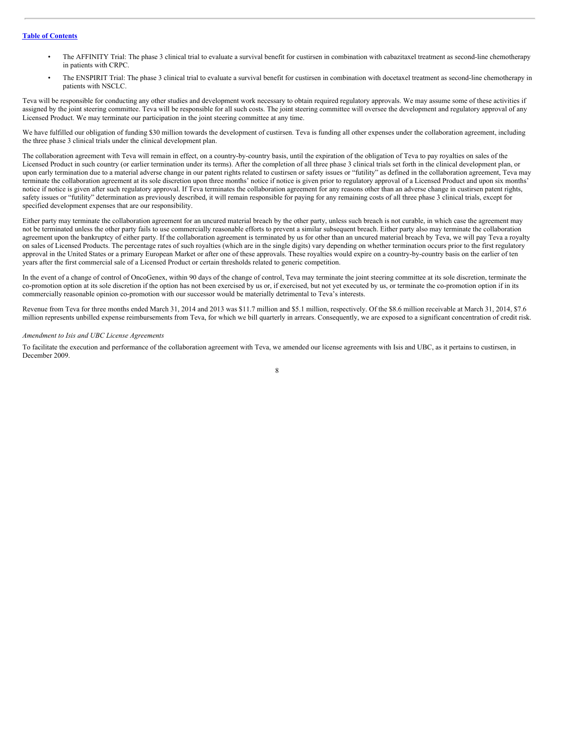- The AFFINITY Trial: The phase 3 clinical trial to evaluate a survival benefit for custirsen in combination with cabazitaxel treatment as second-line chemotherapy in patients with CRPC.
- The ENSPIRIT Trial: The phase 3 clinical trial to evaluate a survival benefit for custirsen in combination with docetaxel treatment as second-line chemotherapy in patients with NSCLC.

Teva will be responsible for conducting any other studies and development work necessary to obtain required regulatory approvals. We may assume some of these activities if assigned by the joint steering committee. Teva will be responsible for all such costs. The joint steering committee will oversee the development and regulatory approval of any Licensed Product. We may terminate our participation in the joint steering committee at any time.

We have fulfilled our obligation of funding $30 million towards the development of custirsen. Teva is funding all other expenses under the collaboration agreement, including the three phase 3 clinical trials under the clinical development plan.

The collaboration agreement with Teva will remain in effect, on a country-by-country basis, until the expiration of the obligation of Teva to pay royalties on sales of the Licensed Product in such country (or earlier termination under its terms). After the completion of all three phase 3 clinical trials set forth in the clinical development plan, or upon early termination due to a material adverse change in our patent rights related to custirsen or safety issues or "futility" as defined in the collaboration agreement, Teva may terminate the collaboration agreement at its sole discretion upon three months' notice if notice is given prior to regulatory approval of a Licensed Product and upon six months' notice if notice is given after such regulatory approval. If Teva terminates the collaboration agreement for any reasons other than an adverse change in custirsen patent rights, safety issues or "futility" determination as previously described, it will remain responsible for paying for any remaining costs of all three phase 3 clinical trials, except for specified development expenses that are our responsibility.

Either party may terminate the collaboration agreement for an uncured material breach by the other party, unless such breach is not curable, in which case the agreement may not be terminated unless the other party fails to use commercially reasonable efforts to prevent a similar subsequent breach. Either party also may terminate the collaboration agreement upon the bankruptcy of either party. If the collaboration agreement is terminated by us for other than an uncured material breach by Teva, we will pay Teva a royalty on sales of Licensed Products. The percentage rates of such royalties (which are in the single digits) vary depending on whether termination occurs prior to the first regulatory approval in the United States or a primary European Market or after one of these approvals. These royalties would expire on a country-by-country basis on the earlier of ten years after the first commercial sale of a Licensed Product or certain thresholds related to generic competition.

In the event of a change of control of OncoGenex, within 90 days of the change of control, Teva may terminate the joint steering committee at its sole discretion, terminate the co-promotion option at its sole discretion if the option has not been exercised by us or, if exercised, but not yet executed by us, or terminate the co-promotion option if in its commercially reasonable opinion co-promotion with our successor would be materially detrimental to Teva's interests.

Revenue from Teva for three months ended March 31, 2014 and 2013 was $11.7 million and $5.1 million, respectively. Of the $8.6 million receivable at March 31, 2014, $7.6 million represents unbilled expense reimbursements from Teva, for which we bill quarterly in arrears. Consequently, we are exposed to a significant concentration of credit risk.

*Amendment to Isis and UBC License Agreements*

To facilitate the execution and performance of the collaboration agreement with Teva, we amended our license agreements with Isis and UBC, as it pertains to custirsen, in December 2009.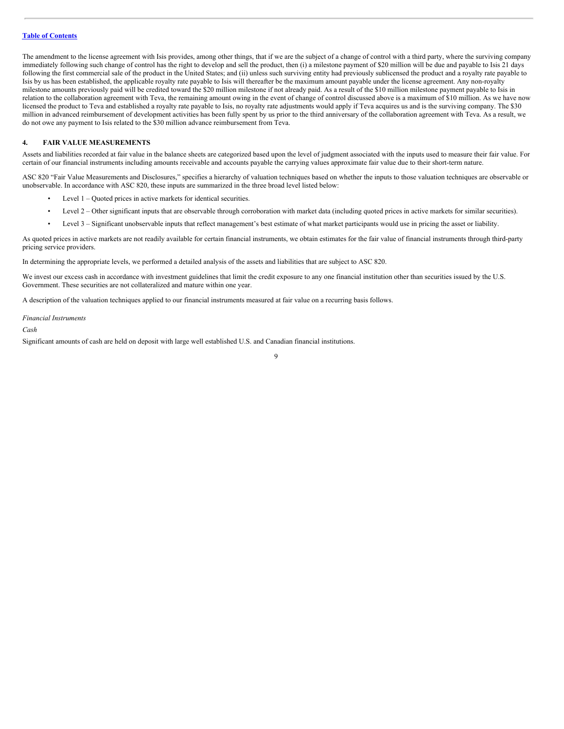The amendment to the license agreement with Isis provides, among other things, that if we are the subject of a change of control with a third party, where the surviving company immediately following such change of control has the right to develop and sell the product, then (i) a milestone payment of $20 million will be due and payable to Isis 21 days following the first commercial sale of the product in the United States; and (ii) unless such surviving entity had previously sublicensed the product and a royalty rate payable to Isis by us has been established, the applicable royalty rate payable to Isis will thereafter be the maximum amount payable under the license agreement. Any non-royalty milestone amounts previously paid will be credited toward the $20 million milestone if not already paid. As a result of the $10 million milestone payment payable to Isis in relation to the collaboration agreement with Teva, the remaining amount owing in the event of change of control discussed above is a maximum of $10 million. As we have now licensed the product to Teva and established a royalty rate payable to Isis, no royalty rate adjustments would apply if Teva acquires us and is the surviving company. The $30 million in advanced reimbursement of development activities has been fully spent by us prior to the third anniversary of the collaboration agreement with Teva. As a result, we do not owe any payment to Isis related to the $30 million advance reimbursement from Teva.

## 4. FAIR VALUE MEASUREMENTS

Assets and liabilities recorded at fair value in the balance sheets are categorized based upon the level of judgment associated with the inputs used to measure their fair value. For certain of our financial instruments including amounts receivable and accounts payable the carrying values approximate fair value due to their short-term nature.

ASC 820 "Fair Value Measurements and Disclosures," specifies a hierarchy of valuation techniques based on whether the inputs to those valuation techniques are observable or unobservable. In accordance with ASC 820, these inputs are summarized in the three broad level listed below:

- Level 1 – Quoted prices in active markets for identical securities.
- Level 2 – Other significant inputs that are observable through corroboration with market data (including quoted prices in active markets for similar securities).
- Level 3 – Significant unobservable inputs that reflect management's best estimate of what market participants would use in pricing the asset or liability.

As quoted prices in active markets are not readily available for certain financial instruments, we obtain estimates for the fair value of financial instruments through third-party pricing service providers.

In determining the appropriate levels, we performed a detailed analysis of the assets and liabilities that are subject to ASC 820.

We invest our excess cash in accordance with investment guidelines that limit the credit exposure to any one financial institution other than securities issued by the U.S. Government. These securities are not collateralized and mature within one year.

A description of the valuation techniques applied to our financial instruments measured at fair value on a recurring basis follows.

*Financial Instruments*

*Cash*

Significant amounts of cash are held on deposit with large well established U.S. and Canadian financial institutions.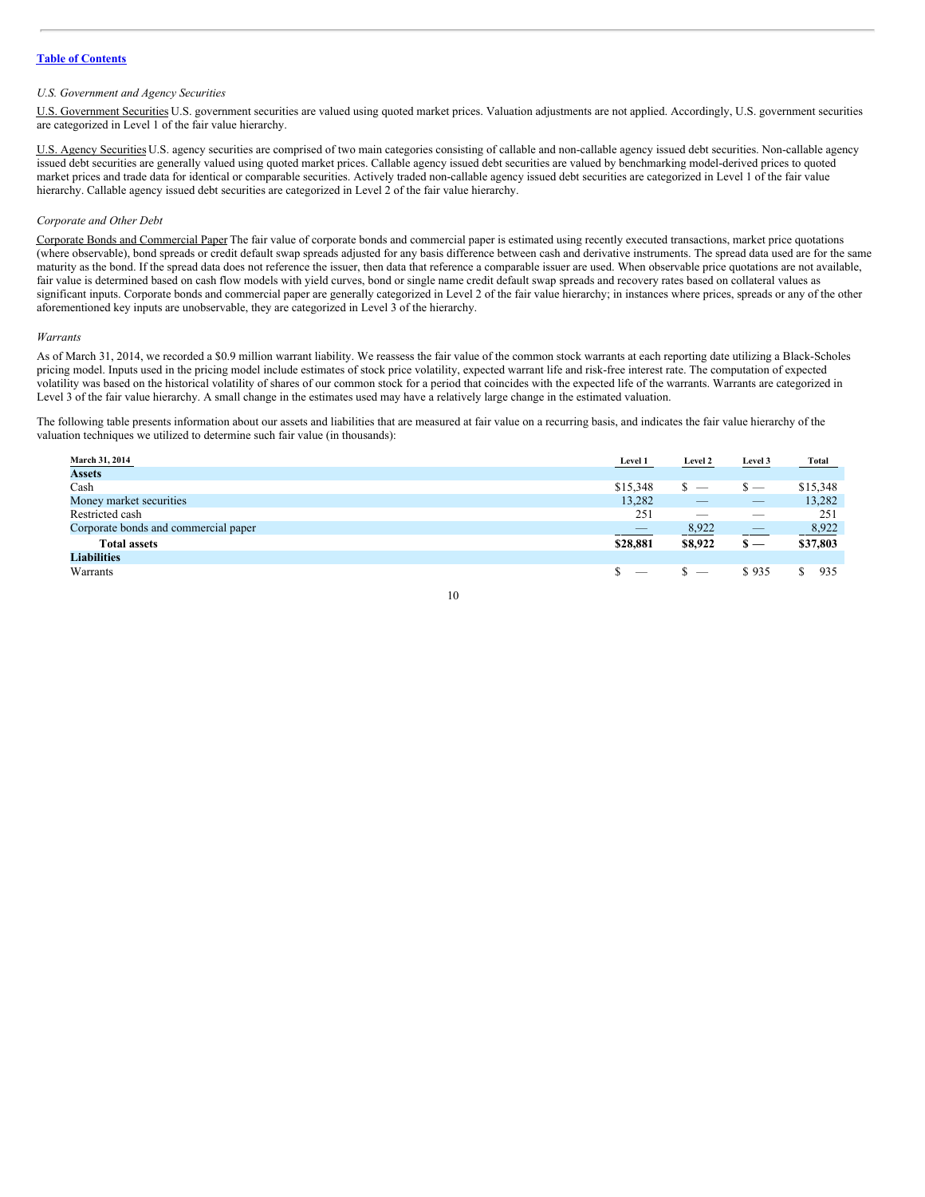*U.S. Government and Agency Securities*

U.S. Government Securities U.S. government securities are valued using quoted market prices. Valuation adjustments are not applied. Accordingly, U.S. government securities are categorized in Level 1 of the fair value hierarchy.

U.S. Agency Securities U.S. agency securities are comprised of two main categories consisting of callable and non-callable agency issued debt securities. Non-callable agency issued debt securities are generally valued using quoted market prices. Callable agency issued debt securities are valued by benchmarking model-derived prices to quoted market prices and trade data for identical or comparable securities. Actively traded non-callable agency issued debt securities are categorized in Level 1 of the fair value hierarchy. Callable agency issued debt securities are categorized in Level 2 of the fair value hierarchy.

*Corporate and Other Debt*

Corporate Bonds and Commercial Paper The fair value of corporate bonds and commercial paper is estimated using recently executed transactions, market price quotations (where observable), bond spreads or credit default swap spreads adjusted for any basis difference between cash and derivative instruments. The spread data used are for the same maturity as the bond. If the spread data does not reference the issuer, then data that reference a comparable issuer are used. When observable price quotations are not available, fair value is determined based on cash flow models with yield curves, bond or single name credit default swap spreads and recovery rates based on collateral values as significant inputs. Corporate bonds and commercial paper are generally categorized in Level 2 of the fair value hierarchy; in instances where prices, spreads or any of the other aforementioned key inputs are unobservable, they are categorized in Level 3 of the hierarchy.

*Warrants*

As of March 31, 2014, we recorded a $0.9 million warrant liability. We reassess the fair value of the common stock warrants at each reporting date utilizing a Black-Scholes pricing model. Inputs used in the pricing model include estimates of stock price volatility, expected warrant life and risk-free interest rate. The computation of expected volatility was based on the historical volatility of shares of our common stock for a period that coincides with the expected life of the warrants. Warrants are categorized in Level 3 of the fair value hierarchy. A small change in the estimates used may have a relatively large change in the estimated valuation.

The following table presents information about our assets and liabilities that are measured at fair value on a recurring basis, and indicates the fair value hierarchy of the valuation techniques we utilized to determine such fair value (in thousands):

| March 31, 2014 | Level 1 | Level 2 | Level 3 | Total |
|---|---|---|---|---|
| **Assets** | | | | |
| Cash | $15,348 | $ — | $ — | $15,348 |
| Money market securities | 13,282 | — | — | 13,282 |
| Restricted cash | 251 | — | — | 251 |
| Corporate bonds and commercial paper | — | 8,922 | — | 8,922 |
| **Total assets** | **$28,881** | **$8,922** | **$ —** | **$37,803** |
| **Liabilities** | | | | |
| Warrants | $ — | $ — | $ 935 | $ 935 |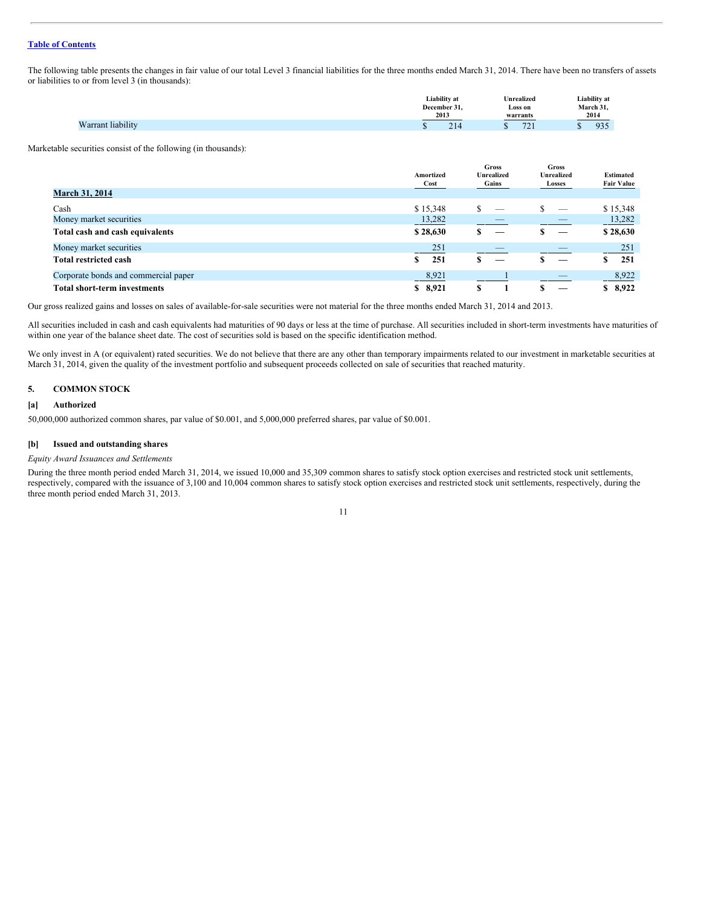The following table presents the changes in fair value of our total Level 3 financial liabilities for the three months ended March 31, 2014. There have been no transfers of assets or liabilities to or from level 3 (in thousands):

| | Liability at December 31, 2013 | Unrealized Loss on warrants | Liability at March 31, 2014 |
|---|---|---|---|
| Warrant liability | $ 214 | $ 721 | $ 935 |

Marketable securities consist of the following (in thousands):

| | Amortized Cost | Gross Unrealized Gains | Gross Unrealized Losses | Estimated Fair Value |
|---|---|---|---|---|
| **March 31, 2014** | | | | |
| Cash | $ 15,348 | $ — | $ — | $ 15,348 |
| Money market securities | 13,282 | — | — | 13,282 |
| **Total cash and cash equivalents** | **$ 28,630** | **$ —** | **$ —** | **$ 28,630** |
| Money market securities | 251 | — | — | 251 |
| **Total restricted cash** | **$ 251** | **$ —** | **$ —** | **$ 251** |
| Corporate bonds and commercial paper | 8,921 | 1 | — | 8,922 |
| **Total short-term investments** | **$ 8,921** | **$ 1** | **$ —** | **$ 8,922** |

Our gross realized gains and losses on sales of available-for-sale securities were not material for the three months ended March 31, 2014 and 2013.

All securities included in cash and cash equivalents had maturities of 90 days or less at the time of purchase. All securities included in short-term investments have maturities of within one year of the balance sheet date. The cost of securities sold is based on the specific identification method.

We only invest in A (or equivalent) rated securities. We do not believe that there are any other than temporary impairments related to our investment in marketable securities at March 31, 2014, given the quality of the investment portfolio and subsequent proceeds collected on sale of securities that reached maturity.

## 5. COMMON STOCK

### [a] Authorized

50,000,000 authorized common shares, par value of $0.001, and 5,000,000 preferred shares, par value of $0.001.

### [b] Issued and outstanding shares

*Equity Award Issuances and Settlements*

During the three month period ended March 31, 2014, we issued 10,000 and 35,309 common shares to satisfy stock option exercises and restricted stock unit settlements, respectively, compared with the issuance of 3,100 and 10,004 common shares to satisfy stock option exercises and restricted stock unit settlements, respectively, during the three month period ended March 31, 2013.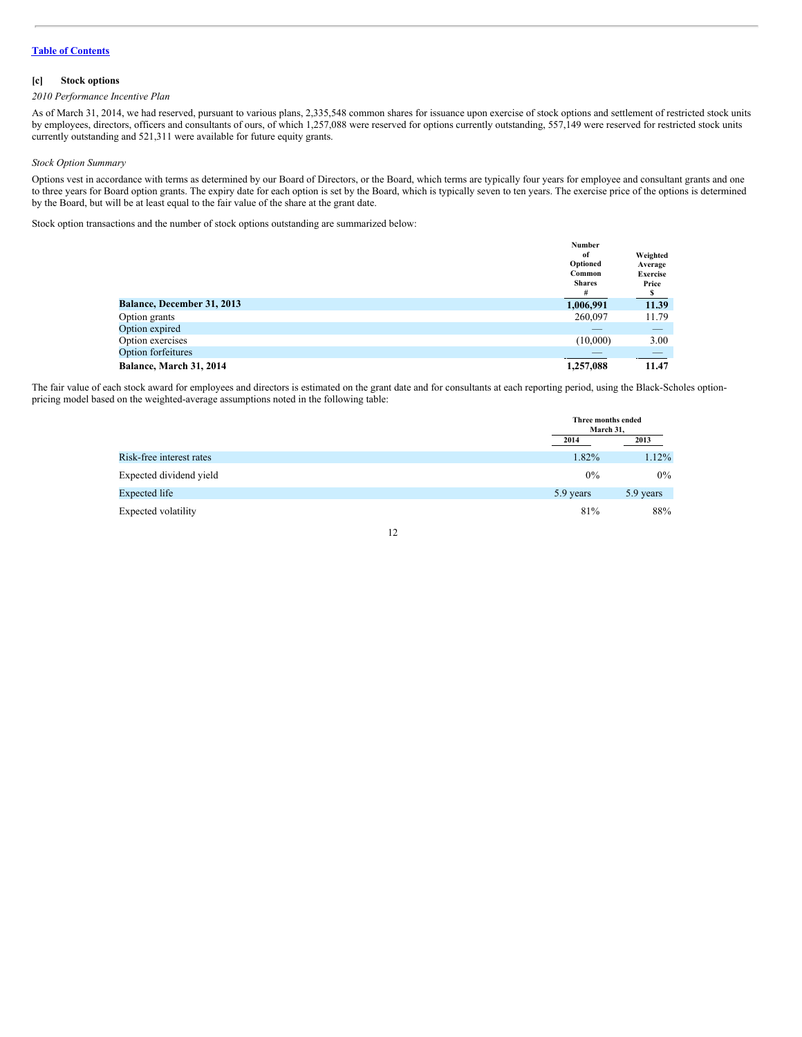[Table of Contents](#)

### [c] Stock options

*2010 Performance Incentive Plan*

As of March 31, 2014, we had reserved, pursuant to various plans, 2,335,548 common shares for issuance upon exercise of stock options and settlement of restricted stock units by employees, directors, officers and consultants of ours, of which 1,257,088 were reserved for options currently outstanding, 557,149 were reserved for restricted stock units currently outstanding and 521,311 were available for future equity grants.

*Stock Option Summary*

Options vest in accordance with terms as determined by our Board of Directors, or the Board, which terms are typically four years for employee and consultant grants and one to three years for Board option grants. The expiry date for each option is set by the Board, which is typically seven to ten years. The exercise price of the options is determined by the Board, but will be at least equal to the fair value of the share at the grant date.

Stock option transactions and the number of stock options outstanding are summarized below:

| | Number of Optioned Common Shares # | Weighted Average Exercise Price $ |
|---|---|---|
| **Balance, December 31, 2013** | **1,006,991** | **11.39** |
| Option grants | 260,097 | 11.79 |
| Option expired | — | — |
| Option exercises | (10,000) | 3.00 |
| Option forfeitures | — | — |
| **Balance, March 31, 2014** | **1,257,088** | **11.47** |

The fair value of each stock award for employees and directors is estimated on the grant date and for consultants at each reporting period, using the Black-Scholes option-pricing model based on the weighted-average assumptions noted in the following table:

| | Three months ended March 31, | |
|---|---|---|
| | 2014 | 2013 |
| Risk-free interest rates | 1.82% | 1.12% |
| Expected dividend yield | 0% | 0% |
| Expected life | 5.9 years | 5.9 years |
| Expected volatility | 81% | 88% |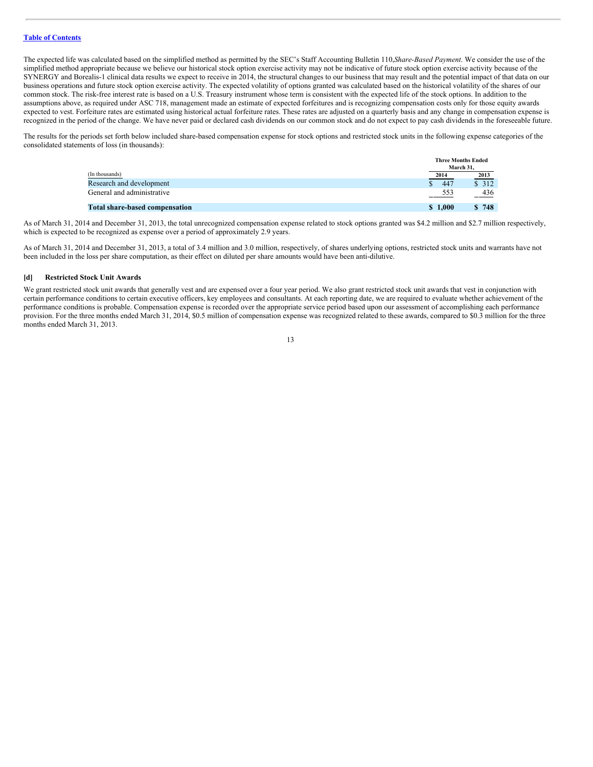The expected life was calculated based on the simplified method as permitted by the SEC's Staff Accounting Bulletin 110,*Share-Based Payment*. We consider the use of the simplified method appropriate because we believe our historical stock option exercise activity may not be indicative of future stock option exercise activity because of the SYNERGY and Borealis-1 clinical data results we expect to receive in 2014, the structural changes to our business that may result and the potential impact of that data on our business operations and future stock option exercise activity. The expected volatility of options granted was calculated based on the historical volatility of the shares of our common stock. The risk-free interest rate is based on a U.S. Treasury instrument whose term is consistent with the expected life of the stock options. In addition to the assumptions above, as required under ASC 718, management made an estimate of expected forfeitures and is recognizing compensation costs only for those equity awards expected to vest. Forfeiture rates are estimated using historical actual forfeiture rates. These rates are adjusted on a quarterly basis and any change in compensation expense is recognized in the period of the change. We have never paid or declared cash dividends on our common stock and do not expect to pay cash dividends in the foreseeable future.

The results for the periods set forth below included share-based compensation expense for stock options and restricted stock units in the following expense categories of the consolidated statements of loss (in thousands):

| (In thousands) | Three Months Ended March 31, 2014 | Three Months Ended March 31, 2013 |
|---|---|---|
| Research and development | $ 447 | $ 312 |
| General and administrative | 553 | 436 |
| **Total share-based compensation** | **$ 1,000** | **$ 748** |

As of March 31, 2014 and December 31, 2013, the total unrecognized compensation expense related to stock options granted was $4.2 million and $2.7 million respectively, which is expected to be recognized as expense over a period of approximately 2.9 years.

As of March 31, 2014 and December 31, 2013, a total of 3.4 million and 3.0 million, respectively, of shares underlying options, restricted stock units and warrants have not been included in the loss per share computation, as their effect on diluted per share amounts would have been anti-dilutive.

### [d] Restricted Stock Unit Awards

We grant restricted stock unit awards that generally vest and are expensed over a four year period. We also grant restricted stock unit awards that vest in conjunction with certain performance conditions to certain executive officers, key employees and consultants. At each reporting date, we are required to evaluate whether achievement of the performance conditions is probable. Compensation expense is recorded over the appropriate service period based upon our assessment of accomplishing each performance provision. For the three months ended March 31, 2014, $0.5 million of compensation expense was recognized related to these awards, compared to $0.3 million for the three months ended March 31, 2013.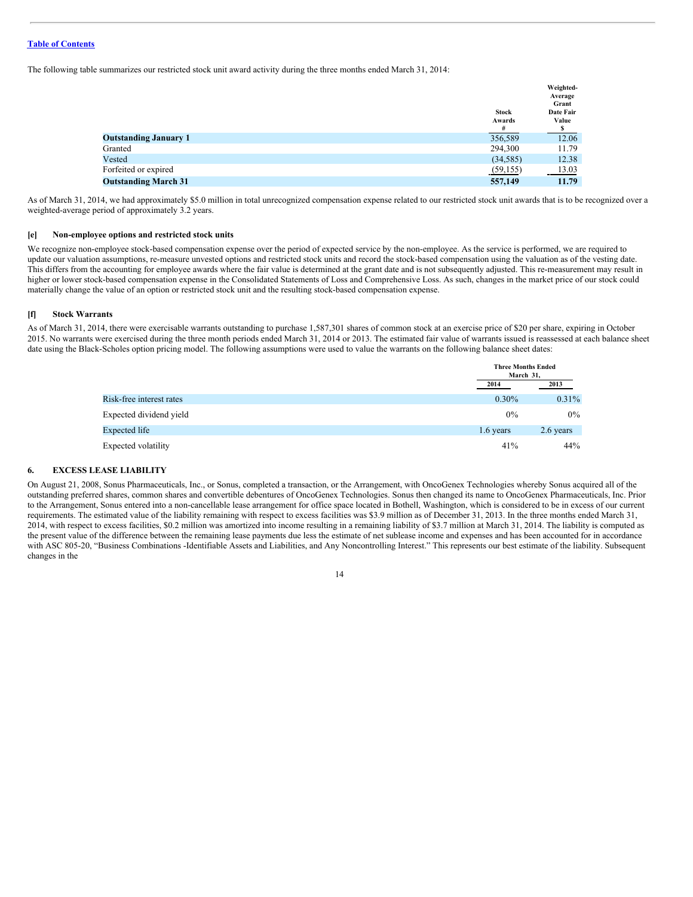Table of Contents

The following table summarizes our restricted stock unit award activity during the three months ended March 31, 2014:

| | Stock Awards # | Weighted-Average Grant Date Fair Value $ |
|---|---|---|
| **Outstanding January 1** | 356,589 | 12.06 |
| Granted | 294,300 | 11.79 |
| Vested | (34,585) | 12.38 |
| Forfeited or expired | (59,155) | 13.03 |
| **Outstanding March 31** | **557,149** | **11.79** |

As of March 31, 2014, we had approximately $5.0 million in total unrecognized compensation expense related to our restricted stock unit awards that is to be recognized over a weighted-average period of approximately 3.2 years.

### [e] Non-employee options and restricted stock units

We recognize non-employee stock-based compensation expense over the period of expected service by the non-employee. As the service is performed, we are required to update our valuation assumptions, re-measure unvested options and restricted stock units and record the stock-based compensation using the valuation as of the vesting date. This differs from the accounting for employee awards where the fair value is determined at the grant date and is not subsequently adjusted. This re-measurement may result in higher or lower stock-based compensation expense in the Consolidated Statements of Loss and Comprehensive Loss. As such, changes in the market price of our stock could materially change the value of an option or restricted stock unit and the resulting stock-based compensation expense.

### [f] Stock Warrants

As of March 31, 2014, there were exercisable warrants outstanding to purchase 1,587,301 shares of common stock at an exercise price of $20 per share, expiring in October 2015. No warrants were exercised during the three month periods ended March 31, 2014 or 2013. The estimated fair value of warrants issued is reassessed at each balance sheet date using the Black-Scholes option pricing model. The following assumptions were used to value the warrants on the following balance sheet dates:

| | Three Months Ended March 31, | |
|---|---|---|
| | 2014 | 2013 |
| Risk-free interest rates | 0.30% | 0.31% |
| Expected dividend yield | 0% | 0% |
| Expected life | 1.6 years | 2.6 years |
| Expected volatility | 41% | 44% |

## 6. EXCESS LEASE LIABILITY

On August 21, 2008, Sonus Pharmaceuticals, Inc., or Sonus, completed a transaction, or the Arrangement, with OncoGenex Technologies whereby Sonus acquired all of the outstanding preferred shares, common shares and convertible debentures of OncoGenex Technologies. Sonus then changed its name to OncoGenex Pharmaceuticals, Inc. Prior to the Arrangement, Sonus entered into a non-cancellable lease arrangement for office space located in Bothell, Washington, which is considered to be in excess of our current requirements. The estimated value of the liability remaining with respect to excess facilities was $3.9 million as of December 31, 2013. In the three months ended March 31, 2014, with respect to excess facilities, $0.2 million was amortized into income resulting in a remaining liability of $3.7 million at March 31, 2014. The liability is computed as the present value of the difference between the remaining lease payments due less the estimate of net sublease income and expenses and has been accounted for in accordance with ASC 805-20, "Business Combinations -Identifiable Assets and Liabilities, and Any Noncontrolling Interest." This represents our best estimate of the liability. Subsequent changes in the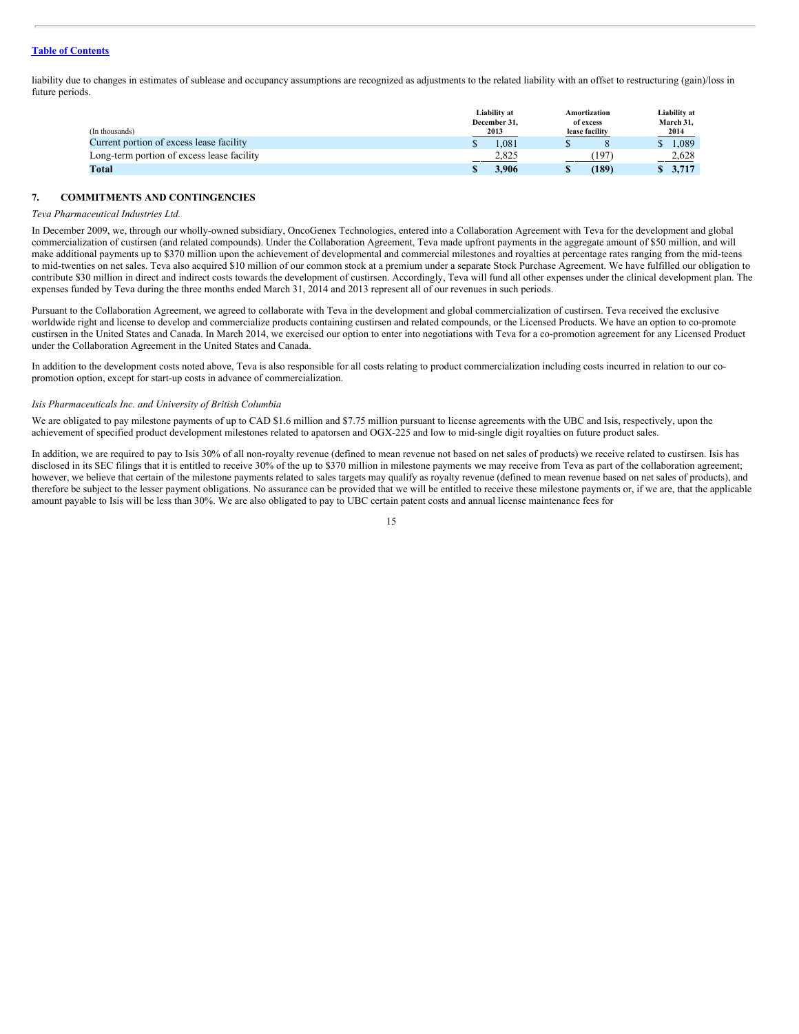liability due to changes in estimates of sublease and occupancy assumptions are recognized as adjustments to the related liability with an offset to restructuring (gain)/loss in future periods.

| (In thousands) | Liability at December 31, 2013 | Amortization of excess lease facility | Liability at March 31, 2014 |
|---|---|---|---|
| Current portion of excess lease facility | $ 1,081 | $ 8 | $ 1,089 |
| Long-term portion of excess lease facility | 2,825 | (197) | 2,628 |
| **Total** | **$ 3,906** | **$ (189)** | **$ 3,717** |

## 7. COMMITMENTS AND CONTINGENCIES

*Teva Pharmaceutical Industries Ltd.*

In December 2009, we, through our wholly-owned subsidiary, OncoGenex Technologies, entered into a Collaboration Agreement with Teva for the development and global commercialization of custirsen (and related compounds). Under the Collaboration Agreement, Teva made upfront payments in the aggregate amount of $50 million, and will make additional payments up to $370 million upon the achievement of developmental and commercial milestones and royalties at percentage rates ranging from the mid-teens to mid-twenties on net sales. Teva also acquired $10 million of our common stock at a premium under a separate Stock Purchase Agreement. We have fulfilled our obligation to contribute $30 million in direct and indirect costs towards the development of custirsen. Accordingly, Teva will fund all other expenses under the clinical development plan. The expenses funded by Teva during the three months ended March 31, 2014 and 2013 represent all of our revenues in such periods.

Pursuant to the Collaboration Agreement, we agreed to collaborate with Teva in the development and global commercialization of custirsen. Teva received the exclusive worldwide right and license to develop and commercialize products containing custirsen and related compounds, or the Licensed Products. We have an option to co-promote custirsen in the United States and Canada. In March 2014, we exercised our option to enter into negotiations with Teva for a co-promotion agreement for any Licensed Product under the Collaboration Agreement in the United States and Canada.

In addition to the development costs noted above, Teva is also responsible for all costs relating to product commercialization including costs incurred in relation to our co-promotion option, except for start-up costs in advance of commercialization.

*Isis Pharmaceuticals Inc. and University of British Columbia*

We are obligated to pay milestone payments of up to CAD $1.6 million and $7.75 million pursuant to license agreements with the UBC and Isis, respectively, upon the achievement of specified product development milestones related to apatorsen and OGX-225 and low to mid-single digit royalties on future product sales.

In addition, we are required to pay to Isis 30% of all non-royalty revenue (defined to mean revenue not based on net sales of products) we receive related to custirsen. Isis has disclosed in its SEC filings that it is entitled to receive 30% of the up to $370 million in milestone payments we may receive from Teva as part of the collaboration agreement; however, we believe that certain of the milestone payments related to sales targets may qualify as royalty revenue (defined to mean revenue based on net sales of products), and therefore be subject to the lesser payment obligations. No assurance can be provided that we will be entitled to receive these milestone payments or, if we are, that the applicable amount payable to Isis will be less than 30%. We are also obligated to pay to UBC certain patent costs and annual license maintenance fees for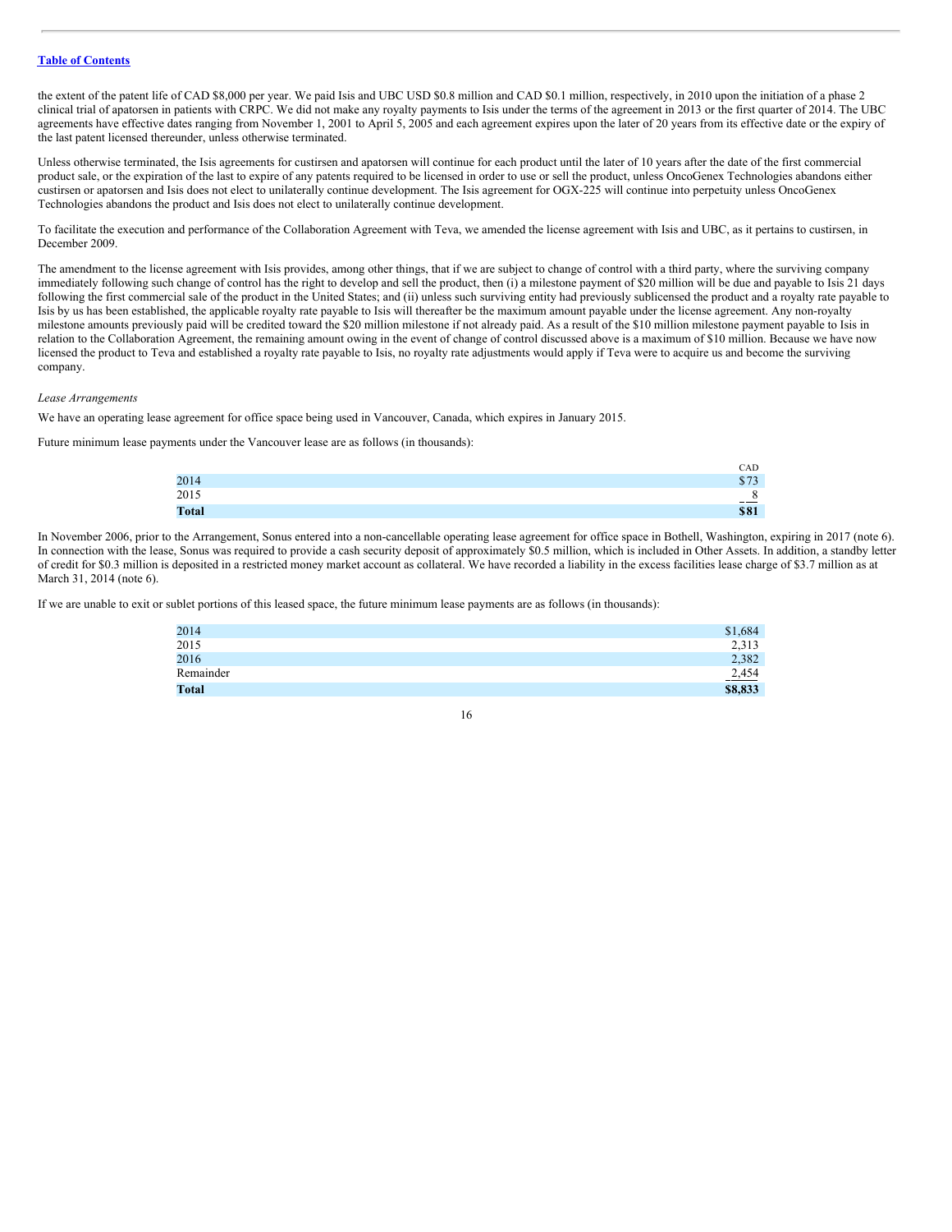the extent of the patent life of CAD $8,000 per year. We paid Isis and UBC USD $0.8 million and CAD $0.1 million, respectively, in 2010 upon the initiation of a phase 2 clinical trial of apatorsen in patients with CRPC. We did not make any royalty payments to Isis under the terms of the agreement in 2013 or the first quarter of 2014. The UBC agreements have effective dates ranging from November 1, 2001 to April 5, 2005 and each agreement expires upon the later of 20 years from its effective date or the expiry of the last patent licensed thereunder, unless otherwise terminated.

Unless otherwise terminated, the Isis agreements for custirsen and apatorsen will continue for each product until the later of 10 years after the date of the first commercial product sale, or the expiration of the last to expire of any patents required to be licensed in order to use or sell the product, unless OncoGenex Technologies abandons either custirsen or apatorsen and Isis does not elect to unilaterally continue development. The Isis agreement for OGX-225 will continue into perpetuity unless OncoGenex Technologies abandons the product and Isis does not elect to unilaterally continue development.

To facilitate the execution and performance of the Collaboration Agreement with Teva, we amended the license agreement with Isis and UBC, as it pertains to custirsen, in December 2009.

The amendment to the license agreement with Isis provides, among other things, that if we are subject to change of control with a third party, where the surviving company immediately following such change of control has the right to develop and sell the product, then (i) a milestone payment of $20 million will be due and payable to Isis 21 days following the first commercial sale of the product in the United States; and (ii) unless such surviving entity had previously sublicensed the product and a royalty rate payable to Isis by us has been established, the applicable royalty rate payable to Isis will thereafter be the maximum amount payable under the license agreement. Any non-royalty milestone amounts previously paid will be credited toward the $20 million milestone if not already paid. As a result of the $10 million milestone payment payable to Isis in relation to the Collaboration Agreement, the remaining amount owing in the event of change of control discussed above is a maximum of $10 million. Because we have now licensed the product to Teva and established a royalty rate payable to Isis, no royalty rate adjustments would apply if Teva were to acquire us and become the surviving company.

*Lease Arrangements*

We have an operating lease agreement for office space being used in Vancouver, Canada, which expires in January 2015.

Future minimum lease payments under the Vancouver lease are as follows (in thousands):

| | CAD |
|---|---|
| 2014 | $73 |
| 2015 | 8 |
| **Total** | **$81** |

In November 2006, prior to the Arrangement, Sonus entered into a non-cancellable operating lease agreement for office space in Bothell, Washington, expiring in 2017 (note 6). In connection with the lease, Sonus was required to provide a cash security deposit of approximately $0.5 million, which is included in Other Assets. In addition, a standby letter of credit for $0.3 million is deposited in a restricted money market account as collateral. We have recorded a liability in the excess facilities lease charge of $3.7 million as at March 31, 2014 (note 6).

If we are unable to exit or sublet portions of this leased space, the future minimum lease payments are as follows (in thousands):

| | |
|---|---|
| 2014 | $1,684 |
| 2015 | 2,313 |
| 2016 | 2,382 |
| Remainder | 2,454 |
| **Total** | **$8,833** |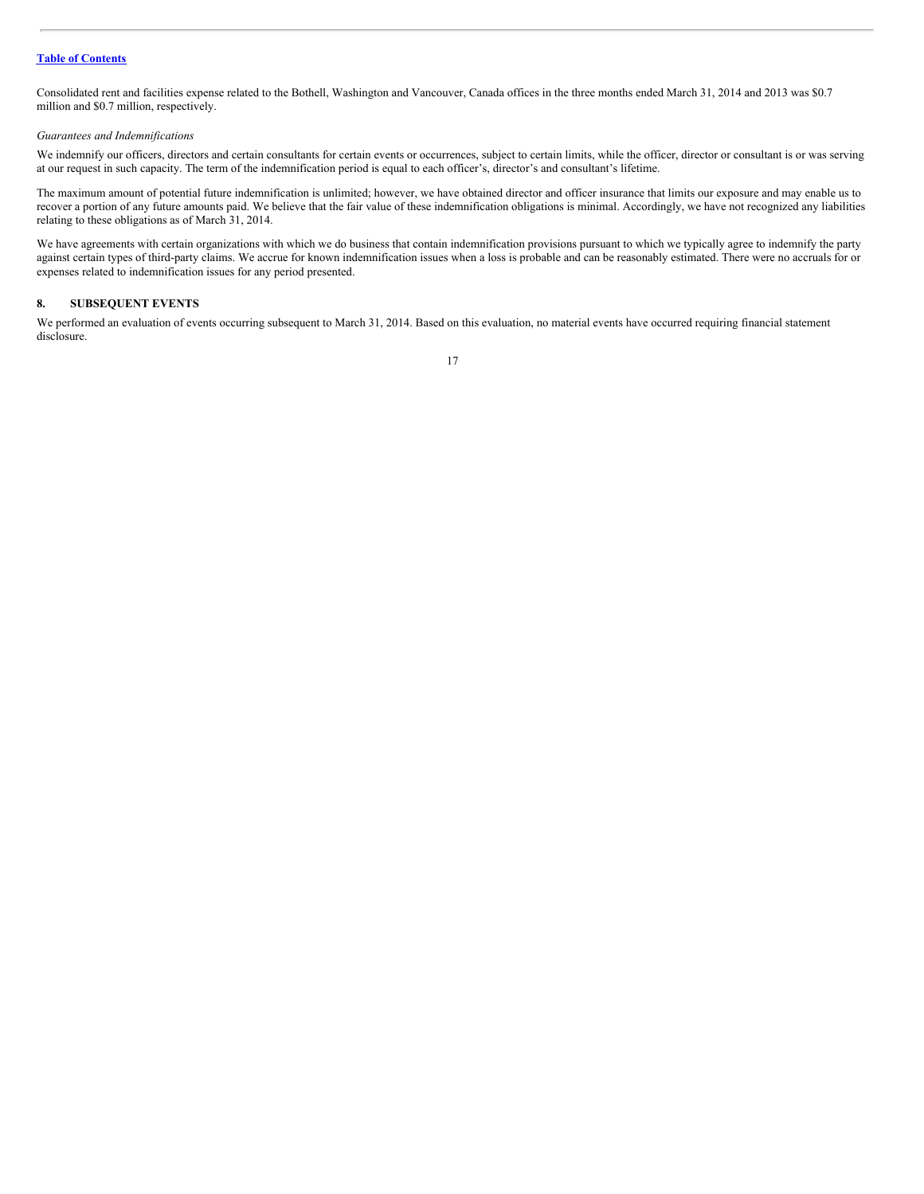Consolidated rent and facilities expense related to the Bothell, Washington and Vancouver, Canada offices in the three months ended March 31, 2014 and 2013 was $0.7 million and $0.7 million, respectively.

*Guarantees and Indemnifications*

We indemnify our officers, directors and certain consultants for certain events or occurrences, subject to certain limits, while the officer, director or consultant is or was serving at our request in such capacity. The term of the indemnification period is equal to each officer's, director's and consultant's lifetime.

The maximum amount of potential future indemnification is unlimited; however, we have obtained director and officer insurance that limits our exposure and may enable us to recover a portion of any future amounts paid. We believe that the fair value of these indemnification obligations is minimal. Accordingly, we have not recognized any liabilities relating to these obligations as of March 31, 2014.

We have agreements with certain organizations with which we do business that contain indemnification provisions pursuant to which we typically agree to indemnify the party against certain types of third-party claims. We accrue for known indemnification issues when a loss is probable and can be reasonably estimated. There were no accruals for or expenses related to indemnification issues for any period presented.

## 8. SUBSEQUENT EVENTS

We performed an evaluation of events occurring subsequent to March 31, 2014. Based on this evaluation, no material events have occurred requiring financial statement disclosure.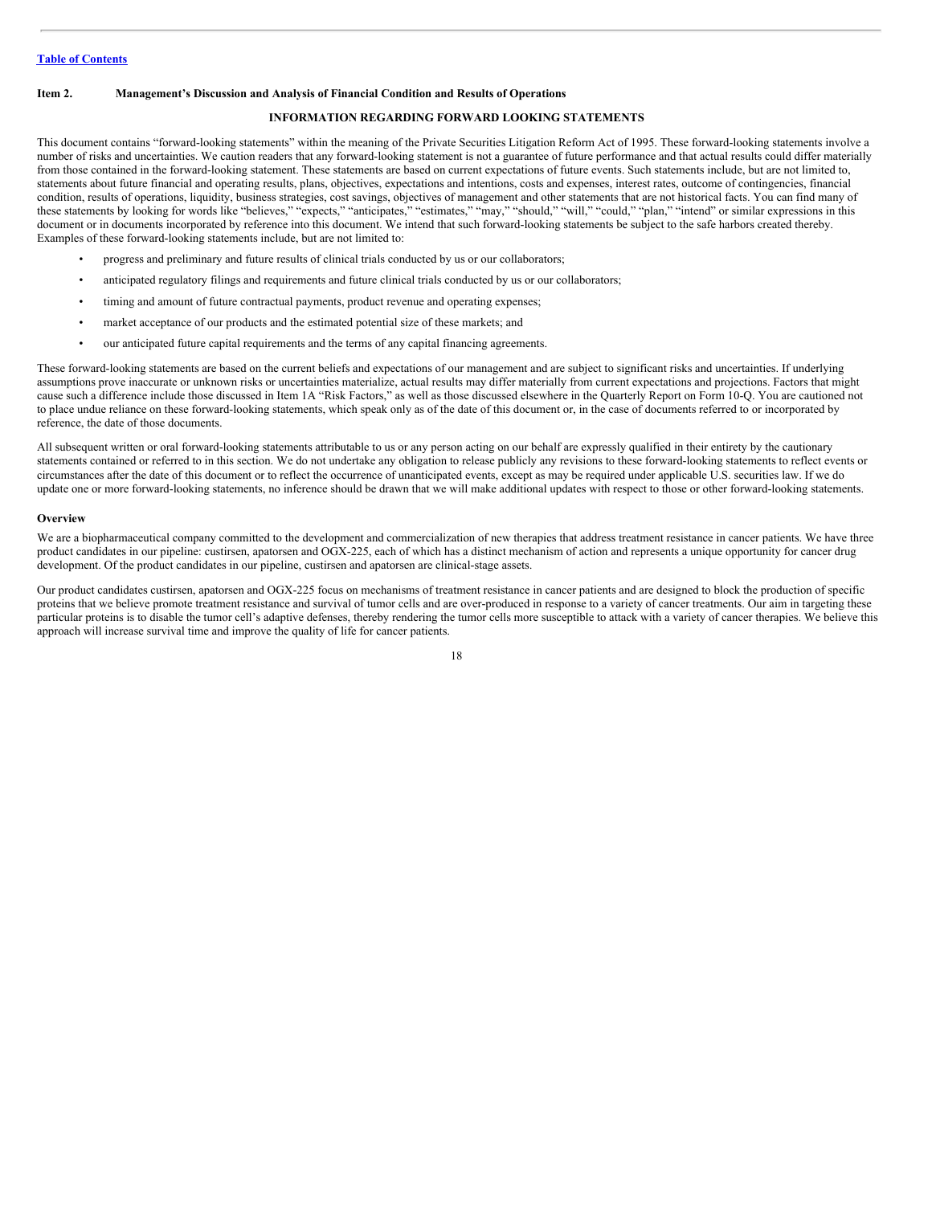[Table of Contents](#)

**Item 2. Management's Discussion and Analysis of Financial Condition and Results of Operations**

**INFORMATION REGARDING FORWARD LOOKING STATEMENTS**

This document contains "forward-looking statements" within the meaning of the Private Securities Litigation Reform Act of 1995. These forward-looking statements involve a number of risks and uncertainties. We caution readers that any forward-looking statement is not a guarantee of future performance and that actual results could differ materially from those contained in the forward-looking statement. These statements are based on current expectations of future events. Such statements include, but are not limited to, statements about future financial and operating results, plans, objectives, expectations and intentions, costs and expenses, interest rates, outcome of contingencies, financial condition, results of operations, liquidity, business strategies, cost savings, objectives of management and other statements that are not historical facts. You can find many of these statements by looking for words like "believes," "expects," "anticipates," "estimates," "may," "should," "will," "could," "plan," "intend" or similar expressions in this document or in documents incorporated by reference into this document. We intend that such forward-looking statements be subject to the safe harbors created thereby. Examples of these forward-looking statements include, but are not limited to:

- progress and preliminary and future results of clinical trials conducted by us or our collaborators;
- anticipated regulatory filings and requirements and future clinical trials conducted by us or our collaborators;
- timing and amount of future contractual payments, product revenue and operating expenses;
- market acceptance of our products and the estimated potential size of these markets; and
- our anticipated future capital requirements and the terms of any capital financing agreements.

These forward-looking statements are based on the current beliefs and expectations of our management and are subject to significant risks and uncertainties. If underlying assumptions prove inaccurate or unknown risks or uncertainties materialize, actual results may differ materially from current expectations and projections. Factors that might cause such a difference include those discussed in Item 1A "Risk Factors," as well as those discussed elsewhere in the Quarterly Report on Form 10-Q. You are cautioned not to place undue reliance on these forward-looking statements, which speak only as of the date of this document or, in the case of documents referred to or incorporated by reference, the date of those documents.

All subsequent written or oral forward-looking statements attributable to us or any person acting on our behalf are expressly qualified in their entirety by the cautionary statements contained or referred to in this section. We do not undertake any obligation to release publicly any revisions to these forward-looking statements to reflect events or circumstances after the date of this document or to reflect the occurrence of unanticipated events, except as may be required under applicable U.S. securities law. If we do update one or more forward-looking statements, no inference should be drawn that we will make additional updates with respect to those or other forward-looking statements.

**Overview**

We are a biopharmaceutical company committed to the development and commercialization of new therapies that address treatment resistance in cancer patients. We have three product candidates in our pipeline: custirsen, apatorsen and OGX-225, each of which has a distinct mechanism of action and represents a unique opportunity for cancer drug development. Of the product candidates in our pipeline, custirsen and apatorsen are clinical-stage assets.

Our product candidates custirsen, apatorsen and OGX-225 focus on mechanisms of treatment resistance in cancer patients and are designed to block the production of specific proteins that we believe promote treatment resistance and survival of tumor cells and are over-produced in response to a variety of cancer treatments. Our aim in targeting these particular proteins is to disable the tumor cell's adaptive defenses, thereby rendering the tumor cells more susceptible to attack with a variety of cancer therapies. We believe this approach will increase survival time and improve the quality of life for cancer patients.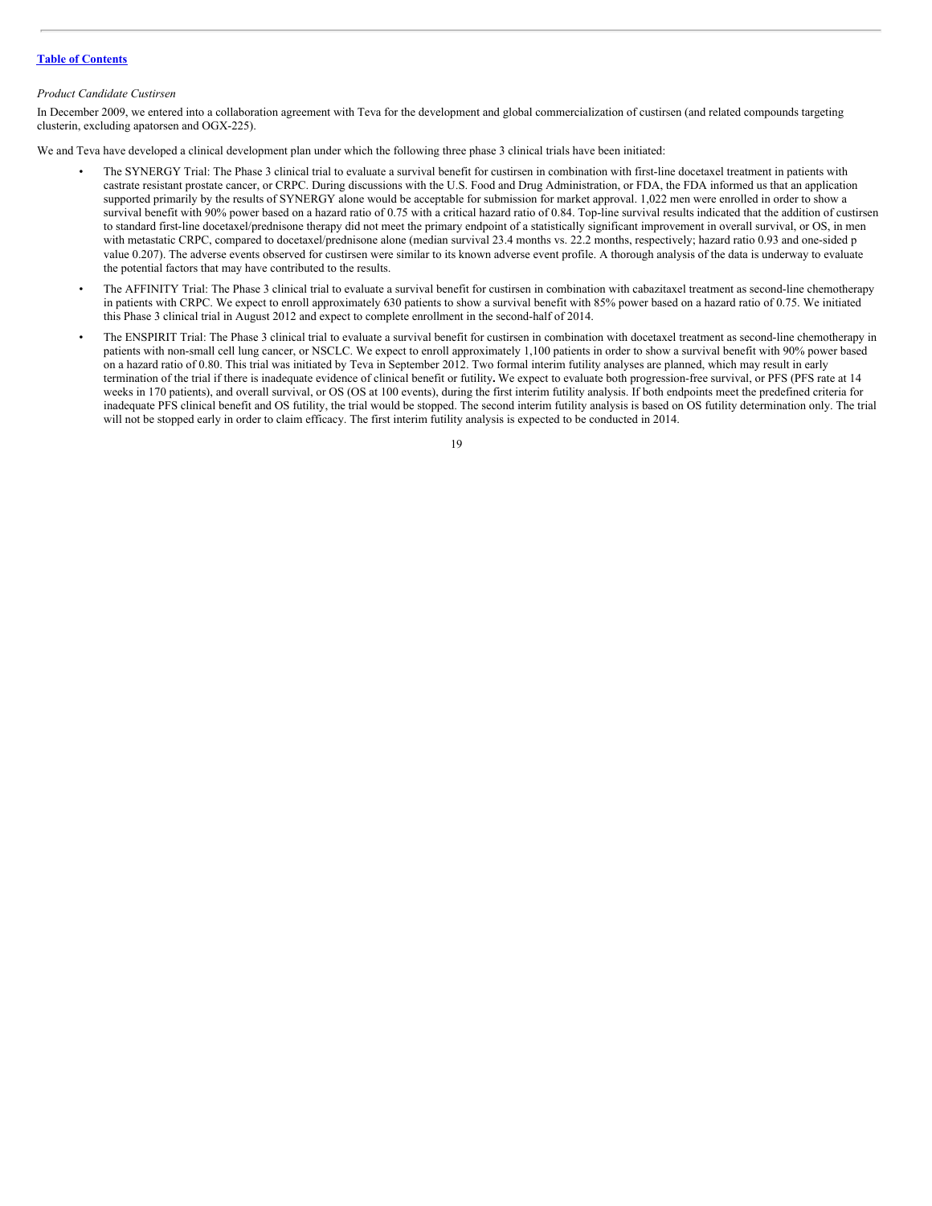[Table of Contents](#)

*Product Candidate Custirsen*

In December 2009, we entered into a collaboration agreement with Teva for the development and global commercialization of custirsen (and related compounds targeting clusterin, excluding apatorsen and OGX-225).

We and Teva have developed a clinical development plan under which the following three phase 3 clinical trials have been initiated:

- The SYNERGY Trial: The Phase 3 clinical trial to evaluate a survival benefit for custirsen in combination with first-line docetaxel treatment in patients with castrate resistant prostate cancer, or CRPC. During discussions with the U.S. Food and Drug Administration, or FDA, the FDA informed us that an application supported primarily by the results of SYNERGY alone would be acceptable for submission for market approval. 1,022 men were enrolled in order to show a survival benefit with 90% power based on a hazard ratio of 0.75 with a critical hazard ratio of 0.84. Top-line survival results indicated that the addition of custirsen to standard first-line docetaxel/prednisone therapy did not meet the primary endpoint of a statistically significant improvement in overall survival, or OS, in men with metastatic CRPC, compared to docetaxel/prednisone alone (median survival 23.4 months vs. 22.2 months, respectively; hazard ratio 0.93 and one-sided p value 0.207). The adverse events observed for custirsen were similar to its known adverse event profile. A thorough analysis of the data is underway to evaluate the potential factors that may have contributed to the results.
- The AFFINITY Trial: The Phase 3 clinical trial to evaluate a survival benefit for custirsen in combination with cabazitaxel treatment as second-line chemotherapy in patients with CRPC. We expect to enroll approximately 630 patients to show a survival benefit with 85% power based on a hazard ratio of 0.75. We initiated this Phase 3 clinical trial in August 2012 and expect to complete enrollment in the second-half of 2014.
- The ENSPIRIT Trial: The Phase 3 clinical trial to evaluate a survival benefit for custirsen in combination with docetaxel treatment as second-line chemotherapy in patients with non-small cell lung cancer, or NSCLC. We expect to enroll approximately 1,100 patients in order to show a survival benefit with 90% power based on a hazard ratio of 0.80. This trial was initiated by Teva in September 2012. Two formal interim futility analyses are planned, which may result in early termination of the trial if there is inadequate evidence of clinical benefit or futility**.** We expect to evaluate both progression-free survival, or PFS (PFS rate at 14 weeks in 170 patients), and overall survival, or OS (OS at 100 events), during the first interim futility analysis. If both endpoints meet the predefined criteria for inadequate PFS clinical benefit and OS futility, the trial would be stopped. The second interim futility analysis is based on OS futility determination only. The trial will not be stopped early in order to claim efficacy. The first interim futility analysis is expected to be conducted in 2014.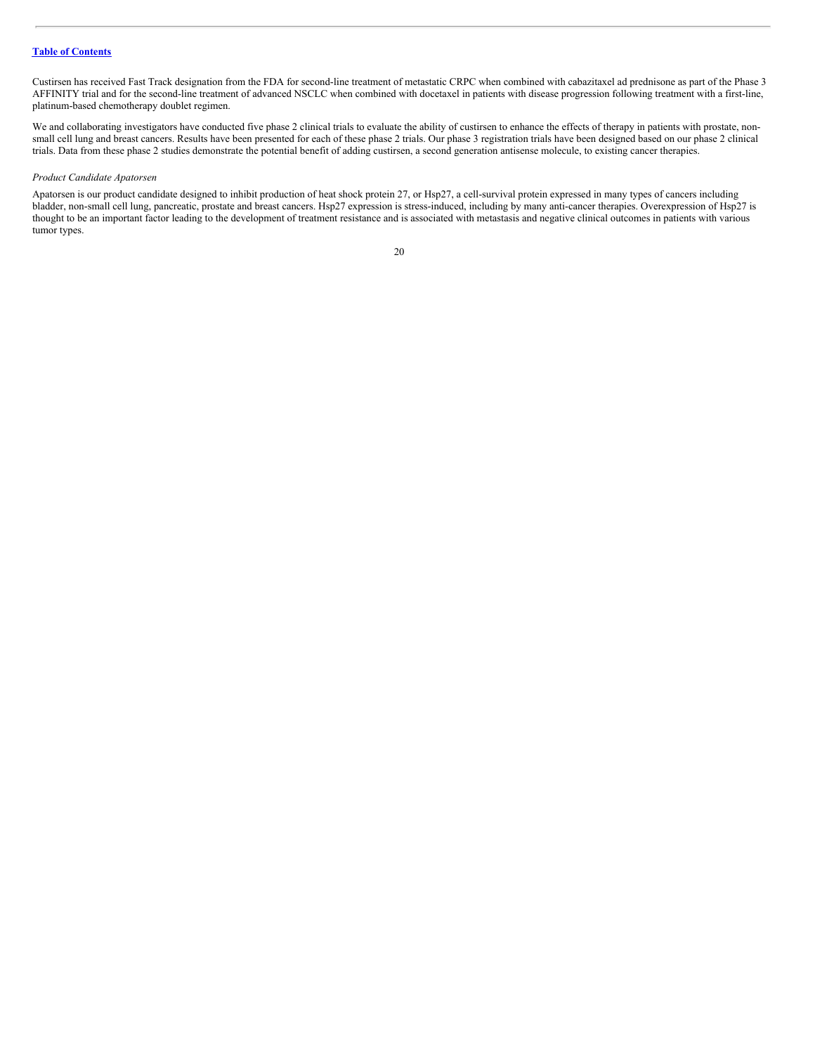Custirsen has received Fast Track designation from the FDA for second-line treatment of metastatic CRPC when combined with cabazitaxel ad prednisone as part of the Phase 3 AFFINITY trial and for the second-line treatment of advanced NSCLC when combined with docetaxel in patients with disease progression following treatment with a first-line, platinum-based chemotherapy doublet regimen.

We and collaborating investigators have conducted five phase 2 clinical trials to evaluate the ability of custirsen to enhance the effects of therapy in patients with prostate, non-small cell lung and breast cancers. Results have been presented for each of these phase 2 trials. Our phase 3 registration trials have been designed based on our phase 2 clinical trials. Data from these phase 2 studies demonstrate the potential benefit of adding custirsen, a second generation antisense molecule, to existing cancer therapies.

*Product Candidate Apatorsen*

Apatorsen is our product candidate designed to inhibit production of heat shock protein 27, or Hsp27, a cell-survival protein expressed in many types of cancers including bladder, non-small cell lung, pancreatic, prostate and breast cancers. Hsp27 expression is stress-induced, including by many anti-cancer therapies. Overexpression of Hsp27 is thought to be an important factor leading to the development of treatment resistance and is associated with metastasis and negative clinical outcomes in patients with various tumor types.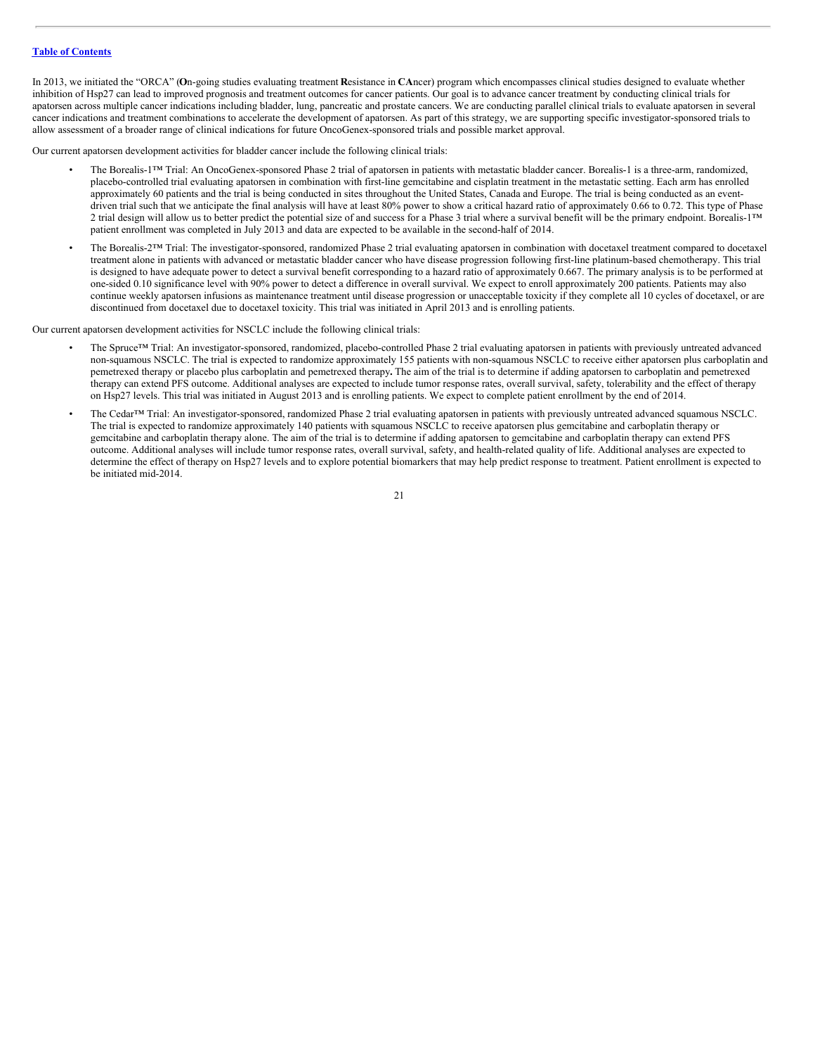[Table of Contents](#)

In 2013, we initiated the "ORCA" (**O**n-going studies evaluating treatment **R**esistance in **CA**ncer) program which encompasses clinical studies designed to evaluate whether inhibition of Hsp27 can lead to improved prognosis and treatment outcomes for cancer patients. Our goal is to advance cancer treatment by conducting clinical trials for apatorsen across multiple cancer indications including bladder, lung, pancreatic and prostate cancers. We are conducting parallel clinical trials to evaluate apatorsen in several cancer indications and treatment combinations to accelerate the development of apatorsen. As part of this strategy, we are supporting specific investigator-sponsored trials to allow assessment of a broader range of clinical indications for future OncoGenex-sponsored trials and possible market approval.

Our current apatorsen development activities for bladder cancer include the following clinical trials:

- The Borealis-1™ Trial: An OncoGenex-sponsored Phase 2 trial of apatorsen in patients with metastatic bladder cancer. Borealis-1 is a three-arm, randomized, placebo-controlled trial evaluating apatorsen in combination with first-line gemcitabine and cisplatin treatment in the metastatic setting. Each arm has enrolled approximately 60 patients and the trial is being conducted in sites throughout the United States, Canada and Europe. The trial is being conducted as an event-driven trial such that we anticipate the final analysis will have at least 80% power to show a critical hazard ratio of approximately 0.66 to 0.72. This type of Phase 2 trial design will allow us to better predict the potential size of and success for a Phase 3 trial where a survival benefit will be the primary endpoint. Borealis-1™ patient enrollment was completed in July 2013 and data are expected to be available in the second-half of 2014.
- The Borealis-2™ Trial: The investigator-sponsored, randomized Phase 2 trial evaluating apatorsen in combination with docetaxel treatment compared to docetaxel treatment alone in patients with advanced or metastatic bladder cancer who have disease progression following first-line platinum-based chemotherapy. This trial is designed to have adequate power to detect a survival benefit corresponding to a hazard ratio of approximately 0.667. The primary analysis is to be performed at one-sided 0.10 significance level with 90% power to detect a difference in overall survival. We expect to enroll approximately 200 patients. Patients may also continue weekly apatorsen infusions as maintenance treatment until disease progression or unacceptable toxicity if they complete all 10 cycles of docetaxel, or are discontinued from docetaxel due to docetaxel toxicity. This trial was initiated in April 2013 and is enrolling patients.

Our current apatorsen development activities for NSCLC include the following clinical trials:

- The Spruce™ Trial: An investigator-sponsored, randomized, placebo-controlled Phase 2 trial evaluating apatorsen in patients with previously untreated advanced non-squamous NSCLC. The trial is expected to randomize approximately 155 patients with non-squamous NSCLC to receive either apatorsen plus carboplatin and pemetrexed therapy or placebo plus carboplatin and pemetrexed therapy**.** The aim of the trial is to determine if adding apatorsen to carboplatin and pemetrexed therapy can extend PFS outcome. Additional analyses are expected to include tumor response rates, overall survival, safety, tolerability and the effect of therapy on Hsp27 levels. This trial was initiated in August 2013 and is enrolling patients. We expect to complete patient enrollment by the end of 2014.
- The Cedar™ Trial: An investigator-sponsored, randomized Phase 2 trial evaluating apatorsen in patients with previously untreated advanced squamous NSCLC. The trial is expected to randomize approximately 140 patients with squamous NSCLC to receive apatorsen plus gemcitabine and carboplatin therapy or gemcitabine and carboplatin therapy alone. The aim of the trial is to determine if adding apatorsen to gemcitabine and carboplatin therapy can extend PFS outcome. Additional analyses will include tumor response rates, overall survival, safety, and health-related quality of life. Additional analyses are expected to determine the effect of therapy on Hsp27 levels and to explore potential biomarkers that may help predict response to treatment. Patient enrollment is expected to be initiated mid-2014.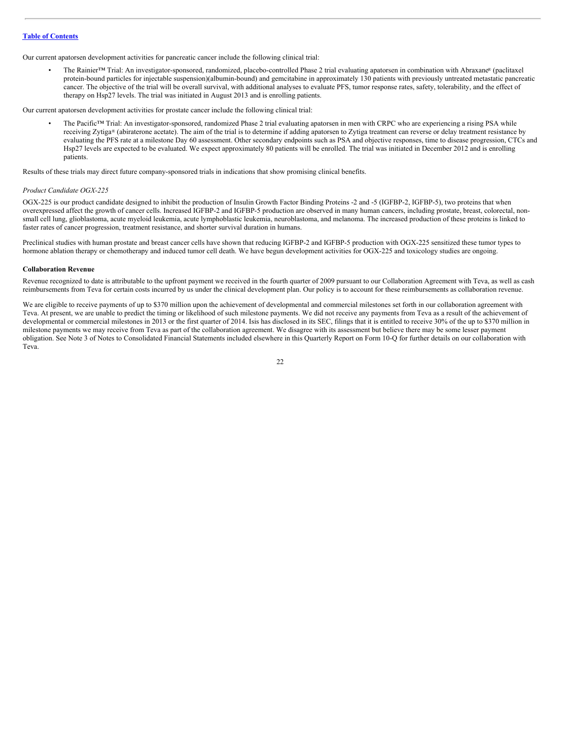Our current apatorsen development activities for pancreatic cancer include the following clinical trial:

- The Rainier™ Trial: An investigator-sponsored, randomized, placebo-controlled Phase 2 trial evaluating apatorsen in combination with Abraxane® (paclitaxel protein-bound particles for injectable suspension)(albumin-bound) and gemcitabine in approximately 130 patients with previously untreated metastatic pancreatic cancer. The objective of the trial will be overall survival, with additional analyses to evaluate PFS, tumor response rates, safety, tolerability, and the effect of therapy on Hsp27 levels. The trial was initiated in August 2013 and is enrolling patients.

Our current apatorsen development activities for prostate cancer include the following clinical trial:

- The Pacific™ Trial: An investigator-sponsored, randomized Phase 2 trial evaluating apatorsen in men with CRPC who are experiencing a rising PSA while receiving Zytiga® (abiraterone acetate). The aim of the trial is to determine if adding apatorsen to Zytiga treatment can reverse or delay treatment resistance by evaluating the PFS rate at a milestone Day 60 assessment. Other secondary endpoints such as PSA and objective responses, time to disease progression, CTCs and Hsp27 levels are expected to be evaluated. We expect approximately 80 patients will be enrolled. The trial was initiated in December 2012 and is enrolling patients.

Results of these trials may direct future company-sponsored trials in indications that show promising clinical benefits.

*Product Candidate OGX-225*

OGX-225 is our product candidate designed to inhibit the production of Insulin Growth Factor Binding Proteins -2 and -5 (IGFBP-2, IGFBP-5), two proteins that when overexpressed affect the growth of cancer cells. Increased IGFBP-2 and IGFBP-5 production are observed in many human cancers, including prostate, breast, colorectal, non-small cell lung, glioblastoma, acute myeloid leukemia, acute lymphoblastic leukemia, neuroblastoma, and melanoma. The increased production of these proteins is linked to faster rates of cancer progression, treatment resistance, and shorter survival duration in humans.

Preclinical studies with human prostate and breast cancer cells have shown that reducing IGFBP-2 and IGFBP-5 production with OGX-225 sensitized these tumor types to hormone ablation therapy or chemotherapy and induced tumor cell death. We have begun development activities for OGX-225 and toxicology studies are ongoing.

**Collaboration Revenue**

Revenue recognized to date is attributable to the upfront payment we received in the fourth quarter of 2009 pursuant to our Collaboration Agreement with Teva, as well as cash reimbursements from Teva for certain costs incurred by us under the clinical development plan. Our policy is to account for these reimbursements as collaboration revenue.

We are eligible to receive payments of up to $370 million upon the achievement of developmental and commercial milestones set forth in our collaboration agreement with Teva. At present, we are unable to predict the timing or likelihood of such milestone payments. We did not receive any payments from Teva as a result of the achievement of developmental or commercial milestones in 2013 or the first quarter of 2014. Isis has disclosed in its SEC, filings that it is entitled to receive 30% of the up to $370 million in milestone payments we may receive from Teva as part of the collaboration agreement. We disagree with its assessment but believe there may be some lesser payment obligation. See Note 3 of Notes to Consolidated Financial Statements included elsewhere in this Quarterly Report on Form 10-Q for further details on our collaboration with Teva.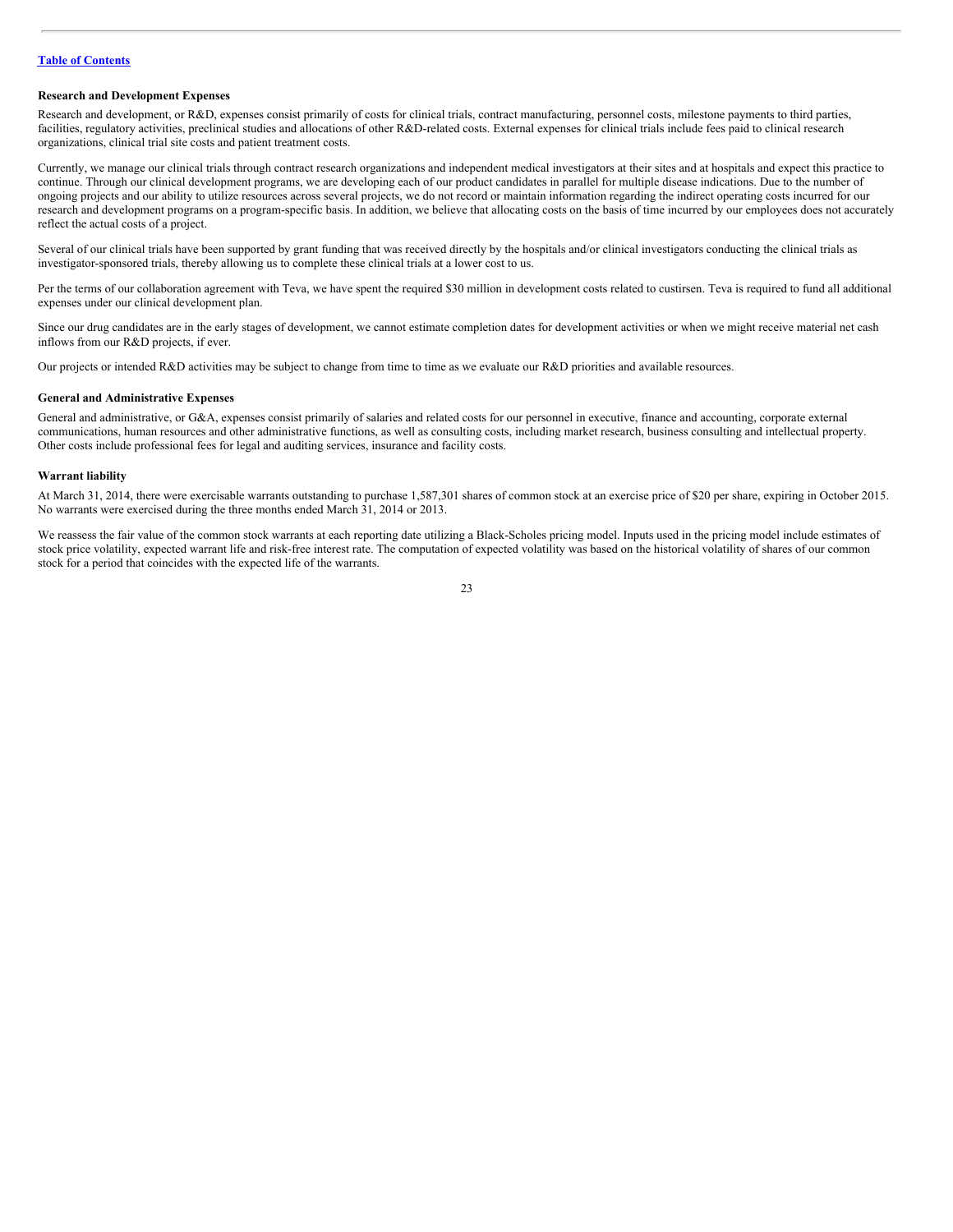**Research and Development Expenses**

Research and development, or R&D, expenses consist primarily of costs for clinical trials, contract manufacturing, personnel costs, milestone payments to third parties, facilities, regulatory activities, preclinical studies and allocations of other R&D-related costs. External expenses for clinical trials include fees paid to clinical research organizations, clinical trial site costs and patient treatment costs.

Currently, we manage our clinical trials through contract research organizations and independent medical investigators at their sites and at hospitals and expect this practice to continue. Through our clinical development programs, we are developing each of our product candidates in parallel for multiple disease indications. Due to the number of ongoing projects and our ability to utilize resources across several projects, we do not record or maintain information regarding the indirect operating costs incurred for our research and development programs on a program-specific basis. In addition, we believe that allocating costs on the basis of time incurred by our employees does not accurately reflect the actual costs of a project.

Several of our clinical trials have been supported by grant funding that was received directly by the hospitals and/or clinical investigators conducting the clinical trials as investigator-sponsored trials, thereby allowing us to complete these clinical trials at a lower cost to us.

Per the terms of our collaboration agreement with Teva, we have spent the required $30 million in development costs related to custirsen. Teva is required to fund all additional expenses under our clinical development plan.

Since our drug candidates are in the early stages of development, we cannot estimate completion dates for development activities or when we might receive material net cash inflows from our R&D projects, if ever.

Our projects or intended R&D activities may be subject to change from time to time as we evaluate our R&D priorities and available resources.

**General and Administrative Expenses**

General and administrative, or G&A, expenses consist primarily of salaries and related costs for our personnel in executive, finance and accounting, corporate external communications, human resources and other administrative functions, as well as consulting costs, including market research, business consulting and intellectual property. Other costs include professional fees for legal and auditing services, insurance and facility costs.

**Warrant liability**

At March 31, 2014, there were exercisable warrants outstanding to purchase 1,587,301 shares of common stock at an exercise price of $20 per share, expiring in October 2015. No warrants were exercised during the three months ended March 31, 2014 or 2013.

We reassess the fair value of the common stock warrants at each reporting date utilizing a Black-Scholes pricing model. Inputs used in the pricing model include estimates of stock price volatility, expected warrant life and risk-free interest rate. The computation of expected volatility was based on the historical volatility of shares of our common stock for a period that coincides with the expected life of the warrants.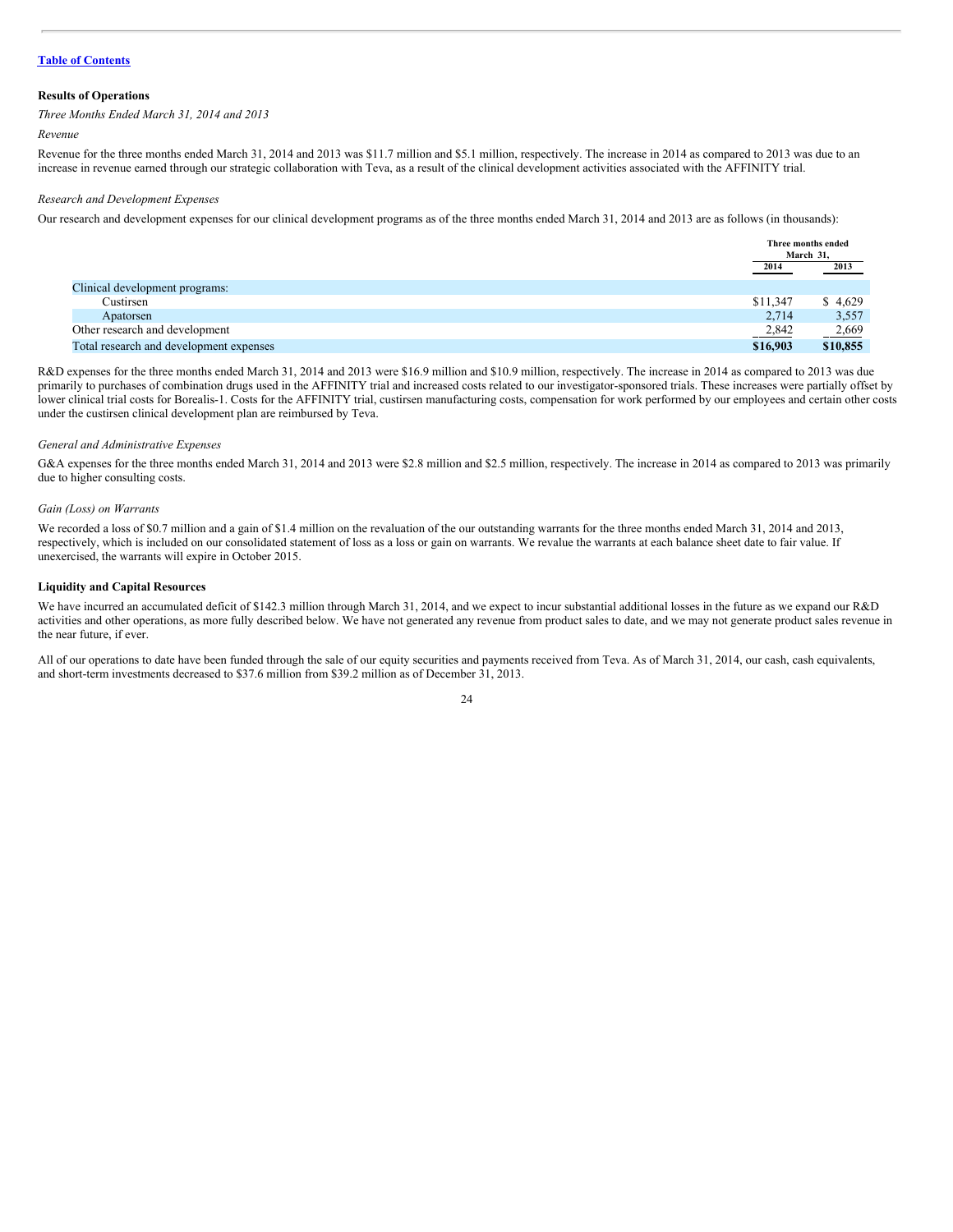[Table of Contents](#)

**Results of Operations**

*Three Months Ended March 31, 2014 and 2013*

*Revenue*

Revenue for the three months ended March 31, 2014 and 2013 was $11.7 million and $5.1 million, respectively. The increase in 2014 as compared to 2013 was due to an increase in revenue earned through our strategic collaboration with Teva, as a result of the clinical development activities associated with the AFFINITY trial.

*Research and Development Expenses*

Our research and development expenses for our clinical development programs as of the three months ended March 31, 2014 and 2013 are as follows (in thousands):

| | Three months ended March 31, | |
|---|---|---|
| | 2014 | 2013 |
| Clinical development programs: | | |
| Custirsen | $11,347 | $ 4,629 |
| Apatorsen | 2,714 | 3,557 |
| Other research and development | 2,842 | 2,669 |
| Total research and development expenses | **$16,903** | **$10,855** |

R&D expenses for the three months ended March 31, 2014 and 2013 were $16.9 million and $10.9 million, respectively. The increase in 2014 as compared to 2013 was due primarily to purchases of combination drugs used in the AFFINITY trial and increased costs related to our investigator-sponsored trials. These increases were partially offset by lower clinical trial costs for Borealis-1. Costs for the AFFINITY trial, custirsen manufacturing costs, compensation for work performed by our employees and certain other costs under the custirsen clinical development plan are reimbursed by Teva.

*General and Administrative Expenses*

G&A expenses for the three months ended March 31, 2014 and 2013 were $2.8 million and $2.5 million, respectively. The increase in 2014 as compared to 2013 was primarily due to higher consulting costs.

*Gain (Loss) on Warrants*

We recorded a loss of $0.7 million and a gain of $1.4 million on the revaluation of the our outstanding warrants for the three months ended March 31, 2014 and 2013, respectively, which is included on our consolidated statement of loss as a loss or gain on warrants. We revalue the warrants at each balance sheet date to fair value. If unexercised, the warrants will expire in October 2015.

**Liquidity and Capital Resources**

We have incurred an accumulated deficit of $142.3 million through March 31, 2014, and we expect to incur substantial additional losses in the future as we expand our R&D activities and other operations, as more fully described below. We have not generated any revenue from product sales to date, and we may not generate product sales revenue in the near future, if ever.

All of our operations to date have been funded through the sale of our equity securities and payments received from Teva. As of March 31, 2014, our cash, cash equivalents, and short-term investments decreased to $37.6 million from $39.2 million as of December 31, 2013.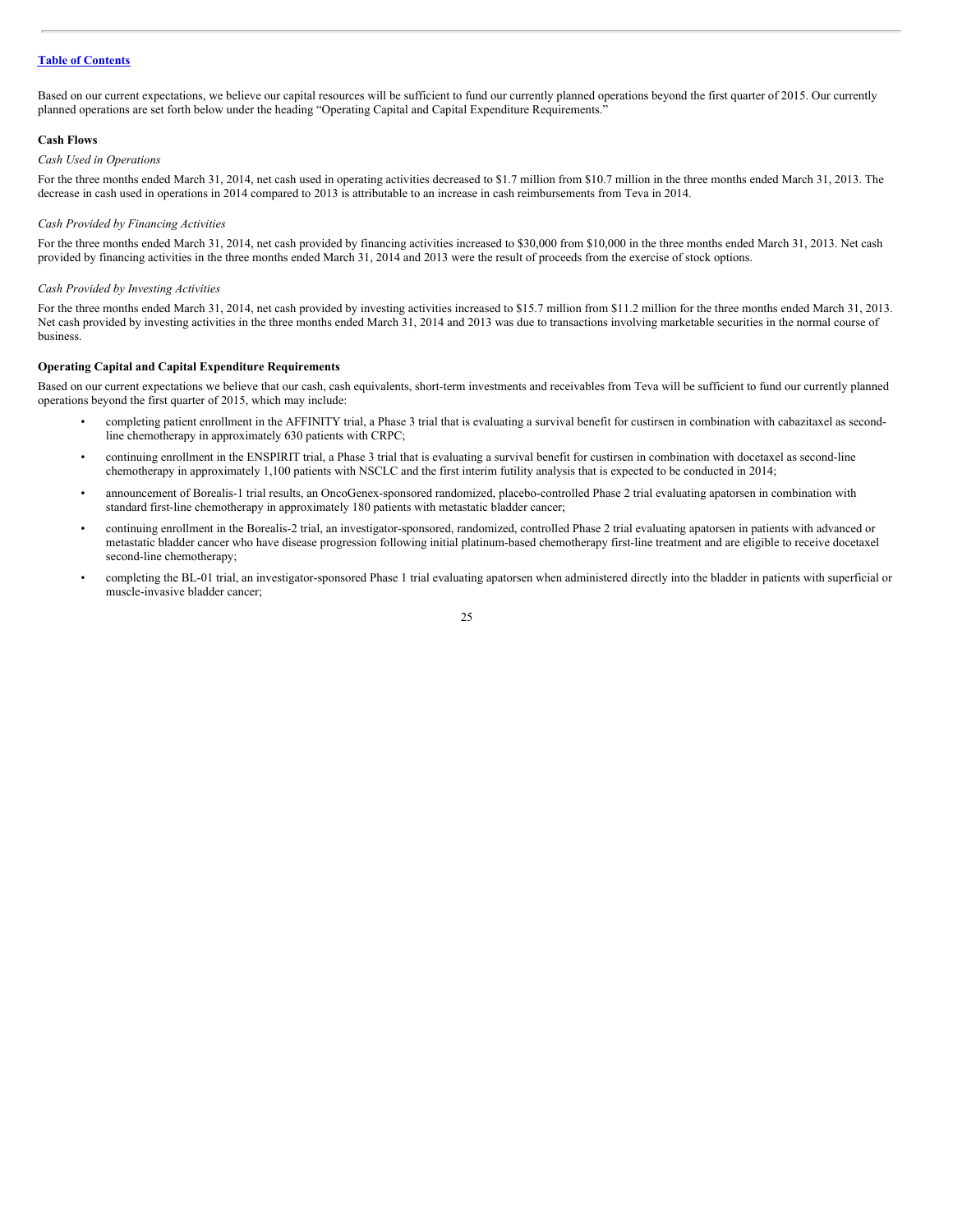Based on our current expectations, we believe our capital resources will be sufficient to fund our currently planned operations beyond the first quarter of 2015. Our currently planned operations are set forth below under the heading "Operating Capital and Capital Expenditure Requirements."

**Cash Flows**

*Cash Used in Operations*

For the three months ended March 31, 2014, net cash used in operating activities decreased to $1.7 million from $10.7 million in the three months ended March 31, 2013. The decrease in cash used in operations in 2014 compared to 2013 is attributable to an increase in cash reimbursements from Teva in 2014.

*Cash Provided by Financing Activities*

For the three months ended March 31, 2014, net cash provided by financing activities increased to $30,000 from $10,000 in the three months ended March 31, 2013. Net cash provided by financing activities in the three months ended March 31, 2014 and 2013 were the result of proceeds from the exercise of stock options.

*Cash Provided by Investing Activities*

For the three months ended March 31, 2014, net cash provided by investing activities increased to $15.7 million from $11.2 million for the three months ended March 31, 2013. Net cash provided by investing activities in the three months ended March 31, 2014 and 2013 was due to transactions involving marketable securities in the normal course of business.

**Operating Capital and Capital Expenditure Requirements**

Based on our current expectations we believe that our cash, cash equivalents, short-term investments and receivables from Teva will be sufficient to fund our currently planned operations beyond the first quarter of 2015, which may include:

- completing patient enrollment in the AFFINITY trial, a Phase 3 trial that is evaluating a survival benefit for custirsen in combination with cabazitaxel as second-line chemotherapy in approximately 630 patients with CRPC;
- continuing enrollment in the ENSPIRIT trial, a Phase 3 trial that is evaluating a survival benefit for custirsen in combination with docetaxel as second-line chemotherapy in approximately 1,100 patients with NSCLC and the first interim futility analysis that is expected to be conducted in 2014;
- announcement of Borealis-1 trial results, an OncoGenex-sponsored randomized, placebo-controlled Phase 2 trial evaluating apatorsen in combination with standard first-line chemotherapy in approximately 180 patients with metastatic bladder cancer;
- continuing enrollment in the Borealis-2 trial, an investigator-sponsored, randomized, controlled Phase 2 trial evaluating apatorsen in patients with advanced or metastatic bladder cancer who have disease progression following initial platinum-based chemotherapy first-line treatment and are eligible to receive docetaxel second-line chemotherapy;
- completing the BL-01 trial, an investigator-sponsored Phase 1 trial evaluating apatorsen when administered directly into the bladder in patients with superficial or muscle-invasive bladder cancer;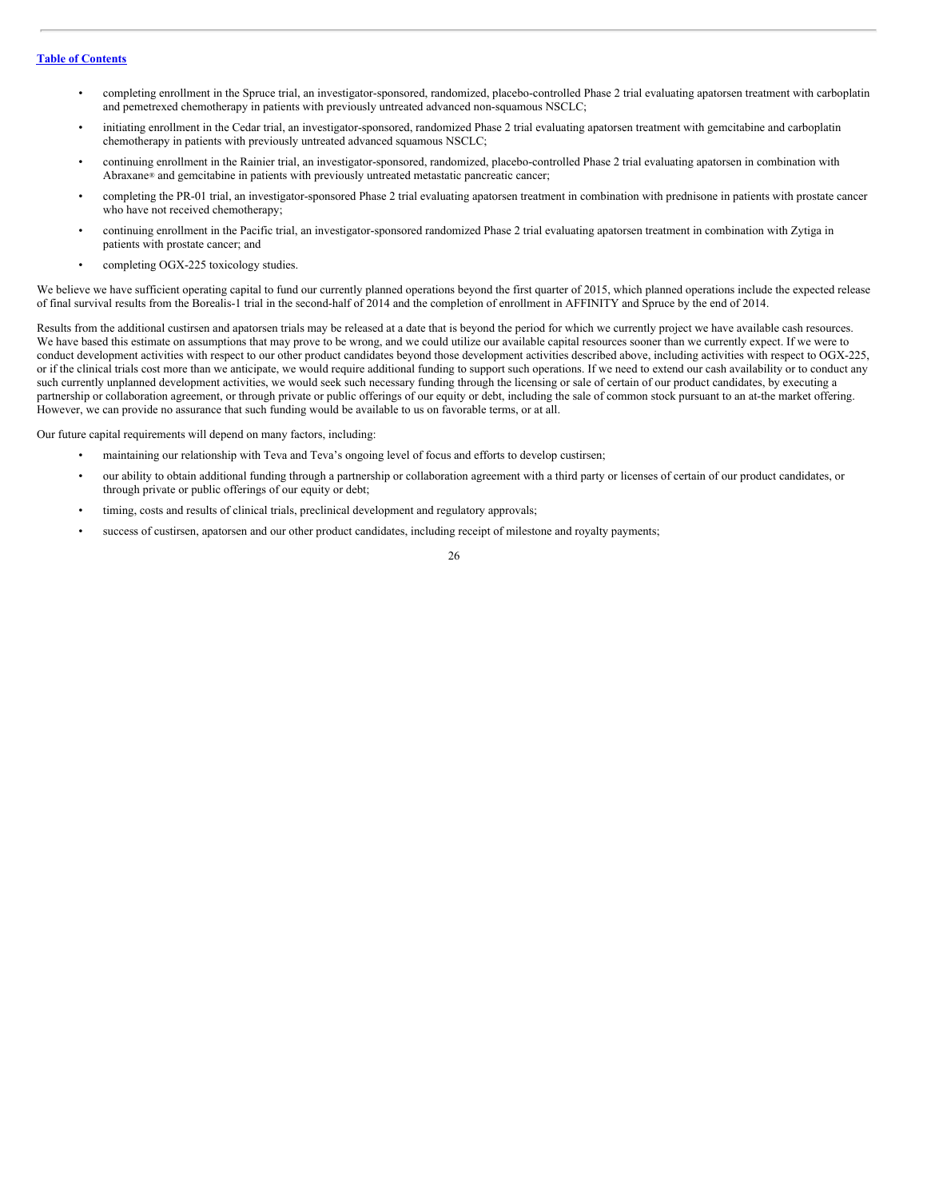- completing enrollment in the Spruce trial, an investigator-sponsored, randomized, placebo-controlled Phase 2 trial evaluating apatorsen treatment with carboplatin and pemetrexed chemotherapy in patients with previously untreated advanced non-squamous NSCLC;
- initiating enrollment in the Cedar trial, an investigator-sponsored, randomized Phase 2 trial evaluating apatorsen treatment with gemcitabine and carboplatin chemotherapy in patients with previously untreated advanced squamous NSCLC;
- continuing enrollment in the Rainier trial, an investigator-sponsored, randomized, placebo-controlled Phase 2 trial evaluating apatorsen in combination with Abraxane® and gemcitabine in patients with previously untreated metastatic pancreatic cancer;
- completing the PR-01 trial, an investigator-sponsored Phase 2 trial evaluating apatorsen treatment in combination with prednisone in patients with prostate cancer who have not received chemotherapy;
- continuing enrollment in the Pacific trial, an investigator-sponsored randomized Phase 2 trial evaluating apatorsen treatment in combination with Zytiga in patients with prostate cancer; and
- completing OGX-225 toxicology studies.

We believe we have sufficient operating capital to fund our currently planned operations beyond the first quarter of 2015, which planned operations include the expected release of final survival results from the Borealis-1 trial in the second-half of 2014 and the completion of enrollment in AFFINITY and Spruce by the end of 2014.

Results from the additional custirsen and apatorsen trials may be released at a date that is beyond the period for which we currently project we have available cash resources. We have based this estimate on assumptions that may prove to be wrong, and we could utilize our available capital resources sooner than we currently expect. If we were to conduct development activities with respect to our other product candidates beyond those development activities described above, including activities with respect to OGX-225, or if the clinical trials cost more than we anticipate, we would require additional funding to support such operations. If we need to extend our cash availability or to conduct any such currently unplanned development activities, we would seek such necessary funding through the licensing or sale of certain of our product candidates, by executing a partnership or collaboration agreement, or through private or public offerings of our equity or debt, including the sale of common stock pursuant to an at-the market offering. However, we can provide no assurance that such funding would be available to us on favorable terms, or at all.

Our future capital requirements will depend on many factors, including:

- maintaining our relationship with Teva and Teva's ongoing level of focus and efforts to develop custirsen;
- our ability to obtain additional funding through a partnership or collaboration agreement with a third party or licenses of certain of our product candidates, or through private or public offerings of our equity or debt;
- timing, costs and results of clinical trials, preclinical development and regulatory approvals;
- success of custirsen, apatorsen and our other product candidates, including receipt of milestone and royalty payments;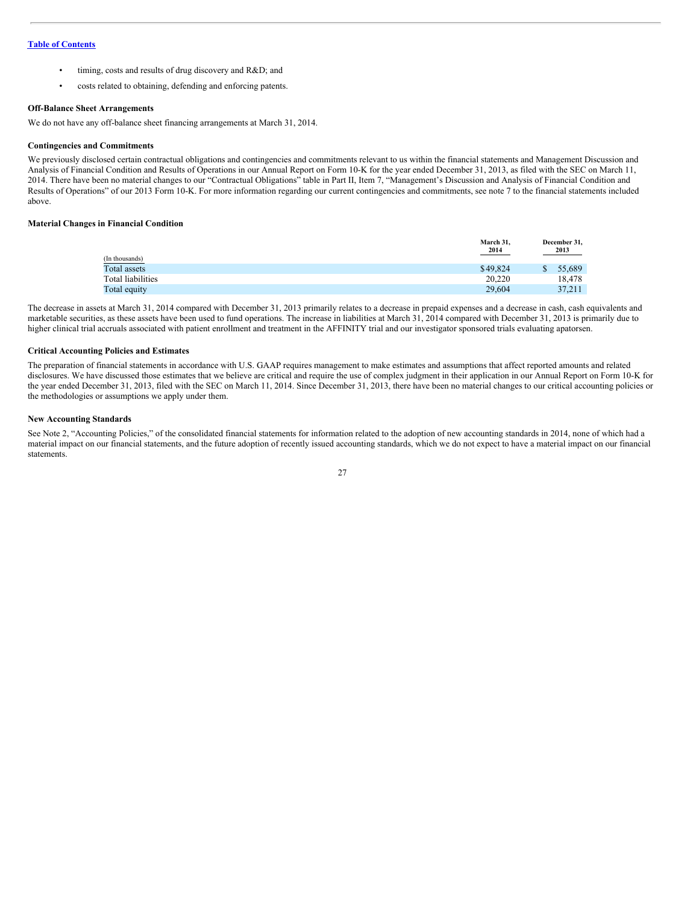- timing, costs and results of drug discovery and R&D; and
- costs related to obtaining, defending and enforcing patents.

**Off-Balance Sheet Arrangements**

We do not have any off-balance sheet financing arrangements at March 31, 2014.

**Contingencies and Commitments**

We previously disclosed certain contractual obligations and contingencies and commitments relevant to us within the financial statements and Management Discussion and Analysis of Financial Condition and Results of Operations in our Annual Report on Form 10-K for the year ended December 31, 2013, as filed with the SEC on March 11, 2014. There have been no material changes to our "Contractual Obligations" table in Part II, Item 7, "Management's Discussion and Analysis of Financial Condition and Results of Operations" of our 2013 Form 10-K. For more information regarding our current contingencies and commitments, see note 7 to the financial statements included above.

**Material Changes in Financial Condition**

| (In thousands) | March 31, 2014 | December 31, 2013 |
|---|---|---|
| Total assets | $49,824 | $ 55,689 |
| Total liabilities | 20,220 | 18,478 |
| Total equity | 29,604 | 37,211 |

The decrease in assets at March 31, 2014 compared with December 31, 2013 primarily relates to a decrease in prepaid expenses and a decrease in cash, cash equivalents and marketable securities, as these assets have been used to fund operations. The increase in liabilities at March 31, 2014 compared with December 31, 2013 is primarily due to higher clinical trial accruals associated with patient enrollment and treatment in the AFFINITY trial and our investigator sponsored trials evaluating apatorsen.

**Critical Accounting Policies and Estimates**

The preparation of financial statements in accordance with U.S. GAAP requires management to make estimates and assumptions that affect reported amounts and related disclosures. We have discussed those estimates that we believe are critical and require the use of complex judgment in their application in our Annual Report on Form 10-K for the year ended December 31, 2013, filed with the SEC on March 11, 2014. Since December 31, 2013, there have been no material changes to our critical accounting policies or the methodologies or assumptions we apply under them.

**New Accounting Standards**

See Note 2, "Accounting Policies," of the consolidated financial statements for information related to the adoption of new accounting standards in 2014, none of which had a material impact on our financial statements, and the future adoption of recently issued accounting standards, which we do not expect to have a material impact on our financial statements.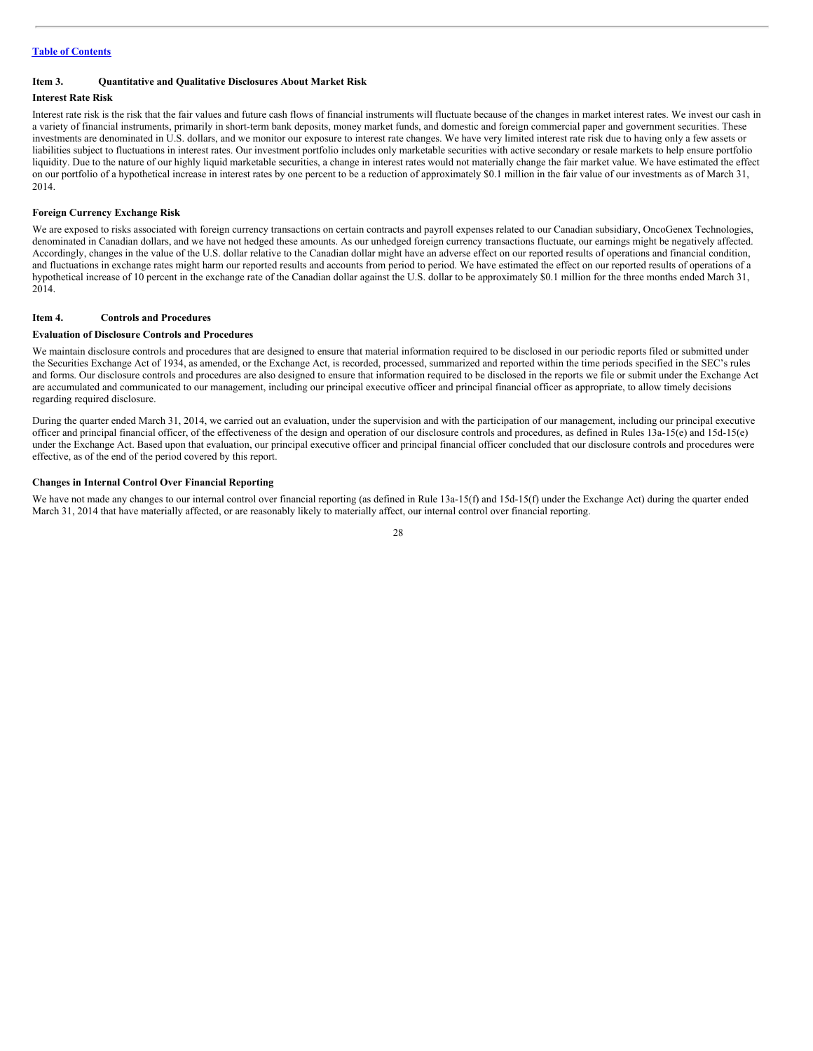[Table of Contents](#)

## Item 3. Quantitative and Qualitative Disclosures About Market Risk

### Interest Rate Risk

Interest rate risk is the risk that the fair values and future cash flows of financial instruments will fluctuate because of the changes in market interest rates. We invest our cash in a variety of financial instruments, primarily in short-term bank deposits, money market funds, and domestic and foreign commercial paper and government securities. These investments are denominated in U.S. dollars, and we monitor our exposure to interest rate changes. We have very limited interest rate risk due to having only a few assets or liabilities subject to fluctuations in interest rates. Our investment portfolio includes only marketable securities with active secondary or resale markets to help ensure portfolio liquidity. Due to the nature of our highly liquid marketable securities, a change in interest rates would not materially change the fair market value. We have estimated the effect on our portfolio of a hypothetical increase in interest rates by one percent to be a reduction of approximately $0.1 million in the fair value of our investments as of March 31, 2014.

### Foreign Currency Exchange Risk

We are exposed to risks associated with foreign currency transactions on certain contracts and payroll expenses related to our Canadian subsidiary, OncoGenex Technologies, denominated in Canadian dollars, and we have not hedged these amounts. As our unhedged foreign currency transactions fluctuate, our earnings might be negatively affected. Accordingly, changes in the value of the U.S. dollar relative to the Canadian dollar might have an adverse effect on our reported results of operations and financial condition, and fluctuations in exchange rates might harm our reported results and accounts from period to period. We have estimated the effect on our reported results of operations of a hypothetical increase of 10 percent in the exchange rate of the Canadian dollar against the U.S. dollar to be approximately $0.1 million for the three months ended March 31, 2014.

## Item 4. Controls and Procedures

### Evaluation of Disclosure Controls and Procedures

We maintain disclosure controls and procedures that are designed to ensure that material information required to be disclosed in our periodic reports filed or submitted under the Securities Exchange Act of 1934, as amended, or the Exchange Act, is recorded, processed, summarized and reported within the time periods specified in the SEC's rules and forms. Our disclosure controls and procedures are also designed to ensure that information required to be disclosed in the reports we file or submit under the Exchange Act are accumulated and communicated to our management, including our principal executive officer and principal financial officer as appropriate, to allow timely decisions regarding required disclosure.

During the quarter ended March 31, 2014, we carried out an evaluation, under the supervision and with the participation of our management, including our principal executive officer and principal financial officer, of the effectiveness of the design and operation of our disclosure controls and procedures, as defined in Rules 13a-15(e) and 15d-15(e) under the Exchange Act. Based upon that evaluation, our principal executive officer and principal financial officer concluded that our disclosure controls and procedures were effective, as of the end of the period covered by this report.

### Changes in Internal Control Over Financial Reporting

We have not made any changes to our internal control over financial reporting (as defined in Rule 13a-15(f) and 15d-15(f) under the Exchange Act) during the quarter ended March 31, 2014 that have materially affected, or are reasonably likely to materially affect, our internal control over financial reporting.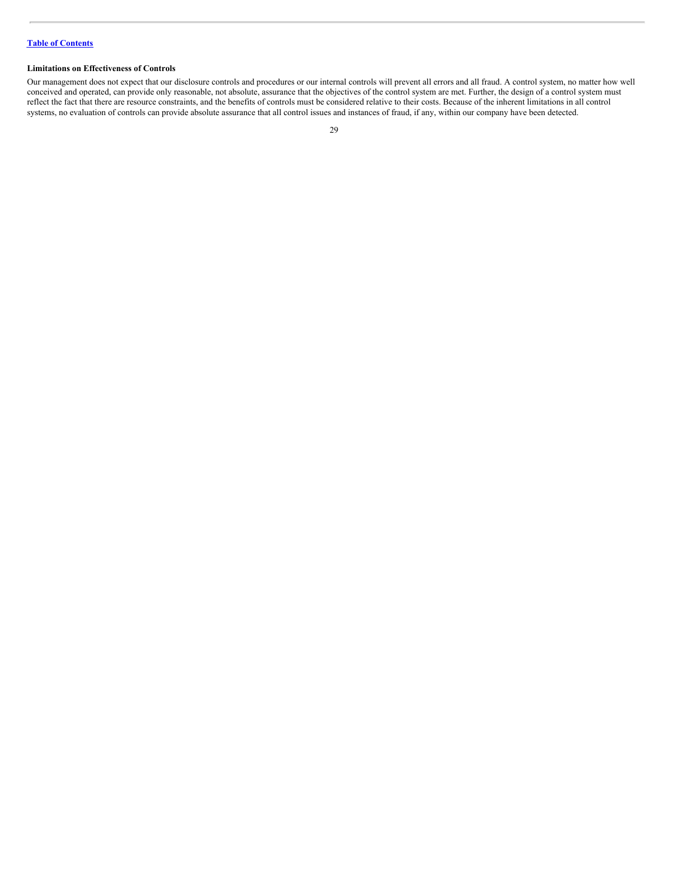**Limitations on Effectiveness of Controls**

Our management does not expect that our disclosure controls and procedures or our internal controls will prevent all errors and all fraud. A control system, no matter how well conceived and operated, can provide only reasonable, not absolute, assurance that the objectives of the control system are met. Further, the design of a control system must reflect the fact that there are resource constraints, and the benefits of controls must be considered relative to their costs. Because of the inherent limitations in all control systems, no evaluation of controls can provide absolute assurance that all control issues and instances of fraud, if any, within our company have been detected.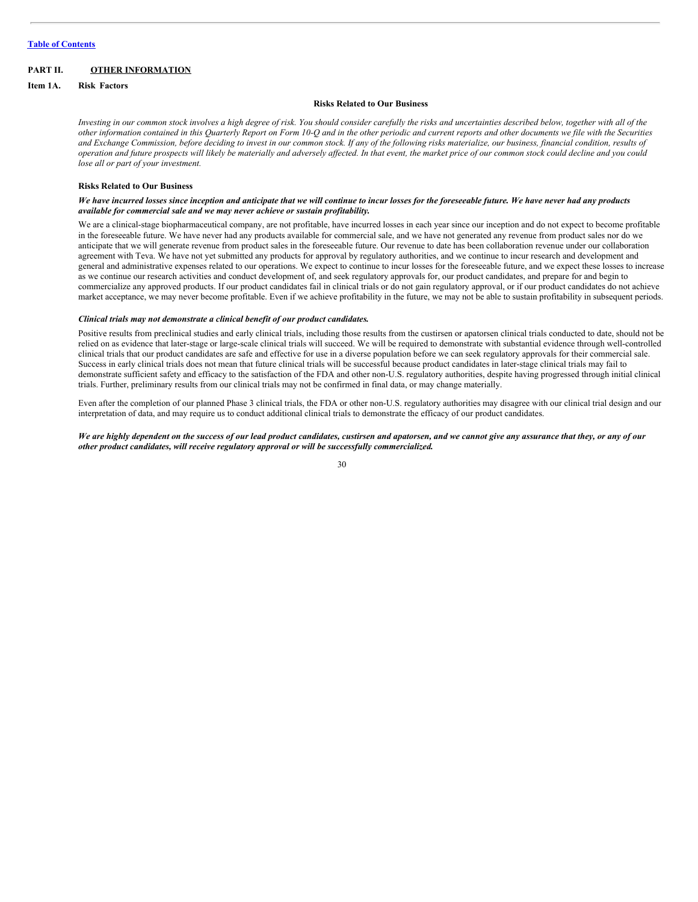## PART II. OTHER INFORMATION

### Item 1A. Risk Factors

**Risks Related to Our Business**

*Investing in our common stock involves a high degree of risk. You should consider carefully the risks and uncertainties described below, together with all of the other information contained in this Quarterly Report on Form 10-Q and in the other periodic and current reports and other documents we file with the Securities and Exchange Commission, before deciding to invest in our common stock. If any of the following risks materialize, our business, financial condition, results of operation and future prospects will likely be materially and adversely affected. In that event, the market price of our common stock could decline and you could lose all or part of your investment.*

**Risks Related to Our Business**

***We have incurred losses since inception and anticipate that we will continue to incur losses for the foreseeable future. We have never had any products available for commercial sale and we may never achieve or sustain profitability.***

We are a clinical-stage biopharmaceutical company, are not profitable, have incurred losses in each year since our inception and do not expect to become profitable in the foreseeable future. We have never had any products available for commercial sale, and we have not generated any revenue from product sales nor do we anticipate that we will generate revenue from product sales in the foreseeable future. Our revenue to date has been collaboration revenue under our collaboration agreement with Teva. We have not yet submitted any products for approval by regulatory authorities, and we continue to incur research and development and general and administrative expenses related to our operations. We expect to continue to incur losses for the foreseeable future, and we expect these losses to increase as we continue our research activities and conduct development of, and seek regulatory approvals for, our product candidates, and prepare for and begin to commercialize any approved products. If our product candidates fail in clinical trials or do not gain regulatory approval, or if our product candidates do not achieve market acceptance, we may never become profitable. Even if we achieve profitability in the future, we may not be able to sustain profitability in subsequent periods.

***Clinical trials may not demonstrate a clinical benefit of our product candidates.***

Positive results from preclinical studies and early clinical trials, including those results from the custirsen or apatorsen clinical trials conducted to date, should not be relied on as evidence that later-stage or large-scale clinical trials will succeed. We will be required to demonstrate with substantial evidence through well-controlled clinical trials that our product candidates are safe and effective for use in a diverse population before we can seek regulatory approvals for their commercial sale. Success in early clinical trials does not mean that future clinical trials will be successful because product candidates in later-stage clinical trials may fail to demonstrate sufficient safety and efficacy to the satisfaction of the FDA and other non-U.S. regulatory authorities, despite having progressed through initial clinical trials. Further, preliminary results from our clinical trials may not be confirmed in final data, or may change materially.

Even after the completion of our planned Phase 3 clinical trials, the FDA or other non-U.S. regulatory authorities may disagree with our clinical trial design and our interpretation of data, and may require us to conduct additional clinical trials to demonstrate the efficacy of our product candidates.

***We are highly dependent on the success of our lead product candidates, custirsen and apatorsen, and we cannot give any assurance that they, or any of our other product candidates, will receive regulatory approval or will be successfully commercialized.***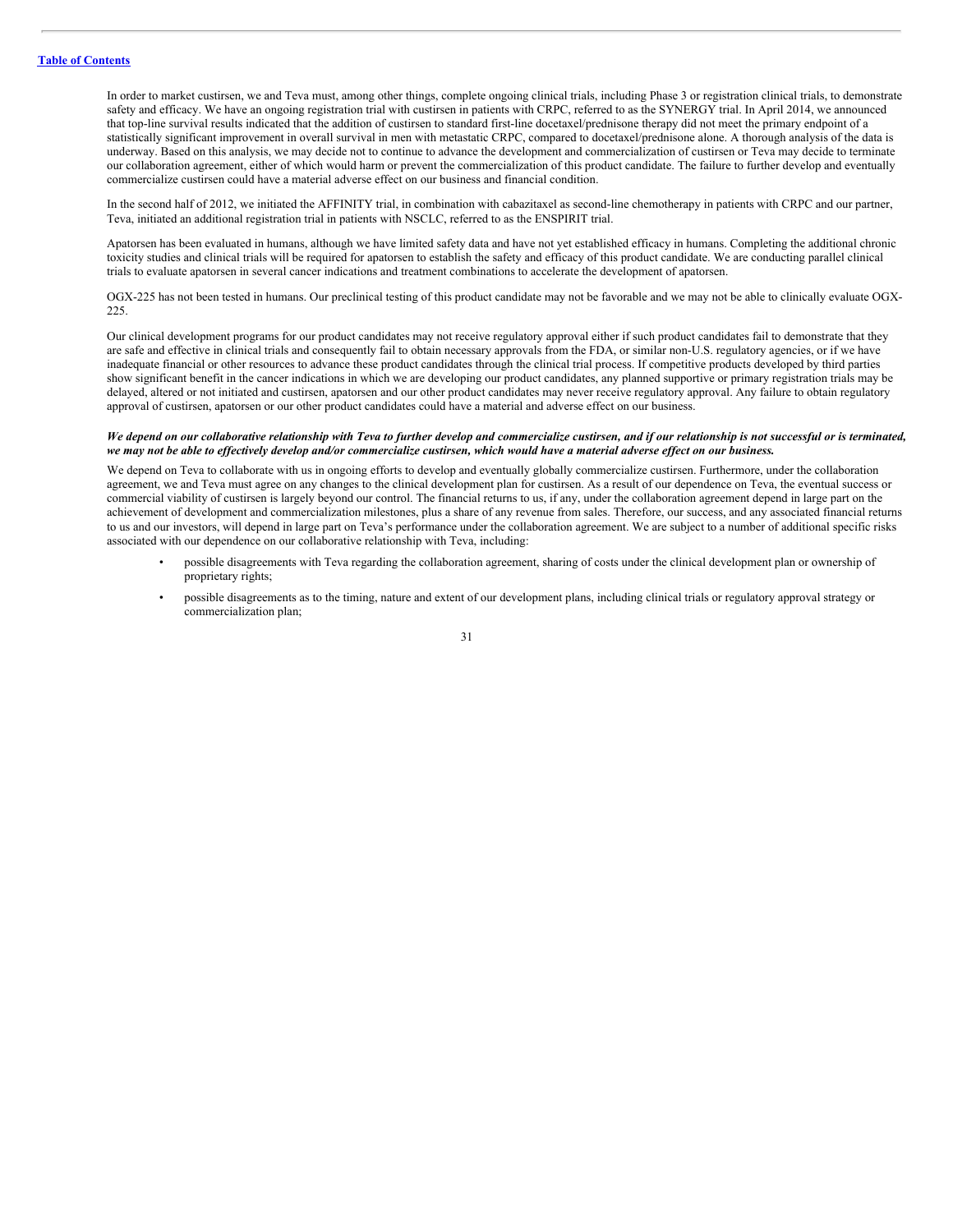In order to market custirsen, we and Teva must, among other things, complete ongoing clinical trials, including Phase 3 or registration clinical trials, to demonstrate safety and efficacy. We have an ongoing registration trial with custirsen in patients with CRPC, referred to as the SYNERGY trial. In April 2014, we announced that top-line survival results indicated that the addition of custirsen to standard first-line docetaxel/prednisone therapy did not meet the primary endpoint of a statistically significant improvement in overall survival in men with metastatic CRPC, compared to docetaxel/prednisone alone. A thorough analysis of the data is underway. Based on this analysis, we may decide not to continue to advance the development and commercialization of custirsen or Teva may decide to terminate our collaboration agreement, either of which would harm or prevent the commercialization of this product candidate. The failure to further develop and eventually commercialize custirsen could have a material adverse effect on our business and financial condition.

In the second half of 2012, we initiated the AFFINITY trial, in combination with cabazitaxel as second-line chemotherapy in patients with CRPC and our partner, Teva, initiated an additional registration trial in patients with NSCLC, referred to as the ENSPIRIT trial.

Apatorsen has been evaluated in humans, although we have limited safety data and have not yet established efficacy in humans. Completing the additional chronic toxicity studies and clinical trials will be required for apatorsen to establish the safety and efficacy of this product candidate. We are conducting parallel clinical trials to evaluate apatorsen in several cancer indications and treatment combinations to accelerate the development of apatorsen.

OGX-225 has not been tested in humans. Our preclinical testing of this product candidate may not be favorable and we may not be able to clinically evaluate OGX-225.

Our clinical development programs for our product candidates may not receive regulatory approval either if such product candidates fail to demonstrate that they are safe and effective in clinical trials and consequently fail to obtain necessary approvals from the FDA, or similar non-U.S. regulatory agencies, or if we have inadequate financial or other resources to advance these product candidates through the clinical trial process. If competitive products developed by third parties show significant benefit in the cancer indications in which we are developing our product candidates, any planned supportive or primary registration trials may be delayed, altered or not initiated and custirsen, apatorsen and our other product candidates may never receive regulatory approval. Any failure to obtain regulatory approval of custirsen, apatorsen or our other product candidates could have a material and adverse effect on our business.

***We depend on our collaborative relationship with Teva to further develop and commercialize custirsen, and if our relationship is not successful or is terminated, we may not be able to effectively develop and/or commercialize custirsen, which would have a material adverse effect on our business.***

We depend on Teva to collaborate with us in ongoing efforts to develop and eventually globally commercialize custirsen. Furthermore, under the collaboration agreement, we and Teva must agree on any changes to the clinical development plan for custirsen. As a result of our dependence on Teva, the eventual success or commercial viability of custirsen is largely beyond our control. The financial returns to us, if any, under the collaboration agreement depend in large part on the achievement of development and commercialization milestones, plus a share of any revenue from sales. Therefore, our success, and any associated financial returns to us and our investors, will depend in large part on Teva's performance under the collaboration agreement. We are subject to a number of additional specific risks associated with our dependence on our collaborative relationship with Teva, including:

- possible disagreements with Teva regarding the collaboration agreement, sharing of costs under the clinical development plan or ownership of proprietary rights;
- possible disagreements as to the timing, nature and extent of our development plans, including clinical trials or regulatory approval strategy or commercialization plan;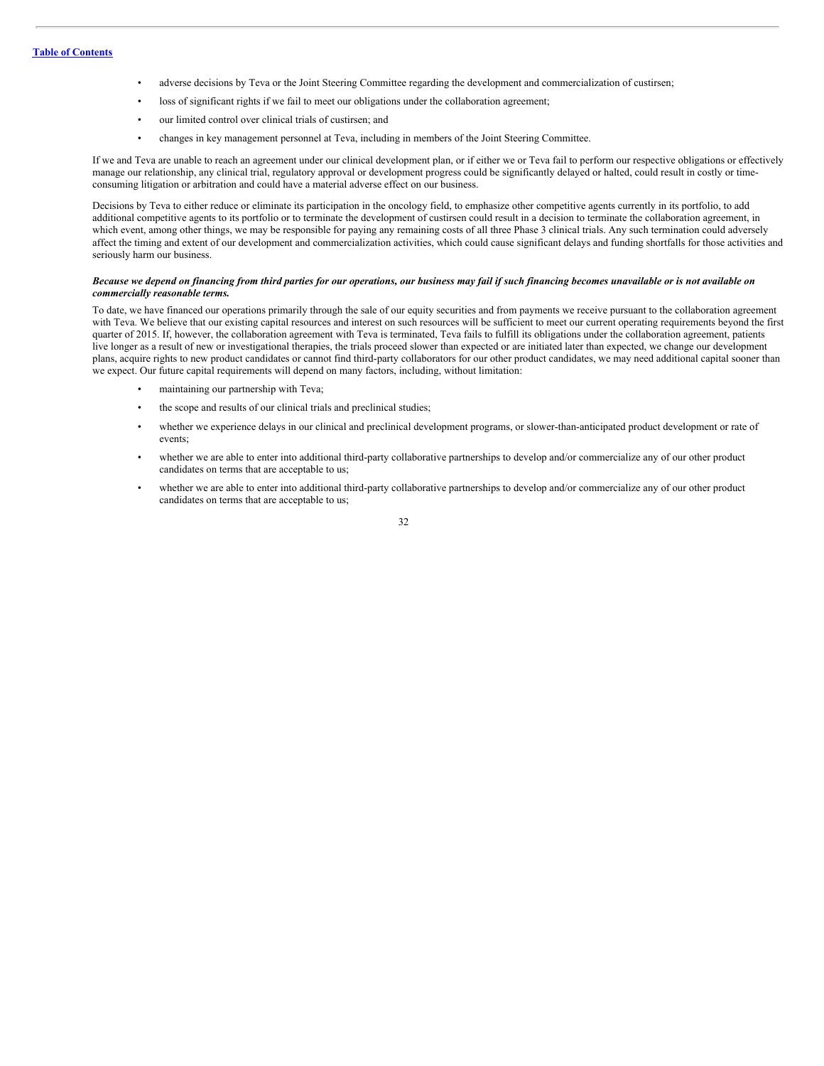- adverse decisions by Teva or the Joint Steering Committee regarding the development and commercialization of custirsen;
- loss of significant rights if we fail to meet our obligations under the collaboration agreement;
- our limited control over clinical trials of custirsen; and
- changes in key management personnel at Teva, including in members of the Joint Steering Committee.

If we and Teva are unable to reach an agreement under our clinical development plan, or if either we or Teva fail to perform our respective obligations or effectively manage our relationship, any clinical trial, regulatory approval or development progress could be significantly delayed or halted, could result in costly or time-consuming litigation or arbitration and could have a material adverse effect on our business.

Decisions by Teva to either reduce or eliminate its participation in the oncology field, to emphasize other competitive agents currently in its portfolio, to add additional competitive agents to its portfolio or to terminate the development of custirsen could result in a decision to terminate the collaboration agreement, in which event, among other things, we may be responsible for paying any remaining costs of all three Phase 3 clinical trials. Any such termination could adversely affect the timing and extent of our development and commercialization activities, which could cause significant delays and funding shortfalls for those activities and seriously harm our business.

***Because we depend on financing from third parties for our operations, our business may fail if such financing becomes unavailable or is not available on commercially reasonable terms.***

To date, we have financed our operations primarily through the sale of our equity securities and from payments we receive pursuant to the collaboration agreement with Teva. We believe that our existing capital resources and interest on such resources will be sufficient to meet our current operating requirements beyond the first quarter of 2015. If, however, the collaboration agreement with Teva is terminated, Teva fails to fulfill its obligations under the collaboration agreement, patients live longer as a result of new or investigational therapies, the trials proceed slower than expected or are initiated later than expected, we change our development plans, acquire rights to new product candidates or cannot find third-party collaborators for our other product candidates, we may need additional capital sooner than we expect. Our future capital requirements will depend on many factors, including, without limitation:

- maintaining our partnership with Teva;
- the scope and results of our clinical trials and preclinical studies;
- whether we experience delays in our clinical and preclinical development programs, or slower-than-anticipated product development or rate of events;
- whether we are able to enter into additional third-party collaborative partnerships to develop and/or commercialize any of our other product candidates on terms that are acceptable to us;
- whether we are able to enter into additional third-party collaborative partnerships to develop and/or commercialize any of our other product candidates on terms that are acceptable to us;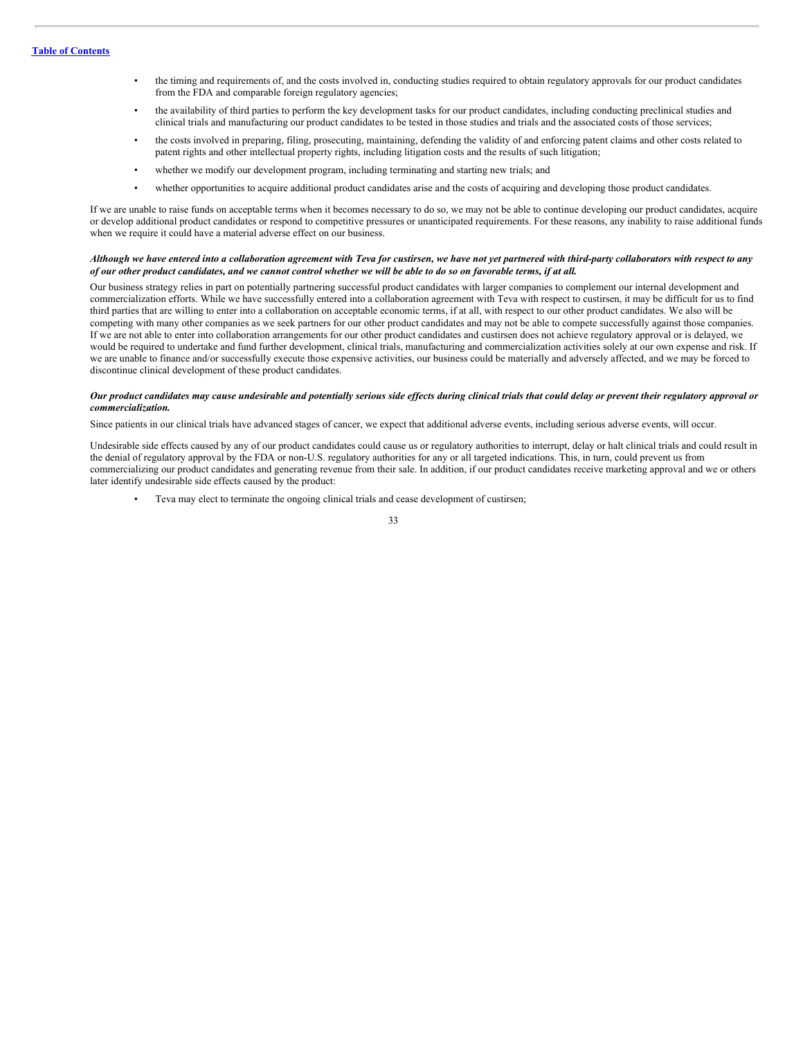- the timing and requirements of, and the costs involved in, conducting studies required to obtain regulatory approvals for our product candidates from the FDA and comparable foreign regulatory agencies;
- the availability of third parties to perform the key development tasks for our product candidates, including conducting preclinical studies and clinical trials and manufacturing our product candidates to be tested in those studies and trials and the associated costs of those services;
- the costs involved in preparing, filing, prosecuting, maintaining, defending the validity of and enforcing patent claims and other costs related to patent rights and other intellectual property rights, including litigation costs and the results of such litigation;
- whether we modify our development program, including terminating and starting new trials; and
- whether opportunities to acquire additional product candidates arise and the costs of acquiring and developing those product candidates.

If we are unable to raise funds on acceptable terms when it becomes necessary to do so, we may not be able to continue developing our product candidates, acquire or develop additional product candidates or respond to competitive pressures or unanticipated requirements. For these reasons, any inability to raise additional funds when we require it could have a material adverse effect on our business.

***Although we have entered into a collaboration agreement with Teva for custirsen, we have not yet partnered with third-party collaborators with respect to any of our other product candidates, and we cannot control whether we will be able to do so on favorable terms, if at all.***

Our business strategy relies in part on potentially partnering successful product candidates with larger companies to complement our internal development and commercialization efforts. While we have successfully entered into a collaboration agreement with Teva with respect to custirsen, it may be difficult for us to find third parties that are willing to enter into a collaboration on acceptable economic terms, if at all, with respect to our other product candidates. We also will be competing with many other companies as we seek partners for our other product candidates and may not be able to compete successfully against those companies. If we are not able to enter into collaboration arrangements for our other product candidates and custirsen does not achieve regulatory approval or is delayed, we would be required to undertake and fund further development, clinical trials, manufacturing and commercialization activities solely at our own expense and risk. If we are unable to finance and/or successfully execute those expensive activities, our business could be materially and adversely affected, and we may be forced to discontinue clinical development of these product candidates.

***Our product candidates may cause undesirable and potentially serious side effects during clinical trials that could delay or prevent their regulatory approval or commercialization.***

Since patients in our clinical trials have advanced stages of cancer, we expect that additional adverse events, including serious adverse events, will occur.

Undesirable side effects caused by any of our product candidates could cause us or regulatory authorities to interrupt, delay or halt clinical trials and could result in the denial of regulatory approval by the FDA or non-U.S. regulatory authorities for any or all targeted indications. This, in turn, could prevent us from commercializing our product candidates and generating revenue from their sale. In addition, if our product candidates receive marketing approval and we or others later identify undesirable side effects caused by the product:

- Teva may elect to terminate the ongoing clinical trials and cease development of custirsen;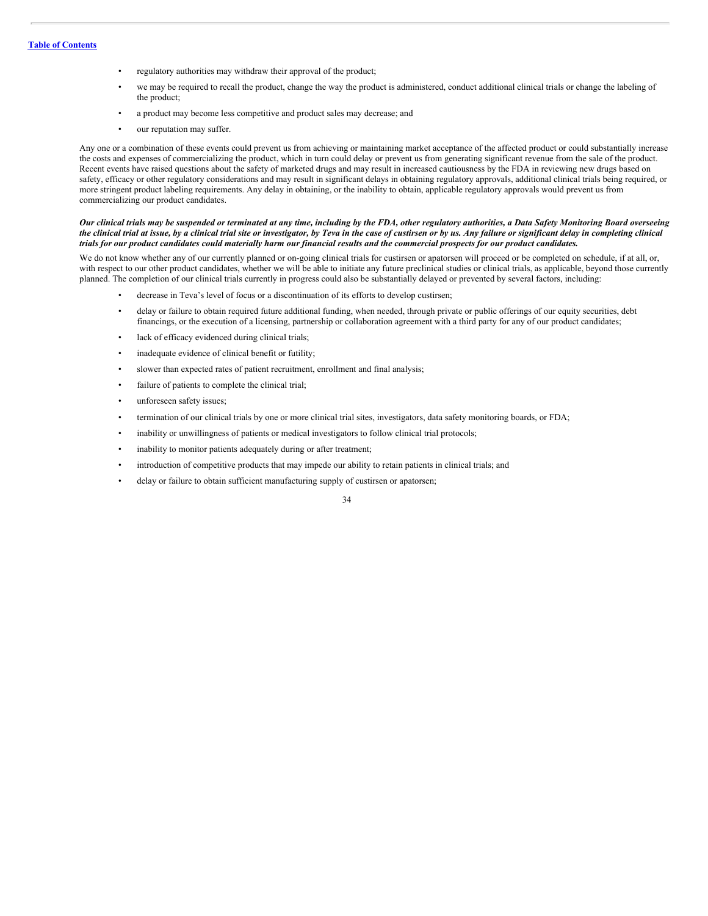- regulatory authorities may withdraw their approval of the product;
- we may be required to recall the product, change the way the product is administered, conduct additional clinical trials or change the labeling of the product;
- a product may become less competitive and product sales may decrease; and
- our reputation may suffer.

Any one or a combination of these events could prevent us from achieving or maintaining market acceptance of the affected product or could substantially increase the costs and expenses of commercializing the product, which in turn could delay or prevent us from generating significant revenue from the sale of the product. Recent events have raised questions about the safety of marketed drugs and may result in increased cautiousness by the FDA in reviewing new drugs based on safety, efficacy or other regulatory considerations and may result in significant delays in obtaining regulatory approvals, additional clinical trials being required, or more stringent product labeling requirements. Any delay in obtaining, or the inability to obtain, applicable regulatory approvals would prevent us from commercializing our product candidates.

***Our clinical trials may be suspended or terminated at any time, including by the FDA, other regulatory authorities, a Data Safety Monitoring Board overseeing the clinical trial at issue, by a clinical trial site or investigator, by Teva in the case of custirsen or by us. Any failure or significant delay in completing clinical trials for our product candidates could materially harm our financial results and the commercial prospects for our product candidates.***

We do not know whether any of our currently planned or on-going clinical trials for custirsen or apatorsen will proceed or be completed on schedule, if at all, or, with respect to our other product candidates, whether we will be able to initiate any future preclinical studies or clinical trials, as applicable, beyond those currently planned. The completion of our clinical trials currently in progress could also be substantially delayed or prevented by several factors, including:

- decrease in Teva's level of focus or a discontinuation of its efforts to develop custirsen;
- delay or failure to obtain required future additional funding, when needed, through private or public offerings of our equity securities, debt financings, or the execution of a licensing, partnership or collaboration agreement with a third party for any of our product candidates;
- lack of efficacy evidenced during clinical trials;
- inadequate evidence of clinical benefit or futility;
- slower than expected rates of patient recruitment, enrollment and final analysis;
- failure of patients to complete the clinical trial;
- unforeseen safety issues;
- termination of our clinical trials by one or more clinical trial sites, investigators, data safety monitoring boards, or FDA;
- inability or unwillingness of patients or medical investigators to follow clinical trial protocols;
- inability to monitor patients adequately during or after treatment;
- introduction of competitive products that may impede our ability to retain patients in clinical trials; and
- delay or failure to obtain sufficient manufacturing supply of custirsen or apatorsen;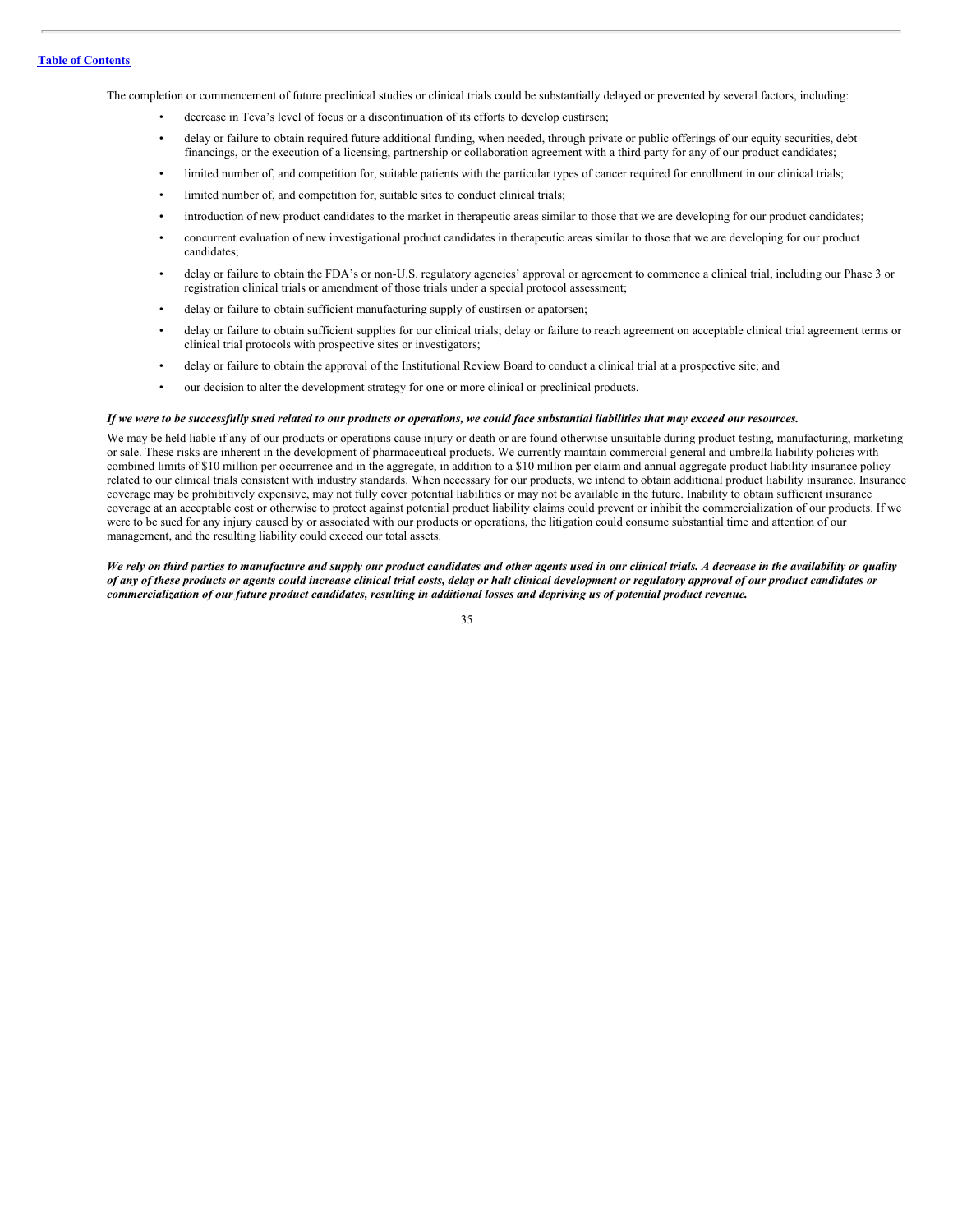The completion or commencement of future preclinical studies or clinical trials could be substantially delayed or prevented by several factors, including:

- decrease in Teva's level of focus or a discontinuation of its efforts to develop custirsen;
- delay or failure to obtain required future additional funding, when needed, through private or public offerings of our equity securities, debt financings, or the execution of a licensing, partnership or collaboration agreement with a third party for any of our product candidates;
- limited number of, and competition for, suitable patients with the particular types of cancer required for enrollment in our clinical trials;
- limited number of, and competition for, suitable sites to conduct clinical trials;
- introduction of new product candidates to the market in therapeutic areas similar to those that we are developing for our product candidates;
- concurrent evaluation of new investigational product candidates in therapeutic areas similar to those that we are developing for our product candidates;
- delay or failure to obtain the FDA's or non-U.S. regulatory agencies' approval or agreement to commence a clinical trial, including our Phase 3 or registration clinical trials or amendment of those trials under a special protocol assessment;
- delay or failure to obtain sufficient manufacturing supply of custirsen or apatorsen;
- delay or failure to obtain sufficient supplies for our clinical trials; delay or failure to reach agreement on acceptable clinical trial agreement terms or clinical trial protocols with prospective sites or investigators;
- delay or failure to obtain the approval of the Institutional Review Board to conduct a clinical trial at a prospective site; and
- our decision to alter the development strategy for one or more clinical or preclinical products.

***If we were to be successfully sued related to our products or operations, we could face substantial liabilities that may exceed our resources.***

We may be held liable if any of our products or operations cause injury or death or are found otherwise unsuitable during product testing, manufacturing, marketing or sale. These risks are inherent in the development of pharmaceutical products. We currently maintain commercial general and umbrella liability policies with combined limits of $10 million per occurrence and in the aggregate, in addition to a $10 million per claim and annual aggregate product liability insurance policy related to our clinical trials consistent with industry standards. When necessary for our products, we intend to obtain additional product liability insurance. Insurance coverage may be prohibitively expensive, may not fully cover potential liabilities or may not be available in the future. Inability to obtain sufficient insurance coverage at an acceptable cost or otherwise to protect against potential product liability claims could prevent or inhibit the commercialization of our products. If we were to be sued for any injury caused by or associated with our products or operations, the litigation could consume substantial time and attention of our management, and the resulting liability could exceed our total assets.

***We rely on third parties to manufacture and supply our product candidates and other agents used in our clinical trials. A decrease in the availability or quality of any of these products or agents could increase clinical trial costs, delay or halt clinical development or regulatory approval of our product candidates or commercialization of our future product candidates, resulting in additional losses and depriving us of potential product revenue.***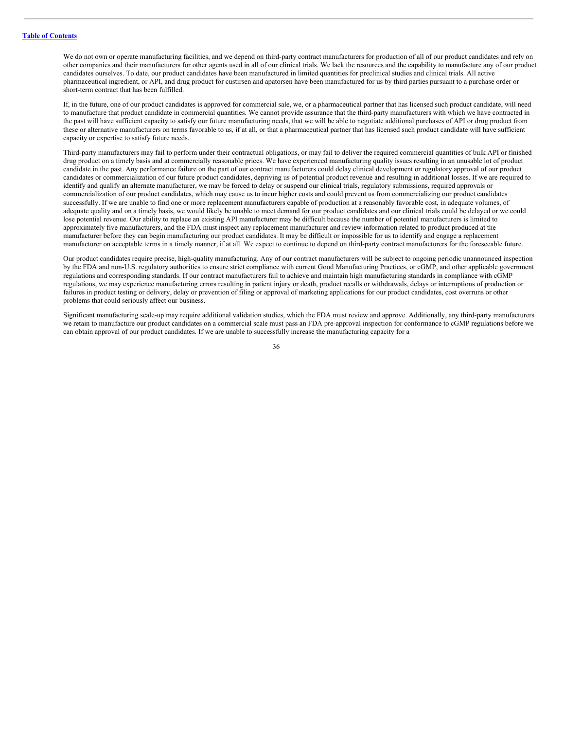We do not own or operate manufacturing facilities, and we depend on third-party contract manufacturers for production of all of our product candidates and rely on other companies and their manufacturers for other agents used in all of our clinical trials. We lack the resources and the capability to manufacture any of our product candidates ourselves. To date, our product candidates have been manufactured in limited quantities for preclinical studies and clinical trials. All active pharmaceutical ingredient, or API, and drug product for custirsen and apatorsen have been manufactured for us by third parties pursuant to a purchase order or short-term contract that has been fulfilled.

If, in the future, one of our product candidates is approved for commercial sale, we, or a pharmaceutical partner that has licensed such product candidate, will need to manufacture that product candidate in commercial quantities. We cannot provide assurance that the third-party manufacturers with which we have contracted in the past will have sufficient capacity to satisfy our future manufacturing needs, that we will be able to negotiate additional purchases of API or drug product from these or alternative manufacturers on terms favorable to us, if at all, or that a pharmaceutical partner that has licensed such product candidate will have sufficient capacity or expertise to satisfy future needs.

Third-party manufacturers may fail to perform under their contractual obligations, or may fail to deliver the required commercial quantities of bulk API or finished drug product on a timely basis and at commercially reasonable prices. We have experienced manufacturing quality issues resulting in an unusable lot of product candidate in the past. Any performance failure on the part of our contract manufacturers could delay clinical development or regulatory approval of our product candidates or commercialization of our future product candidates, depriving us of potential product revenue and resulting in additional losses. If we are required to identify and qualify an alternate manufacturer, we may be forced to delay or suspend our clinical trials, regulatory submissions, required approvals or commercialization of our product candidates, which may cause us to incur higher costs and could prevent us from commercializing our product candidates successfully. If we are unable to find one or more replacement manufacturers capable of production at a reasonably favorable cost, in adequate volumes, of adequate quality and on a timely basis, we would likely be unable to meet demand for our product candidates and our clinical trials could be delayed or we could lose potential revenue. Our ability to replace an existing API manufacturer may be difficult because the number of potential manufacturers is limited to approximately five manufacturers, and the FDA must inspect any replacement manufacturer and review information related to product produced at the manufacturer before they can begin manufacturing our product candidates. It may be difficult or impossible for us to identify and engage a replacement manufacturer on acceptable terms in a timely manner, if at all. We expect to continue to depend on third-party contract manufacturers for the foreseeable future.

Our product candidates require precise, high-quality manufacturing. Any of our contract manufacturers will be subject to ongoing periodic unannounced inspection by the FDA and non-U.S. regulatory authorities to ensure strict compliance with current Good Manufacturing Practices, or cGMP, and other applicable government regulations and corresponding standards. If our contract manufacturers fail to achieve and maintain high manufacturing standards in compliance with cGMP regulations, we may experience manufacturing errors resulting in patient injury or death, product recalls or withdrawals, delays or interruptions of production or failures in product testing or delivery, delay or prevention of filing or approval of marketing applications for our product candidates, cost overruns or other problems that could seriously affect our business.

Significant manufacturing scale-up may require additional validation studies, which the FDA must review and approve. Additionally, any third-party manufacturers we retain to manufacture our product candidates on a commercial scale must pass an FDA pre-approval inspection for conformance to cGMP regulations before we can obtain approval of our product candidates. If we are unable to successfully increase the manufacturing capacity for a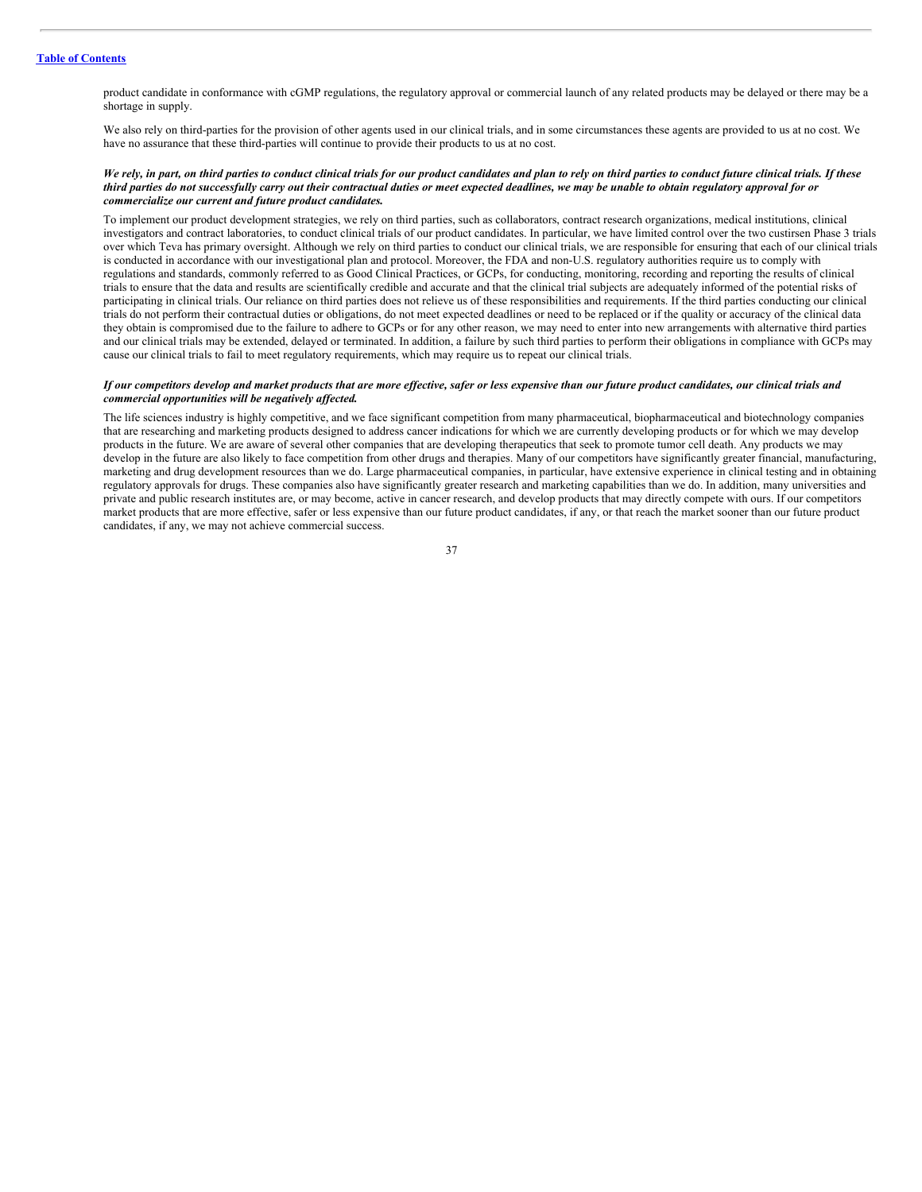product candidate in conformance with cGMP regulations, the regulatory approval or commercial launch of any related products may be delayed or there may be a shortage in supply.

We also rely on third-parties for the provision of other agents used in our clinical trials, and in some circumstances these agents are provided to us at no cost. We have no assurance that these third-parties will continue to provide their products to us at no cost.

***We rely, in part, on third parties to conduct clinical trials for our product candidates and plan to rely on third parties to conduct future clinical trials. If these third parties do not successfully carry out their contractual duties or meet expected deadlines, we may be unable to obtain regulatory approval for or commercialize our current and future product candidates.***

To implement our product development strategies, we rely on third parties, such as collaborators, contract research organizations, medical institutions, clinical investigators and contract laboratories, to conduct clinical trials of our product candidates. In particular, we have limited control over the two custirsen Phase 3 trials over which Teva has primary oversight. Although we rely on third parties to conduct our clinical trials, we are responsible for ensuring that each of our clinical trials is conducted in accordance with our investigational plan and protocol. Moreover, the FDA and non-U.S. regulatory authorities require us to comply with regulations and standards, commonly referred to as Good Clinical Practices, or GCPs, for conducting, monitoring, recording and reporting the results of clinical trials to ensure that the data and results are scientifically credible and accurate and that the clinical trial subjects are adequately informed of the potential risks of participating in clinical trials. Our reliance on third parties does not relieve us of these responsibilities and requirements. If the third parties conducting our clinical trials do not perform their contractual duties or obligations, do not meet expected deadlines or need to be replaced or if the quality or accuracy of the clinical data they obtain is compromised due to the failure to adhere to GCPs or for any other reason, we may need to enter into new arrangements with alternative third parties and our clinical trials may be extended, delayed or terminated. In addition, a failure by such third parties to perform their obligations in compliance with GCPs may cause our clinical trials to fail to meet regulatory requirements, which may require us to repeat our clinical trials.

***If our competitors develop and market products that are more effective, safer or less expensive than our future product candidates, our clinical trials and commercial opportunities will be negatively affected.***

The life sciences industry is highly competitive, and we face significant competition from many pharmaceutical, biopharmaceutical and biotechnology companies that are researching and marketing products designed to address cancer indications for which we are currently developing products or for which we may develop products in the future. We are aware of several other companies that are developing therapeutics that seek to promote tumor cell death. Any products we may develop in the future are also likely to face competition from other drugs and therapies. Many of our competitors have significantly greater financial, manufacturing, marketing and drug development resources than we do. Large pharmaceutical companies, in particular, have extensive experience in clinical testing and in obtaining regulatory approvals for drugs. These companies also have significantly greater research and marketing capabilities than we do. In addition, many universities and private and public research institutes are, or may become, active in cancer research, and develop products that may directly compete with ours. If our competitors market products that are more effective, safer or less expensive than our future product candidates, if any, or that reach the market sooner than our future product candidates, if any, we may not achieve commercial success.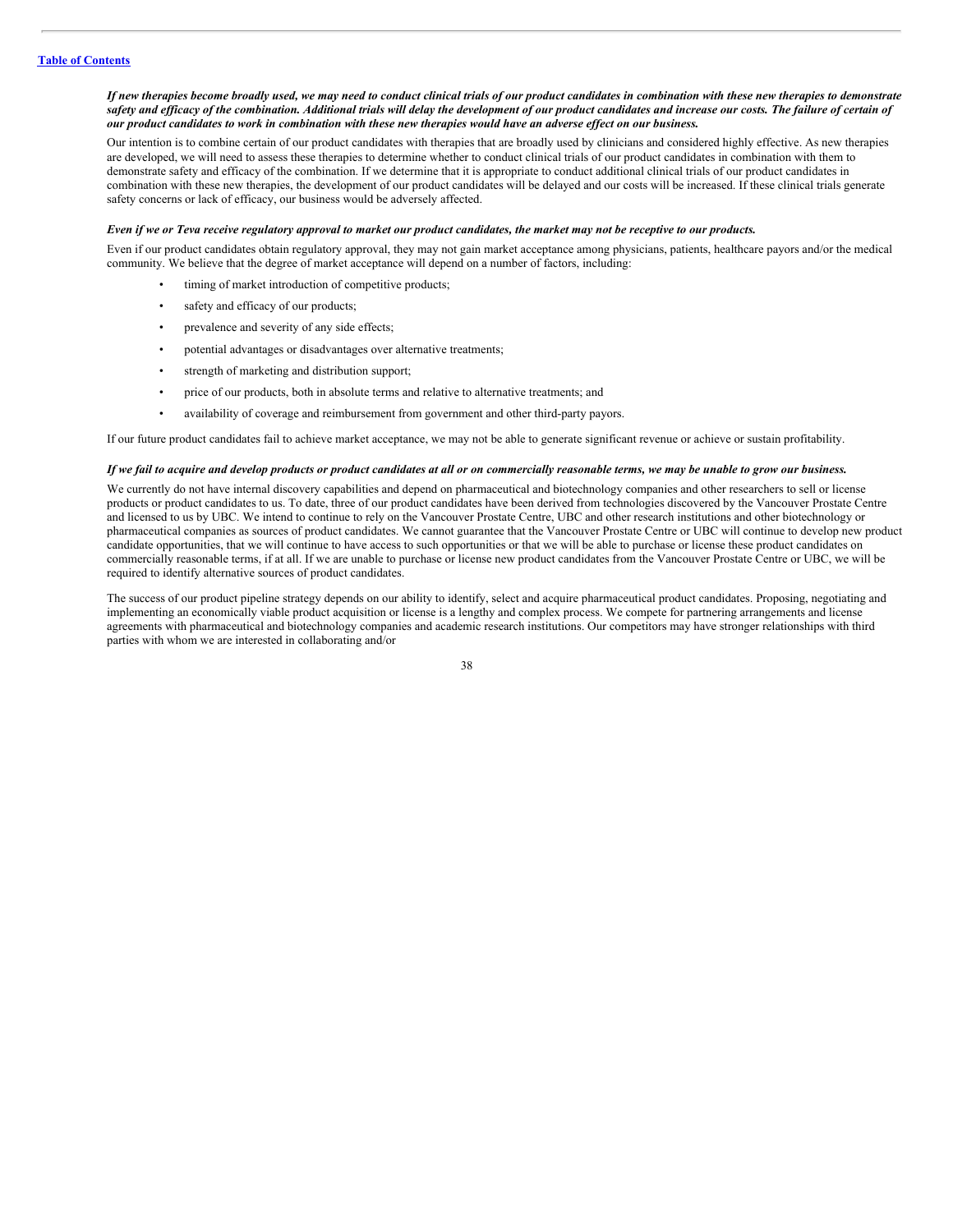***If new therapies become broadly used, we may need to conduct clinical trials of our product candidates in combination with these new therapies to demonstrate safety and efficacy of the combination. Additional trials will delay the development of our product candidates and increase our costs. The failure of certain of our product candidates to work in combination with these new therapies would have an adverse effect on our business.***

Our intention is to combine certain of our product candidates with therapies that are broadly used by clinicians and considered highly effective. As new therapies are developed, we will need to assess these therapies to determine whether to conduct clinical trials of our product candidates in combination with them to demonstrate safety and efficacy of the combination. If we determine that it is appropriate to conduct additional clinical trials of our product candidates in combination with these new therapies, the development of our product candidates will be delayed and our costs will be increased. If these clinical trials generate safety concerns or lack of efficacy, our business would be adversely affected.

***Even if we or Teva receive regulatory approval to market our product candidates, the market may not be receptive to our products.***

Even if our product candidates obtain regulatory approval, they may not gain market acceptance among physicians, patients, healthcare payors and/or the medical community. We believe that the degree of market acceptance will depend on a number of factors, including:

- timing of market introduction of competitive products;
- safety and efficacy of our products;
- prevalence and severity of any side effects;
- potential advantages or disadvantages over alternative treatments;
- strength of marketing and distribution support;
- price of our products, both in absolute terms and relative to alternative treatments; and
- availability of coverage and reimbursement from government and other third-party payors.

If our future product candidates fail to achieve market acceptance, we may not be able to generate significant revenue or achieve or sustain profitability.

***If we fail to acquire and develop products or product candidates at all or on commercially reasonable terms, we may be unable to grow our business.***

We currently do not have internal discovery capabilities and depend on pharmaceutical and biotechnology companies and other researchers to sell or license products or product candidates to us. To date, three of our product candidates have been derived from technologies discovered by the Vancouver Prostate Centre and licensed to us by UBC. We intend to continue to rely on the Vancouver Prostate Centre, UBC and other research institutions and other biotechnology or pharmaceutical companies as sources of product candidates. We cannot guarantee that the Vancouver Prostate Centre or UBC will continue to develop new product candidate opportunities, that we will continue to have access to such opportunities or that we will be able to purchase or license these product candidates on commercially reasonable terms, if at all. If we are unable to purchase or license new product candidates from the Vancouver Prostate Centre or UBC, we will be required to identify alternative sources of product candidates.

The success of our product pipeline strategy depends on our ability to identify, select and acquire pharmaceutical product candidates. Proposing, negotiating and implementing an economically viable product acquisition or license is a lengthy and complex process. We compete for partnering arrangements and license agreements with pharmaceutical and biotechnology companies and academic research institutions. Our competitors may have stronger relationships with third parties with whom we are interested in collaborating and/or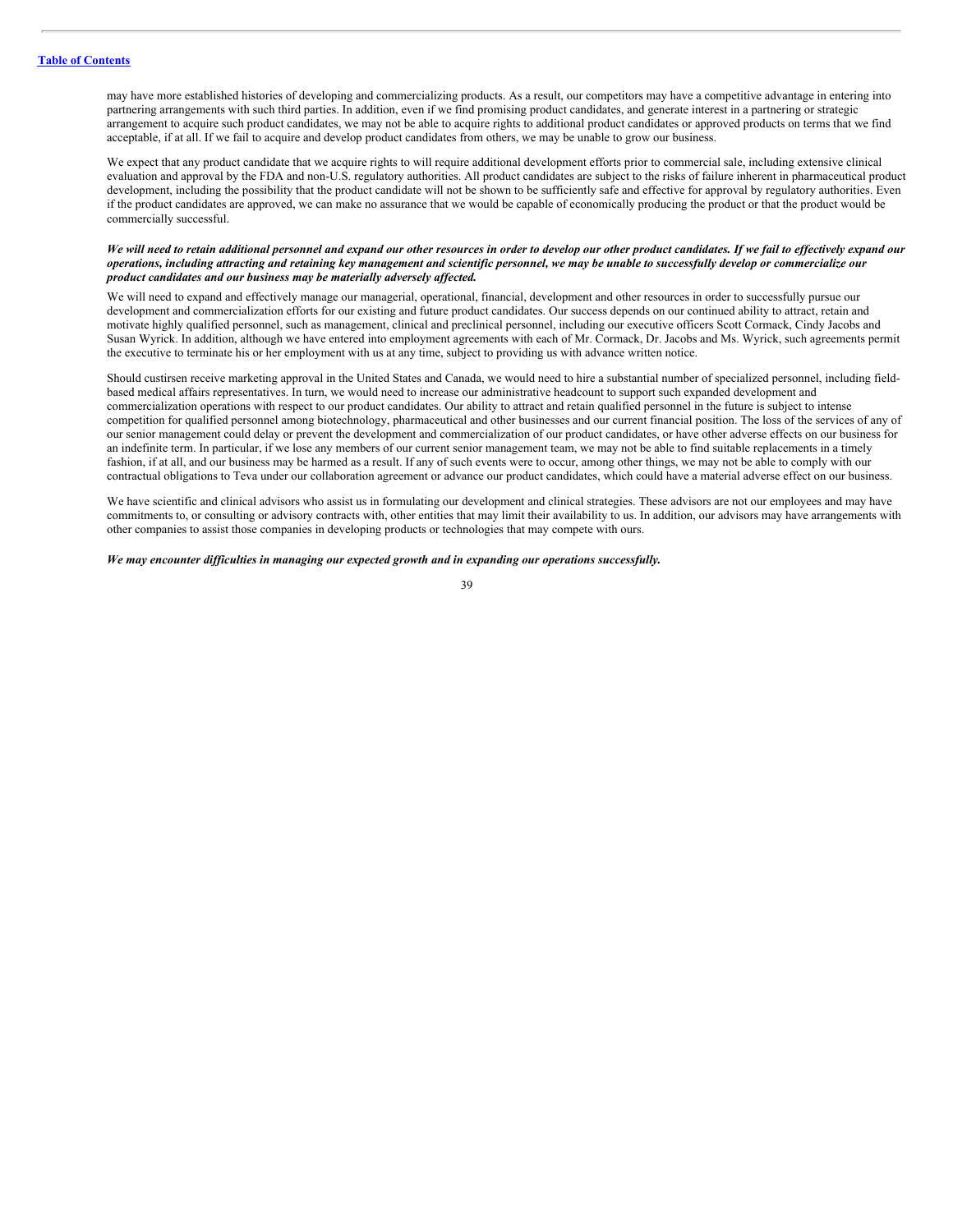may have more established histories of developing and commercializing products. As a result, our competitors may have a competitive advantage in entering into partnering arrangements with such third parties. In addition, even if we find promising product candidates, and generate interest in a partnering or strategic arrangement to acquire such product candidates, we may not be able to acquire rights to additional product candidates or approved products on terms that we find acceptable, if at all. If we fail to acquire and develop product candidates from others, we may be unable to grow our business.

We expect that any product candidate that we acquire rights to will require additional development efforts prior to commercial sale, including extensive clinical evaluation and approval by the FDA and non-U.S. regulatory authorities. All product candidates are subject to the risks of failure inherent in pharmaceutical product development, including the possibility that the product candidate will not be shown to be sufficiently safe and effective for approval by regulatory authorities. Even if the product candidates are approved, we can make no assurance that we would be capable of economically producing the product or that the product would be commercially successful.

***We will need to retain additional personnel and expand our other resources in order to develop our other product candidates. If we fail to effectively expand our operations, including attracting and retaining key management and scientific personnel, we may be unable to successfully develop or commercialize our product candidates and our business may be materially adversely affected.***

We will need to expand and effectively manage our managerial, operational, financial, development and other resources in order to successfully pursue our development and commercialization efforts for our existing and future product candidates. Our success depends on our continued ability to attract, retain and motivate highly qualified personnel, such as management, clinical and preclinical personnel, including our executive officers Scott Cormack, Cindy Jacobs and Susan Wyrick. In addition, although we have entered into employment agreements with each of Mr. Cormack, Dr. Jacobs and Ms. Wyrick, such agreements permit the executive to terminate his or her employment with us at any time, subject to providing us with advance written notice.

Should custirsen receive marketing approval in the United States and Canada, we would need to hire a substantial number of specialized personnel, including field-based medical affairs representatives. In turn, we would need to increase our administrative headcount to support such expanded development and commercialization operations with respect to our product candidates. Our ability to attract and retain qualified personnel in the future is subject to intense competition for qualified personnel among biotechnology, pharmaceutical and other businesses and our current financial position. The loss of the services of any of our senior management could delay or prevent the development and commercialization of our product candidates, or have other adverse effects on our business for an indefinite term. In particular, if we lose any members of our current senior management team, we may not be able to find suitable replacements in a timely fashion, if at all, and our business may be harmed as a result. If any of such events were to occur, among other things, we may not be able to comply with our contractual obligations to Teva under our collaboration agreement or advance our product candidates, which could have a material adverse effect on our business.

We have scientific and clinical advisors who assist us in formulating our development and clinical strategies. These advisors are not our employees and may have commitments to, or consulting or advisory contracts with, other entities that may limit their availability to us. In addition, our advisors may have arrangements with other companies to assist those companies in developing products or technologies that may compete with ours.

***We may encounter difficulties in managing our expected growth and in expanding our operations successfully.***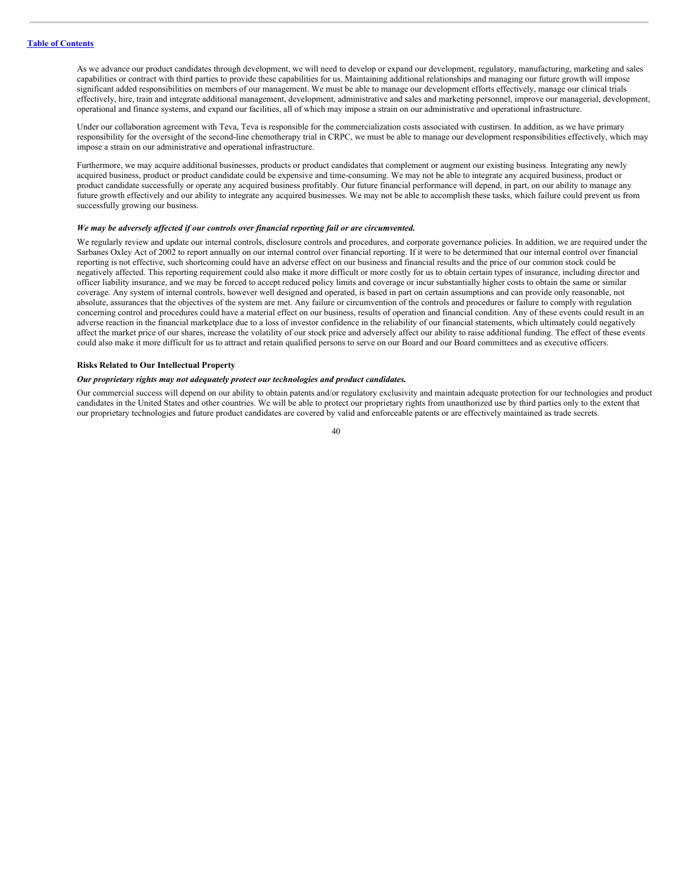As we advance our product candidates through development, we will need to develop or expand our development, regulatory, manufacturing, marketing and sales capabilities or contract with third parties to provide these capabilities for us. Maintaining additional relationships and managing our future growth will impose significant added responsibilities on members of our management. We must be able to manage our development efforts effectively, manage our clinical trials effectively, hire, train and integrate additional management, development, administrative and sales and marketing personnel, improve our managerial, development, operational and finance systems, and expand our facilities, all of which may impose a strain on our administrative and operational infrastructure.

Under our collaboration agreement with Teva, Teva is responsible for the commercialization costs associated with custirsen. In addition, as we have primary responsibility for the oversight of the second-line chemotherapy trial in CRPC, we must be able to manage our development responsibilities effectively, which may impose a strain on our administrative and operational infrastructure.

Furthermore, we may acquire additional businesses, products or product candidates that complement or augment our existing business. Integrating any newly acquired business, product or product candidate could be expensive and time-consuming. We may not be able to integrate any acquired business, product or product candidate successfully or operate any acquired business profitably. Our future financial performance will depend, in part, on our ability to manage any future growth effectively and our ability to integrate any acquired businesses. We may not be able to accomplish these tasks, which failure could prevent us from successfully growing our business.

***We may be adversely affected if our controls over financial reporting fail or are circumvented.***

We regularly review and update our internal controls, disclosure controls and procedures, and corporate governance policies. In addition, we are required under the Sarbanes Oxley Act of 2002 to report annually on our internal control over financial reporting. If it were to be determined that our internal control over financial reporting is not effective, such shortcoming could have an adverse effect on our business and financial results and the price of our common stock could be negatively affected. This reporting requirement could also make it more difficult or more costly for us to obtain certain types of insurance, including director and officer liability insurance, and we may be forced to accept reduced policy limits and coverage or incur substantially higher costs to obtain the same or similar coverage. Any system of internal controls, however well designed and operated, is based in part on certain assumptions and can provide only reasonable, not absolute, assurances that the objectives of the system are met. Any failure or circumvention of the controls and procedures or failure to comply with regulation concerning control and procedures could have a material effect on our business, results of operation and financial condition. Any of these events could result in an adverse reaction in the financial marketplace due to a loss of investor confidence in the reliability of our financial statements, which ultimately could negatively affect the market price of our shares, increase the volatility of our stock price and adversely affect our ability to raise additional funding. The effect of these events could also make it more difficult for us to attract and retain qualified persons to serve on our Board and our Board committees and as executive officers.

**Risks Related to Our Intellectual Property**

***Our proprietary rights may not adequately protect our technologies and product candidates.***

Our commercial success will depend on our ability to obtain patents and/or regulatory exclusivity and maintain adequate protection for our technologies and product candidates in the United States and other countries. We will be able to protect our proprietary rights from unauthorized use by third parties only to the extent that our proprietary technologies and future product candidates are covered by valid and enforceable patents or are effectively maintained as trade secrets.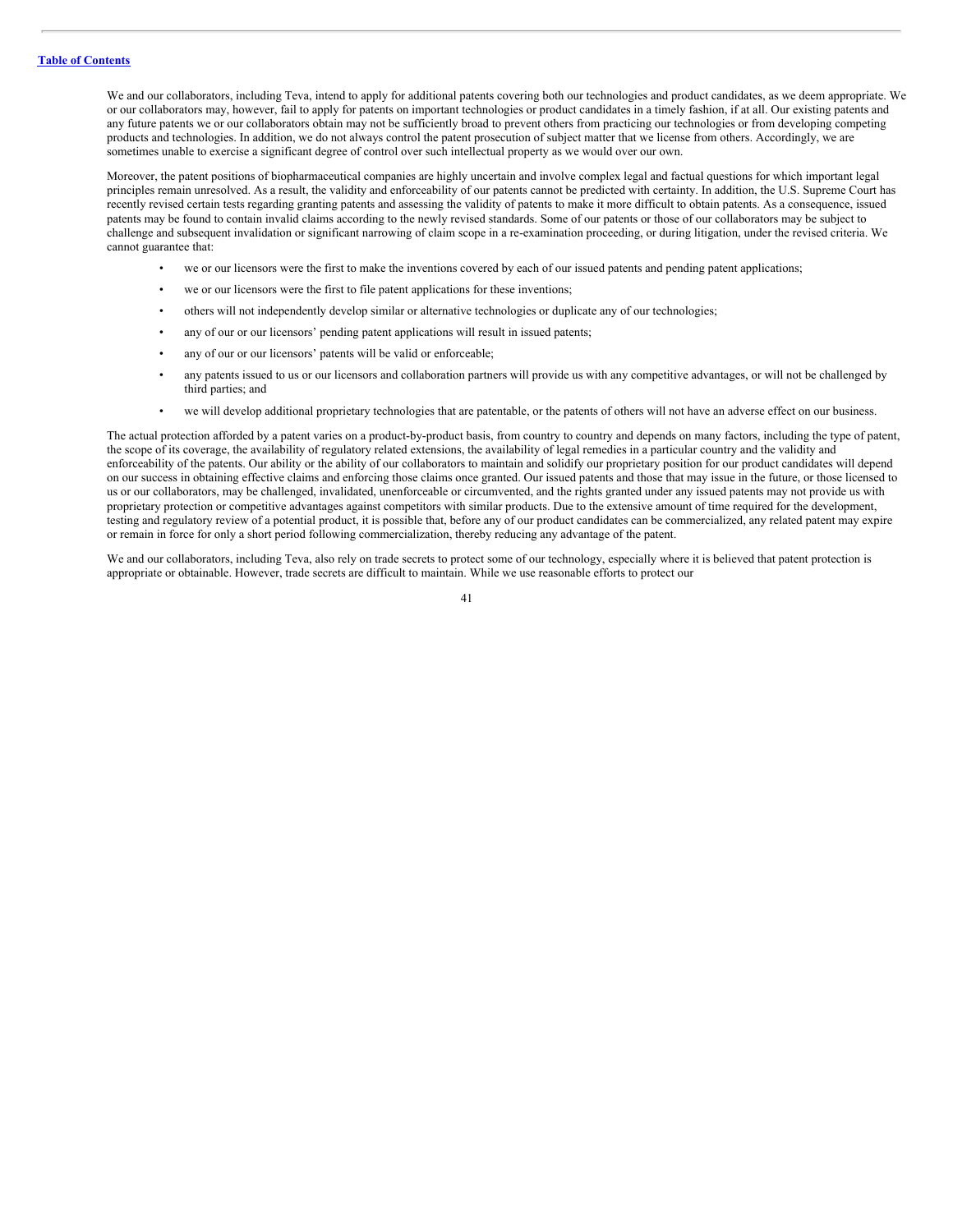We and our collaborators, including Teva, intend to apply for additional patents covering both our technologies and product candidates, as we deem appropriate. We or our collaborators may, however, fail to apply for patents on important technologies or product candidates in a timely fashion, if at all. Our existing patents and any future patents we or our collaborators obtain may not be sufficiently broad to prevent others from practicing our technologies or from developing competing products and technologies. In addition, we do not always control the patent prosecution of subject matter that we license from others. Accordingly, we are sometimes unable to exercise a significant degree of control over such intellectual property as we would over our own.

Moreover, the patent positions of biopharmaceutical companies are highly uncertain and involve complex legal and factual questions for which important legal principles remain unresolved. As a result, the validity and enforceability of our patents cannot be predicted with certainty. In addition, the U.S. Supreme Court has recently revised certain tests regarding granting patents and assessing the validity of patents to make it more difficult to obtain patents. As a consequence, issued patents may be found to contain invalid claims according to the newly revised standards. Some of our patents or those of our collaborators may be subject to challenge and subsequent invalidation or significant narrowing of claim scope in a re-examination proceeding, or during litigation, under the revised criteria. We cannot guarantee that:

- we or our licensors were the first to make the inventions covered by each of our issued patents and pending patent applications;
- we or our licensors were the first to file patent applications for these inventions;
- others will not independently develop similar or alternative technologies or duplicate any of our technologies;
- any of our or our licensors' pending patent applications will result in issued patents;
- any of our or our licensors' patents will be valid or enforceable;
- any patents issued to us or our licensors and collaboration partners will provide us with any competitive advantages, or will not be challenged by third parties; and
- we will develop additional proprietary technologies that are patentable, or the patents of others will not have an adverse effect on our business.

The actual protection afforded by a patent varies on a product-by-product basis, from country to country and depends on many factors, including the type of patent, the scope of its coverage, the availability of regulatory related extensions, the availability of legal remedies in a particular country and the validity and enforceability of the patents. Our ability or the ability of our collaborators to maintain and solidify our proprietary position for our product candidates will depend on our success in obtaining effective claims and enforcing those claims once granted. Our issued patents and those that may issue in the future, or those licensed to us or our collaborators, may be challenged, invalidated, unenforceable or circumvented, and the rights granted under any issued patents may not provide us with proprietary protection or competitive advantages against competitors with similar products. Due to the extensive amount of time required for the development, testing and regulatory review of a potential product, it is possible that, before any of our product candidates can be commercialized, any related patent may expire or remain in force for only a short period following commercialization, thereby reducing any advantage of the patent.

We and our collaborators, including Teva, also rely on trade secrets to protect some of our technology, especially where it is believed that patent protection is appropriate or obtainable. However, trade secrets are difficult to maintain. While we use reasonable efforts to protect our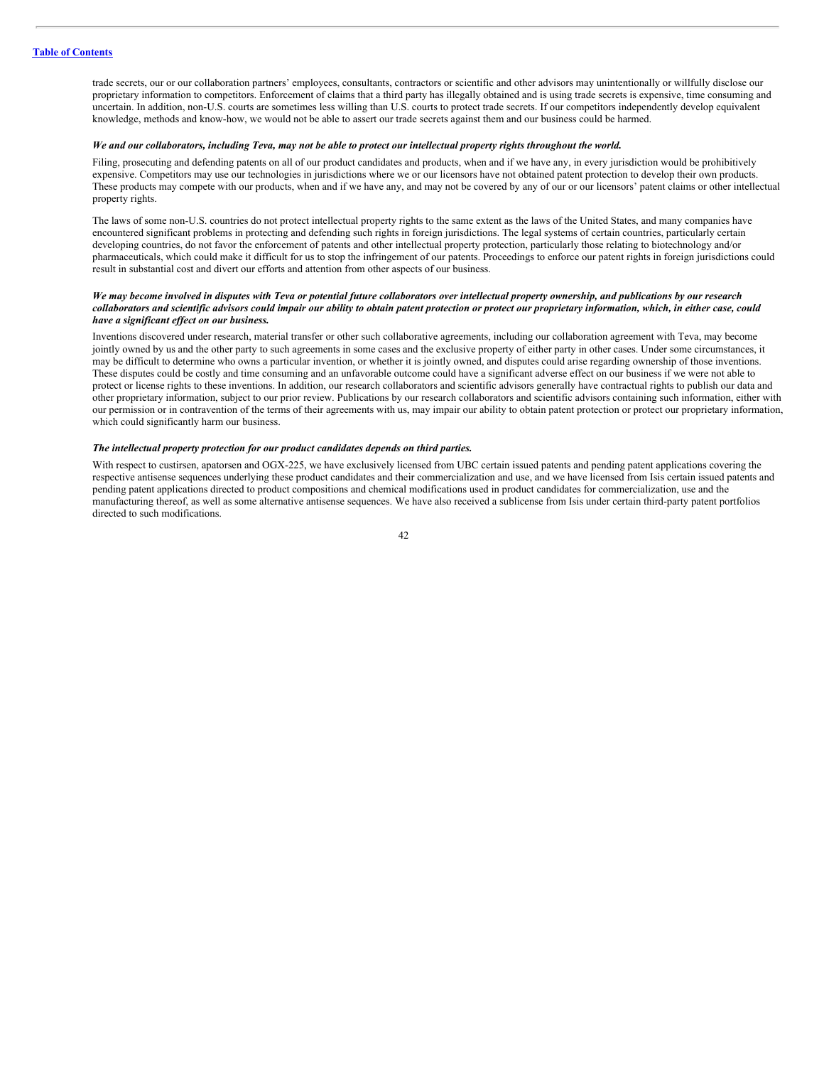trade secrets, our or our collaboration partners' employees, consultants, contractors or scientific and other advisors may unintentionally or willfully disclose our proprietary information to competitors. Enforcement of claims that a third party has illegally obtained and is using trade secrets is expensive, time consuming and uncertain. In addition, non-U.S. courts are sometimes less willing than U.S. courts to protect trade secrets. If our competitors independently develop equivalent knowledge, methods and know-how, we would not be able to assert our trade secrets against them and our business could be harmed.

***We and our collaborators, including Teva, may not be able to protect our intellectual property rights throughout the world.***

Filing, prosecuting and defending patents on all of our product candidates and products, when and if we have any, in every jurisdiction would be prohibitively expensive. Competitors may use our technologies in jurisdictions where we or our licensors have not obtained patent protection to develop their own products. These products may compete with our products, when and if we have any, and may not be covered by any of our or our licensors' patent claims or other intellectual property rights.

The laws of some non-U.S. countries do not protect intellectual property rights to the same extent as the laws of the United States, and many companies have encountered significant problems in protecting and defending such rights in foreign jurisdictions. The legal systems of certain countries, particularly certain developing countries, do not favor the enforcement of patents and other intellectual property protection, particularly those relating to biotechnology and/or pharmaceuticals, which could make it difficult for us to stop the infringement of our patents. Proceedings to enforce our patent rights in foreign jurisdictions could result in substantial cost and divert our efforts and attention from other aspects of our business.

***We may become involved in disputes with Teva or potential future collaborators over intellectual property ownership, and publications by our research collaborators and scientific advisors could impair our ability to obtain patent protection or protect our proprietary information, which, in either case, could have a significant effect on our business.***

Inventions discovered under research, material transfer or other such collaborative agreements, including our collaboration agreement with Teva, may become jointly owned by us and the other party to such agreements in some cases and the exclusive property of either party in other cases. Under some circumstances, it may be difficult to determine who owns a particular invention, or whether it is jointly owned, and disputes could arise regarding ownership of those inventions. These disputes could be costly and time consuming and an unfavorable outcome could have a significant adverse effect on our business if we were not able to protect or license rights to these inventions. In addition, our research collaborators and scientific advisors generally have contractual rights to publish our data and other proprietary information, subject to our prior review. Publications by our research collaborators and scientific advisors containing such information, either with our permission or in contravention of the terms of their agreements with us, may impair our ability to obtain patent protection or protect our proprietary information, which could significantly harm our business.

***The intellectual property protection for our product candidates depends on third parties.***

With respect to custirsen, apatorsen and OGX-225, we have exclusively licensed from UBC certain issued patents and pending patent applications covering the respective antisense sequences underlying these product candidates and their commercialization and use, and we have licensed from Isis certain issued patents and pending patent applications directed to product compositions and chemical modifications used in product candidates for commercialization, use and the manufacturing thereof, as well as some alternative antisense sequences. We have also received a sublicense from Isis under certain third-party patent portfolios directed to such modifications.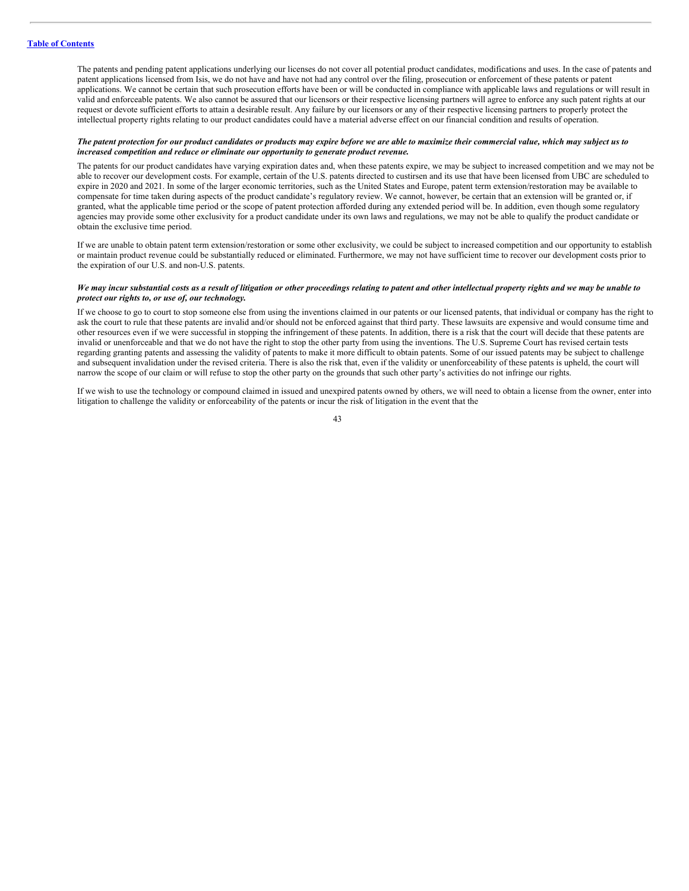The patents and pending patent applications underlying our licenses do not cover all potential product candidates, modifications and uses. In the case of patents and patent applications licensed from Isis, we do not have and have not had any control over the filing, prosecution or enforcement of these patents or patent applications. We cannot be certain that such prosecution efforts have been or will be conducted in compliance with applicable laws and regulations or will result in valid and enforceable patents. We also cannot be assured that our licensors or their respective licensing partners will agree to enforce any such patent rights at our request or devote sufficient efforts to attain a desirable result. Any failure by our licensors or any of their respective licensing partners to properly protect the intellectual property rights relating to our product candidates could have a material adverse effect on our financial condition and results of operation.

***The patent protection for our product candidates or products may expire before we are able to maximize their commercial value, which may subject us to increased competition and reduce or eliminate our opportunity to generate product revenue.***

The patents for our product candidates have varying expiration dates and, when these patents expire, we may be subject to increased competition and we may not be able to recover our development costs. For example, certain of the U.S. patents directed to custirsen and its use that have been licensed from UBC are scheduled to expire in 2020 and 2021. In some of the larger economic territories, such as the United States and Europe, patent term extension/restoration may be available to compensate for time taken during aspects of the product candidate's regulatory review. We cannot, however, be certain that an extension will be granted or, if granted, what the applicable time period or the scope of patent protection afforded during any extended period will be. In addition, even though some regulatory agencies may provide some other exclusivity for a product candidate under its own laws and regulations, we may not be able to qualify the product candidate or obtain the exclusive time period.

If we are unable to obtain patent term extension/restoration or some other exclusivity, we could be subject to increased competition and our opportunity to establish or maintain product revenue could be substantially reduced or eliminated. Furthermore, we may not have sufficient time to recover our development costs prior to the expiration of our U.S. and non-U.S. patents.

***We may incur substantial costs as a result of litigation or other proceedings relating to patent and other intellectual property rights and we may be unable to protect our rights to, or use of, our technology.***

If we choose to go to court to stop someone else from using the inventions claimed in our patents or our licensed patents, that individual or company has the right to ask the court to rule that these patents are invalid and/or should not be enforced against that third party. These lawsuits are expensive and would consume time and other resources even if we were successful in stopping the infringement of these patents. In addition, there is a risk that the court will decide that these patents are invalid or unenforceable and that we do not have the right to stop the other party from using the inventions. The U.S. Supreme Court has revised certain tests regarding granting patents and assessing the validity of patents to make it more difficult to obtain patents. Some of our issued patents may be subject to challenge and subsequent invalidation under the revised criteria. There is also the risk that, even if the validity or unenforceability of these patents is upheld, the court will narrow the scope of our claim or will refuse to stop the other party on the grounds that such other party's activities do not infringe our rights.

If we wish to use the technology or compound claimed in issued and unexpired patents owned by others, we will need to obtain a license from the owner, enter into litigation to challenge the validity or enforceability of the patents or incur the risk of litigation in the event that the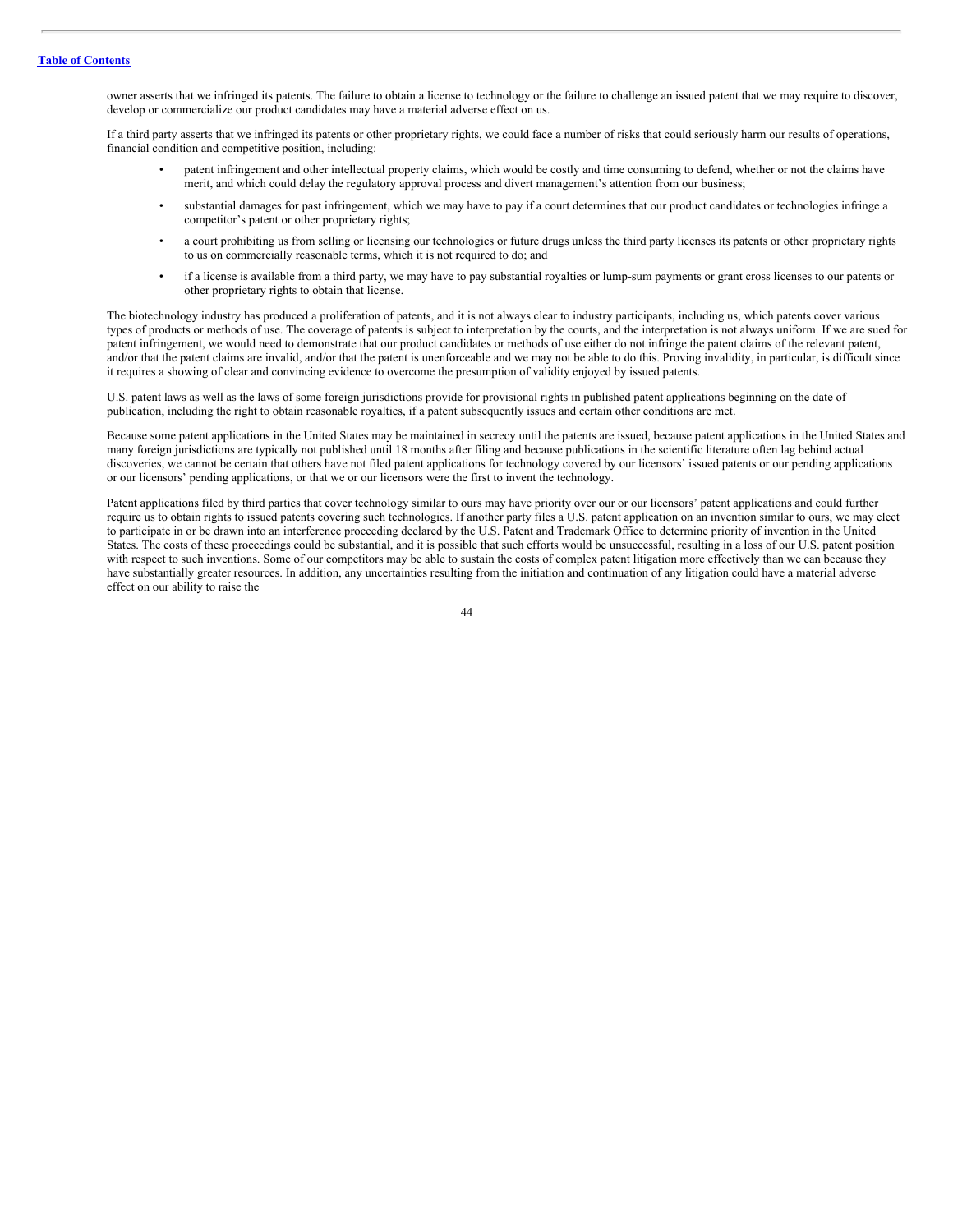owner asserts that we infringed its patents. The failure to obtain a license to technology or the failure to challenge an issued patent that we may require to discover, develop or commercialize our product candidates may have a material adverse effect on us.

If a third party asserts that we infringed its patents or other proprietary rights, we could face a number of risks that could seriously harm our results of operations, financial condition and competitive position, including:

- patent infringement and other intellectual property claims, which would be costly and time consuming to defend, whether or not the claims have merit, and which could delay the regulatory approval process and divert management's attention from our business;
- substantial damages for past infringement, which we may have to pay if a court determines that our product candidates or technologies infringe a competitor's patent or other proprietary rights;
- a court prohibiting us from selling or licensing our technologies or future drugs unless the third party licenses its patents or other proprietary rights to us on commercially reasonable terms, which it is not required to do; and
- if a license is available from a third party, we may have to pay substantial royalties or lump-sum payments or grant cross licenses to our patents or other proprietary rights to obtain that license.

The biotechnology industry has produced a proliferation of patents, and it is not always clear to industry participants, including us, which patents cover various types of products or methods of use. The coverage of patents is subject to interpretation by the courts, and the interpretation is not always uniform. If we are sued for patent infringement, we would need to demonstrate that our product candidates or methods of use either do not infringe the patent claims of the relevant patent, and/or that the patent claims are invalid, and/or that the patent is unenforceable and we may not be able to do this. Proving invalidity, in particular, is difficult since it requires a showing of clear and convincing evidence to overcome the presumption of validity enjoyed by issued patents.

U.S. patent laws as well as the laws of some foreign jurisdictions provide for provisional rights in published patent applications beginning on the date of publication, including the right to obtain reasonable royalties, if a patent subsequently issues and certain other conditions are met.

Because some patent applications in the United States may be maintained in secrecy until the patents are issued, because patent applications in the United States and many foreign jurisdictions are typically not published until 18 months after filing and because publications in the scientific literature often lag behind actual discoveries, we cannot be certain that others have not filed patent applications for technology covered by our licensors' issued patents or our pending applications or our licensors' pending applications, or that we or our licensors were the first to invent the technology.

Patent applications filed by third parties that cover technology similar to ours may have priority over our or our licensors' patent applications and could further require us to obtain rights to issued patents covering such technologies. If another party files a U.S. patent application on an invention similar to ours, we may elect to participate in or be drawn into an interference proceeding declared by the U.S. Patent and Trademark Office to determine priority of invention in the United States. The costs of these proceedings could be substantial, and it is possible that such efforts would be unsuccessful, resulting in a loss of our U.S. patent position with respect to such inventions. Some of our competitors may be able to sustain the costs of complex patent litigation more effectively than we can because they have substantially greater resources. In addition, any uncertainties resulting from the initiation and continuation of any litigation could have a material adverse effect on our ability to raise the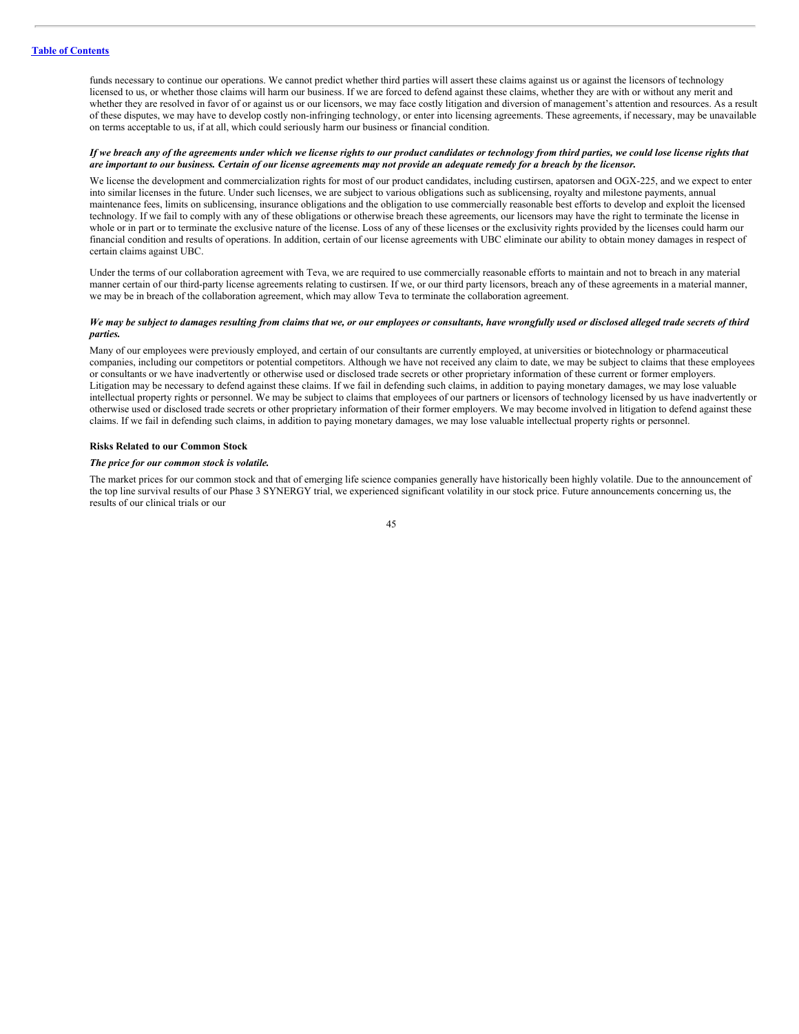funds necessary to continue our operations. We cannot predict whether third parties will assert these claims against us or against the licensors of technology licensed to us, or whether those claims will harm our business. If we are forced to defend against these claims, whether they are with or without any merit and whether they are resolved in favor of or against us or our licensors, we may face costly litigation and diversion of management's attention and resources. As a result of these disputes, we may have to develop costly non-infringing technology, or enter into licensing agreements. These agreements, if necessary, may be unavailable on terms acceptable to us, if at all, which could seriously harm our business or financial condition.

***If we breach any of the agreements under which we license rights to our product candidates or technology from third parties, we could lose license rights that are important to our business. Certain of our license agreements may not provide an adequate remedy for a breach by the licensor.***

We license the development and commercialization rights for most of our product candidates, including custirsen, apatorsen and OGX-225, and we expect to enter into similar licenses in the future. Under such licenses, we are subject to various obligations such as sublicensing, royalty and milestone payments, annual maintenance fees, limits on sublicensing, insurance obligations and the obligation to use commercially reasonable best efforts to develop and exploit the licensed technology. If we fail to comply with any of these obligations or otherwise breach these agreements, our licensors may have the right to terminate the license in whole or in part or to terminate the exclusive nature of the license. Loss of any of these licenses or the exclusivity rights provided by the licenses could harm our financial condition and results of operations. In addition, certain of our license agreements with UBC eliminate our ability to obtain money damages in respect of certain claims against UBC.

Under the terms of our collaboration agreement with Teva, we are required to use commercially reasonable efforts to maintain and not to breach in any material manner certain of our third-party license agreements relating to custirsen. If we, or our third party licensors, breach any of these agreements in a material manner, we may be in breach of the collaboration agreement, which may allow Teva to terminate the collaboration agreement.

***We may be subject to damages resulting from claims that we, or our employees or consultants, have wrongfully used or disclosed alleged trade secrets of third parties.***

Many of our employees were previously employed, and certain of our consultants are currently employed, at universities or biotechnology or pharmaceutical companies, including our competitors or potential competitors. Although we have not received any claim to date, we may be subject to claims that these employees or consultants or we have inadvertently or otherwise used or disclosed trade secrets or other proprietary information of these current or former employers. Litigation may be necessary to defend against these claims. If we fail in defending such claims, in addition to paying monetary damages, we may lose valuable intellectual property rights or personnel. We may be subject to claims that employees of our partners or licensors of technology licensed by us have inadvertently or otherwise used or disclosed trade secrets or other proprietary information of their former employers. We may become involved in litigation to defend against these claims. If we fail in defending such claims, in addition to paying monetary damages, we may lose valuable intellectual property rights or personnel.

**Risks Related to our Common Stock**

***The price for our common stock is volatile.***

The market prices for our common stock and that of emerging life science companies generally have historically been highly volatile. Due to the announcement of the top line survival results of our Phase 3 SYNERGY trial, we experienced significant volatility in our stock price. Future announcements concerning us, the results of our clinical trials or our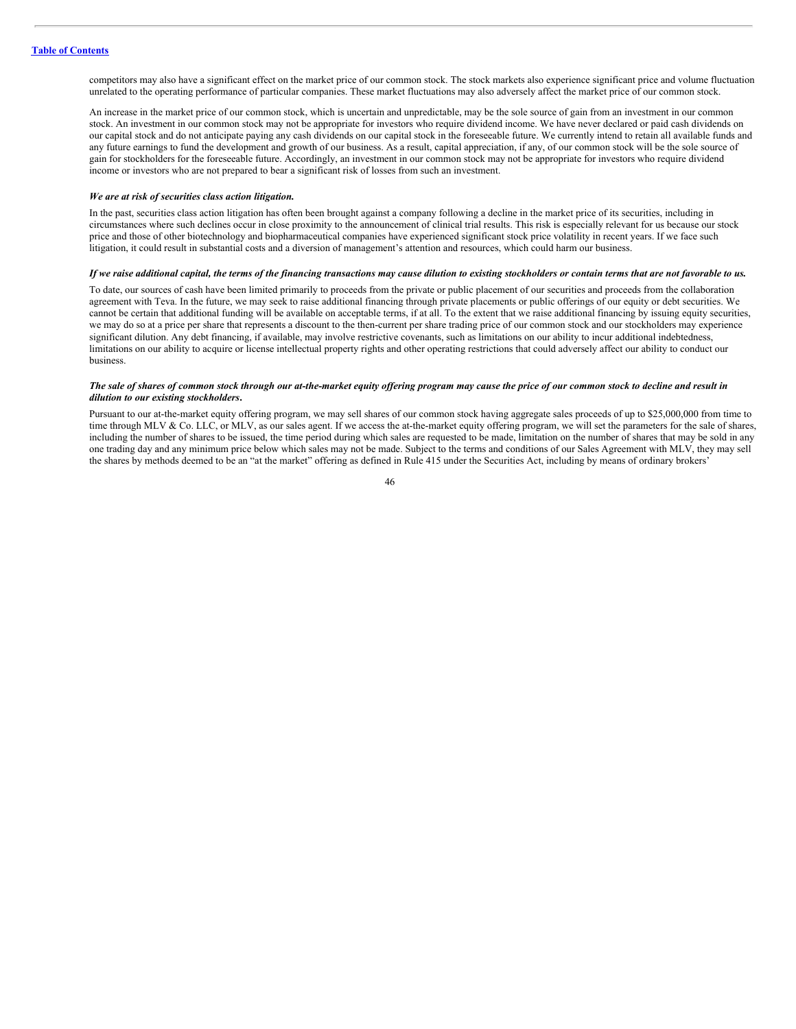competitors may also have a significant effect on the market price of our common stock. The stock markets also experience significant price and volume fluctuation unrelated to the operating performance of particular companies. These market fluctuations may also adversely affect the market price of our common stock.

An increase in the market price of our common stock, which is uncertain and unpredictable, may be the sole source of gain from an investment in our common stock. An investment in our common stock may not be appropriate for investors who require dividend income. We have never declared or paid cash dividends on our capital stock and do not anticipate paying any cash dividends on our capital stock in the foreseeable future. We currently intend to retain all available funds and any future earnings to fund the development and growth of our business. As a result, capital appreciation, if any, of our common stock will be the sole source of gain for stockholders for the foreseeable future. Accordingly, an investment in our common stock may not be appropriate for investors who require dividend income or investors who are not prepared to bear a significant risk of losses from such an investment.

***We are at risk of securities class action litigation.***

In the past, securities class action litigation has often been brought against a company following a decline in the market price of its securities, including in circumstances where such declines occur in close proximity to the announcement of clinical trial results. This risk is especially relevant for us because our stock price and those of other biotechnology and biopharmaceutical companies have experienced significant stock price volatility in recent years. If we face such litigation, it could result in substantial costs and a diversion of management's attention and resources, which could harm our business.

***If we raise additional capital, the terms of the financing transactions may cause dilution to existing stockholders or contain terms that are not favorable to us.***

To date, our sources of cash have been limited primarily to proceeds from the private or public placement of our securities and proceeds from the collaboration agreement with Teva. In the future, we may seek to raise additional financing through private placements or public offerings of our equity or debt securities. We cannot be certain that additional funding will be available on acceptable terms, if at all. To the extent that we raise additional financing by issuing equity securities, we may do so at a price per share that represents a discount to the then-current per share trading price of our common stock and our stockholders may experience significant dilution. Any debt financing, if available, may involve restrictive covenants, such as limitations on our ability to incur additional indebtedness, limitations on our ability to acquire or license intellectual property rights and other operating restrictions that could adversely affect our ability to conduct our business.

***The sale of shares of common stock through our at-the-market equity offering program may cause the price of our common stock to decline and result in dilution to our existing stockholders.***

Pursuant to our at-the-market equity offering program, we may sell shares of our common stock having aggregate sales proceeds of up to $25,000,000 from time to time through MLV & Co. LLC, or MLV, as our sales agent. If we access the at-the-market equity offering program, we will set the parameters for the sale of shares, including the number of shares to be issued, the time period during which sales are requested to be made, limitation on the number of shares that may be sold in any one trading day and any minimum price below which sales may not be made. Subject to the terms and conditions of our Sales Agreement with MLV, they may sell the shares by methods deemed to be an "at the market" offering as defined in Rule 415 under the Securities Act, including by means of ordinary brokers'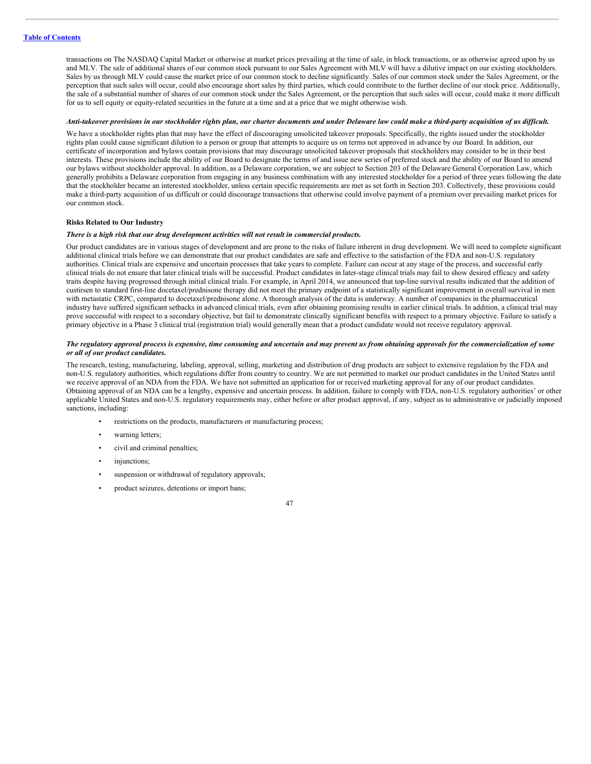transactions on The NASDAQ Capital Market or otherwise at market prices prevailing at the time of sale, in block transactions, or as otherwise agreed upon by us and MLV. The sale of additional shares of our common stock pursuant to our Sales Agreement with MLV will have a dilutive impact on our existing stockholders. Sales by us through MLV could cause the market price of our common stock to decline significantly. Sales of our common stock under the Sales Agreement, or the perception that such sales will occur, could also encourage short sales by third parties, which could contribute to the further decline of our stock price. Additionally, the sale of a substantial number of shares of our common stock under the Sales Agreement, or the perception that such sales will occur, could make it more difficult for us to sell equity or equity-related securities in the future at a time and at a price that we might otherwise wish.

***Anti-takeover provisions in our stockholder rights plan, our charter documents and under Delaware law could make a third-party acquisition of us difficult.***

We have a stockholder rights plan that may have the effect of discouraging unsolicited takeover proposals. Specifically, the rights issued under the stockholder rights plan could cause significant dilution to a person or group that attempts to acquire us on terms not approved in advance by our Board. In addition, our certificate of incorporation and bylaws contain provisions that may discourage unsolicited takeover proposals that stockholders may consider to be in their best interests. These provisions include the ability of our Board to designate the terms of and issue new series of preferred stock and the ability of our Board to amend our bylaws without stockholder approval. In addition, as a Delaware corporation, we are subject to Section 203 of the Delaware General Corporation Law, which generally prohibits a Delaware corporation from engaging in any business combination with any interested stockholder for a period of three years following the date that the stockholder became an interested stockholder, unless certain specific requirements are met as set forth in Section 203. Collectively, these provisions could make a third-party acquisition of us difficult or could discourage transactions that otherwise could involve payment of a premium over prevailing market prices for our common stock.

**Risks Related to Our Industry**

***There is a high risk that our drug development activities will not result in commercial products.***

Our product candidates are in various stages of development and are prone to the risks of failure inherent in drug development. We will need to complete significant additional clinical trials before we can demonstrate that our product candidates are safe and effective to the satisfaction of the FDA and non-U.S. regulatory authorities. Clinical trials are expensive and uncertain processes that take years to complete. Failure can occur at any stage of the process, and successful early clinical trials do not ensure that later clinical trials will be successful. Product candidates in later-stage clinical trials may fail to show desired efficacy and safety traits despite having progressed through initial clinical trials. For example, in April 2014, we announced that top-line survival results indicated that the addition of custirsen to standard first-line docetaxel/prednisone therapy did not meet the primary endpoint of a statistically significant improvement in overall survival in men with metastatic CRPC, compared to docetaxel/prednisone alone. A thorough analysis of the data is underway. A number of companies in the pharmaceutical industry have suffered significant setbacks in advanced clinical trials, even after obtaining promising results in earlier clinical trials. In addition, a clinical trial may prove successful with respect to a secondary objective, but fail to demonstrate clinically significant benefits with respect to a primary objective. Failure to satisfy a primary objective in a Phase 3 clinical trial (registration trial) would generally mean that a product candidate would not receive regulatory approval.

***The regulatory approval process is expensive, time consuming and uncertain and may prevent us from obtaining approvals for the commercialization of some or all of our product candidates.***

The research, testing, manufacturing, labeling, approval, selling, marketing and distribution of drug products are subject to extensive regulation by the FDA and non-U.S. regulatory authorities, which regulations differ from country to country. We are not permitted to market our product candidates in the United States until we receive approval of an NDA from the FDA. We have not submitted an application for or received marketing approval for any of our product candidates. Obtaining approval of an NDA can be a lengthy, expensive and uncertain process. In addition, failure to comply with FDA, non-U.S. regulatory authorities' or other applicable United States and non-U.S. regulatory requirements may, either before or after product approval, if any, subject us to administrative or judicially imposed sanctions, including:

- restrictions on the products, manufacturers or manufacturing process;
- warning letters;
- civil and criminal penalties;
- injunctions;
- suspension or withdrawal of regulatory approvals;
- product seizures, detentions or import bans;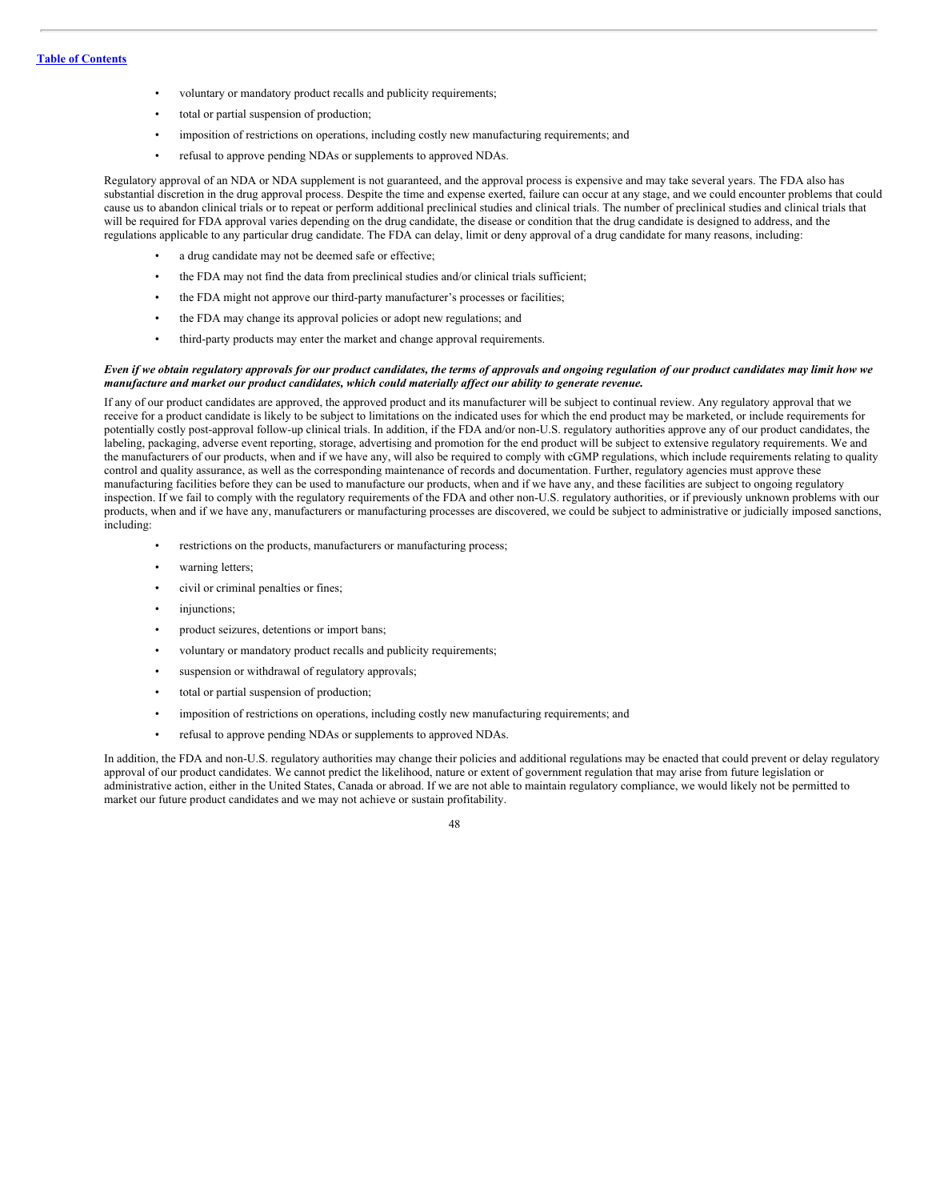- voluntary or mandatory product recalls and publicity requirements;
- total or partial suspension of production;
- imposition of restrictions on operations, including costly new manufacturing requirements; and
- refusal to approve pending NDAs or supplements to approved NDAs.

Regulatory approval of an NDA or NDA supplement is not guaranteed, and the approval process is expensive and may take several years. The FDA also has substantial discretion in the drug approval process. Despite the time and expense exerted, failure can occur at any stage, and we could encounter problems that could cause us to abandon clinical trials or to repeat or perform additional preclinical studies and clinical trials. The number of preclinical studies and clinical trials that will be required for FDA approval varies depending on the drug candidate, the disease or condition that the drug candidate is designed to address, and the regulations applicable to any particular drug candidate. The FDA can delay, limit or deny approval of a drug candidate for many reasons, including:

- a drug candidate may not be deemed safe or effective;
- the FDA may not find the data from preclinical studies and/or clinical trials sufficient;
- the FDA might not approve our third-party manufacturer's processes or facilities;
- the FDA may change its approval policies or adopt new regulations; and
- third-party products may enter the market and change approval requirements.

***Even if we obtain regulatory approvals for our product candidates, the terms of approvals and ongoing regulation of our product candidates may limit how we manufacture and market our product candidates, which could materially affect our ability to generate revenue.***

If any of our product candidates are approved, the approved product and its manufacturer will be subject to continual review. Any regulatory approval that we receive for a product candidate is likely to be subject to limitations on the indicated uses for which the end product may be marketed, or include requirements for potentially costly post-approval follow-up clinical trials. In addition, if the FDA and/or non-U.S. regulatory authorities approve any of our product candidates, the labeling, packaging, adverse event reporting, storage, advertising and promotion for the end product will be subject to extensive regulatory requirements. We and the manufacturers of our products, when and if we have any, will also be required to comply with cGMP regulations, which include requirements relating to quality control and quality assurance, as well as the corresponding maintenance of records and documentation. Further, regulatory agencies must approve these manufacturing facilities before they can be used to manufacture our products, when and if we have any, and these facilities are subject to ongoing regulatory inspection. If we fail to comply with the regulatory requirements of the FDA and other non-U.S. regulatory authorities, or if previously unknown problems with our products, when and if we have any, manufacturers or manufacturing processes are discovered, we could be subject to administrative or judicially imposed sanctions, including:

- restrictions on the products, manufacturers or manufacturing process;
- warning letters;
- civil or criminal penalties or fines;
- injunctions;
- product seizures, detentions or import bans;
- voluntary or mandatory product recalls and publicity requirements;
- suspension or withdrawal of regulatory approvals;
- total or partial suspension of production;
- imposition of restrictions on operations, including costly new manufacturing requirements; and
- refusal to approve pending NDAs or supplements to approved NDAs.

In addition, the FDA and non-U.S. regulatory authorities may change their policies and additional regulations may be enacted that could prevent or delay regulatory approval of our product candidates. We cannot predict the likelihood, nature or extent of government regulation that may arise from future legislation or administrative action, either in the United States, Canada or abroad. If we are not able to maintain regulatory compliance, we would likely not be permitted to market our future product candidates and we may not achieve or sustain profitability.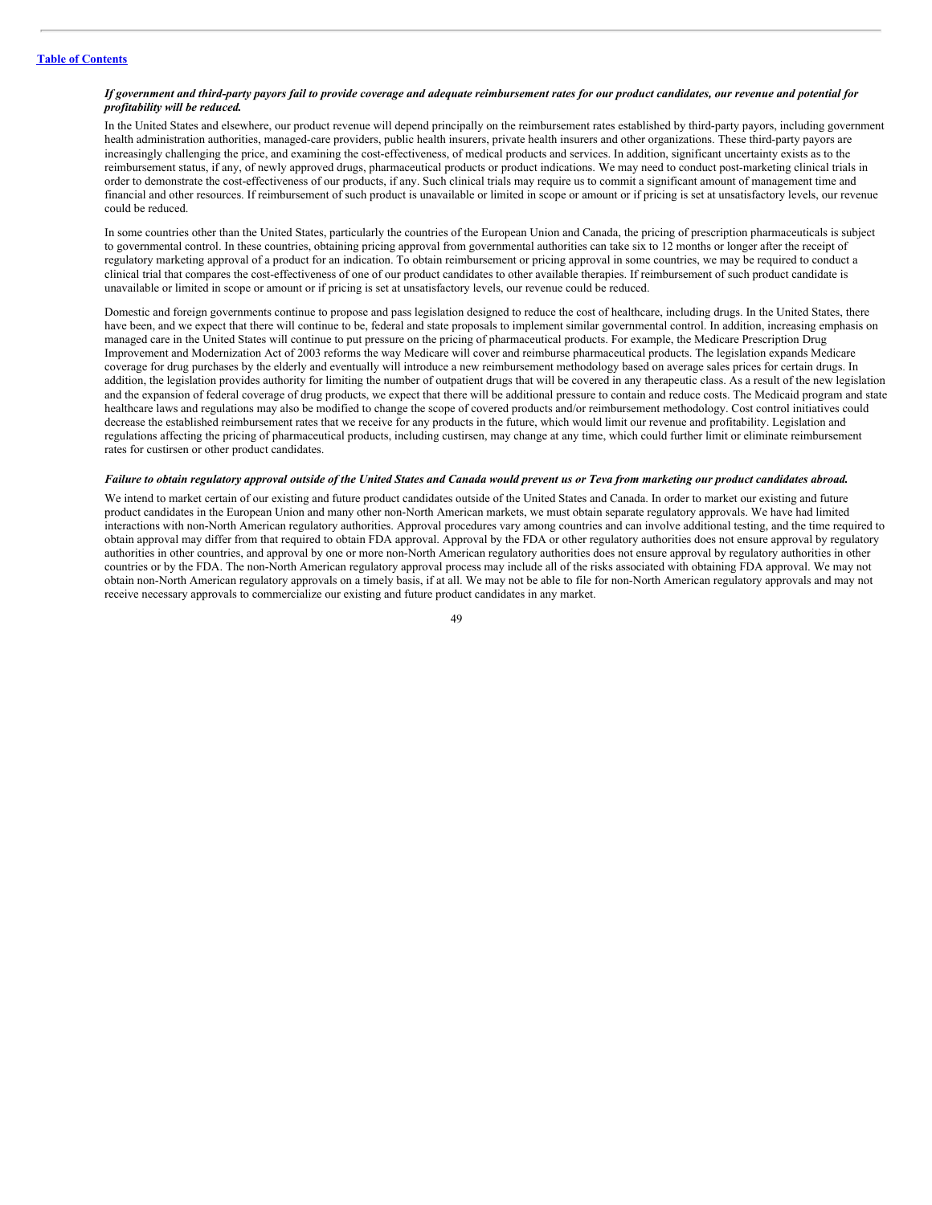***If government and third-party payors fail to provide coverage and adequate reimbursement rates for our product candidates, our revenue and potential for profitability will be reduced.***

In the United States and elsewhere, our product revenue will depend principally on the reimbursement rates established by third-party payors, including government health administration authorities, managed-care providers, public health insurers, private health insurers and other organizations. These third-party payors are increasingly challenging the price, and examining the cost-effectiveness, of medical products and services. In addition, significant uncertainty exists as to the reimbursement status, if any, of newly approved drugs, pharmaceutical products or product indications. We may need to conduct post-marketing clinical trials in order to demonstrate the cost-effectiveness of our products, if any. Such clinical trials may require us to commit a significant amount of management time and financial and other resources. If reimbursement of such product is unavailable or limited in scope or amount or if pricing is set at unsatisfactory levels, our revenue could be reduced.

In some countries other than the United States, particularly the countries of the European Union and Canada, the pricing of prescription pharmaceuticals is subject to governmental control. In these countries, obtaining pricing approval from governmental authorities can take six to 12 months or longer after the receipt of regulatory marketing approval of a product for an indication. To obtain reimbursement or pricing approval in some countries, we may be required to conduct a clinical trial that compares the cost-effectiveness of one of our product candidates to other available therapies. If reimbursement of such product candidate is unavailable or limited in scope or amount or if pricing is set at unsatisfactory levels, our revenue could be reduced.

Domestic and foreign governments continue to propose and pass legislation designed to reduce the cost of healthcare, including drugs. In the United States, there have been, and we expect that there will continue to be, federal and state proposals to implement similar governmental control. In addition, increasing emphasis on managed care in the United States will continue to put pressure on the pricing of pharmaceutical products. For example, the Medicare Prescription Drug Improvement and Modernization Act of 2003 reforms the way Medicare will cover and reimburse pharmaceutical products. The legislation expands Medicare coverage for drug purchases by the elderly and eventually will introduce a new reimbursement methodology based on average sales prices for certain drugs. In addition, the legislation provides authority for limiting the number of outpatient drugs that will be covered in any therapeutic class. As a result of the new legislation and the expansion of federal coverage of drug products, we expect that there will be additional pressure to contain and reduce costs. The Medicaid program and state healthcare laws and regulations may also be modified to change the scope of covered products and/or reimbursement methodology. Cost control initiatives could decrease the established reimbursement rates that we receive for any products in the future, which would limit our revenue and profitability. Legislation and regulations affecting the pricing of pharmaceutical products, including custirsen, may change at any time, which could further limit or eliminate reimbursement rates for custirsen or other product candidates.

***Failure to obtain regulatory approval outside of the United States and Canada would prevent us or Teva from marketing our product candidates abroad.***

We intend to market certain of our existing and future product candidates outside of the United States and Canada. In order to market our existing and future product candidates in the European Union and many other non-North American markets, we must obtain separate regulatory approvals. We have had limited interactions with non-North American regulatory authorities. Approval procedures vary among countries and can involve additional testing, and the time required to obtain approval may differ from that required to obtain FDA approval. Approval by the FDA or other regulatory authorities does not ensure approval by regulatory authorities in other countries, and approval by one or more non-North American regulatory authorities does not ensure approval by regulatory authorities in other countries or by the FDA. The non-North American regulatory approval process may include all of the risks associated with obtaining FDA approval. We may not obtain non-North American regulatory approvals on a timely basis, if at all. We may not be able to file for non-North American regulatory approvals and may not receive necessary approvals to commercialize our existing and future product candidates in any market.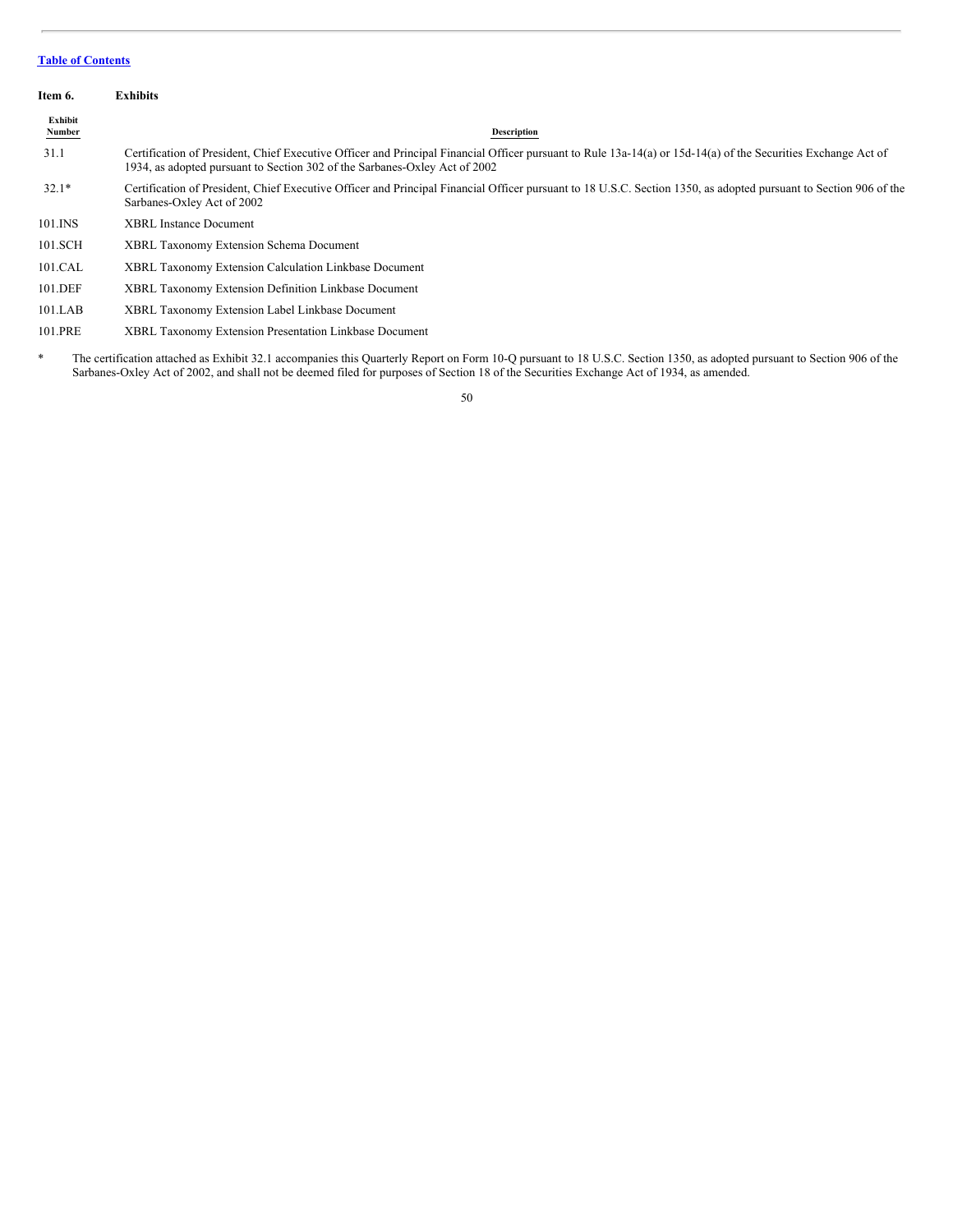**Item 6. Exhibits**

| Exhibit Number | Description |
|---|---|
| 31.1 | Certification of President, Chief Executive Officer and Principal Financial Officer pursuant to Rule 13a-14(a) or 15d-14(a) of the Securities Exchange Act of 1934, as adopted pursuant to Section 302 of the Sarbanes-Oxley Act of 2002 |
| 32.1* | Certification of President, Chief Executive Officer and Principal Financial Officer pursuant to 18 U.S.C. Section 1350, as adopted pursuant to Section 906 of the Sarbanes-Oxley Act of 2002 |
| 101.INS | XBRL Instance Document |
| 101.SCH | XBRL Taxonomy Extension Schema Document |
| 101.CAL | XBRL Taxonomy Extension Calculation Linkbase Document |
| 101.DEF | XBRL Taxonomy Extension Definition Linkbase Document |
| 101.LAB | XBRL Taxonomy Extension Label Linkbase Document |
| 101.PRE | XBRL Taxonomy Extension Presentation Linkbase Document |

\* The certification attached as Exhibit 32.1 accompanies this Quarterly Report on Form 10-Q pursuant to 18 U.S.C. Section 1350, as adopted pursuant to Section 906 of the Sarbanes-Oxley Act of 2002, and shall not be deemed filed for purposes of Section 18 of the Securities Exchange Act of 1934, as amended.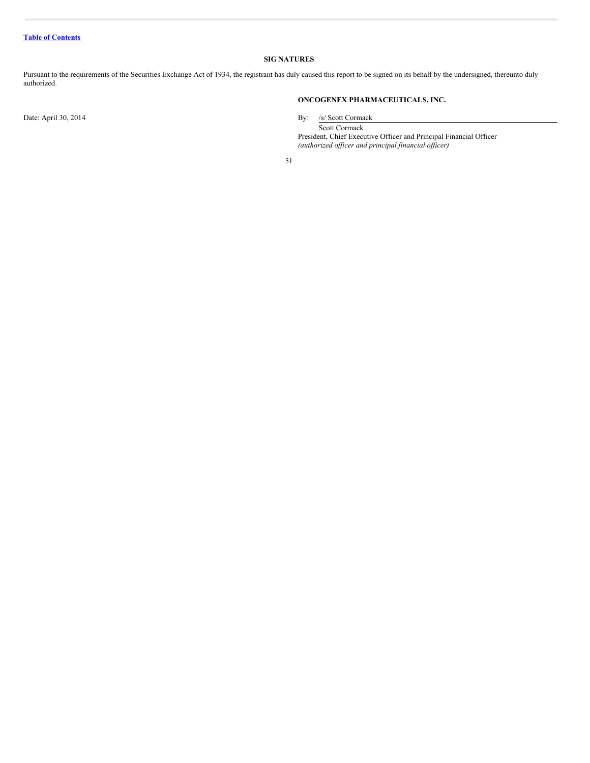## SIGNATURES

Pursuant to the requirements of the Securities Exchange Act of 1934, the registrant has duly caused this report to be signed on its behalf by the undersigned, thereunto duly authorized.

**ONCOGENEX PHARMACEUTICALS, INC.**

Date: April 30, 2014

By: /s/ Scott Cormack

Scott Cormack
President, Chief Executive Officer and Principal Financial Officer
*(authorized officer and principal financial officer)*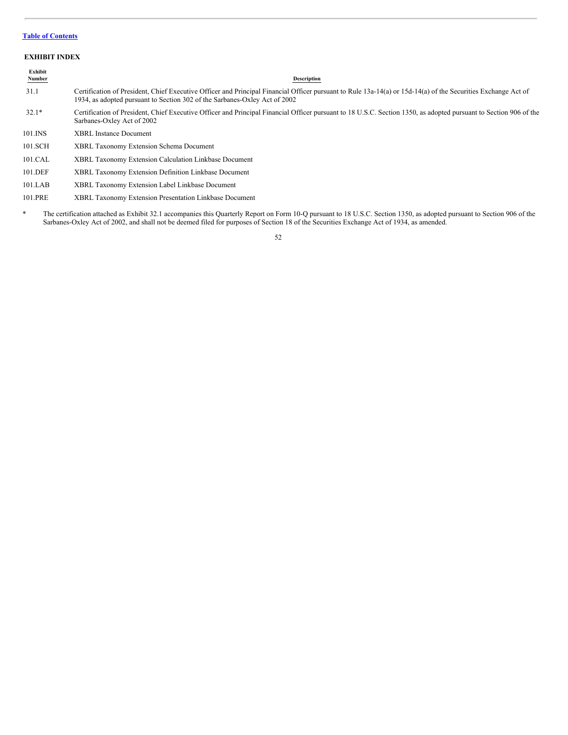[Table of Contents](#)

## EXHIBIT INDEX

| Exhibit Number | Description |
|---|---|
| 31.1 | Certification of President, Chief Executive Officer and Principal Financial Officer pursuant to Rule 13a-14(a) or 15d-14(a) of the Securities Exchange Act of 1934, as adopted pursuant to Section 302 of the Sarbanes-Oxley Act of 2002 |
| 32.1* | Certification of President, Chief Executive Officer and Principal Financial Officer pursuant to 18 U.S.C. Section 1350, as adopted pursuant to Section 906 of the Sarbanes-Oxley Act of 2002 |
| 101.INS | XBRL Instance Document |
| 101.SCH | XBRL Taxonomy Extension Schema Document |
| 101.CAL | XBRL Taxonomy Extension Calculation Linkbase Document |
| 101.DEF | XBRL Taxonomy Extension Definition Linkbase Document |
| 101.LAB | XBRL Taxonomy Extension Label Linkbase Document |
| 101.PRE | XBRL Taxonomy Extension Presentation Linkbase Document |

\* The certification attached as Exhibit 32.1 accompanies this Quarterly Report on Form 10-Q pursuant to 18 U.S.C. Section 1350, as adopted pursuant to Section 906 of the Sarbanes-Oxley Act of 2002, and shall not be deemed filed for purposes of Section 18 of the Securities Exchange Act of 1934, as amended.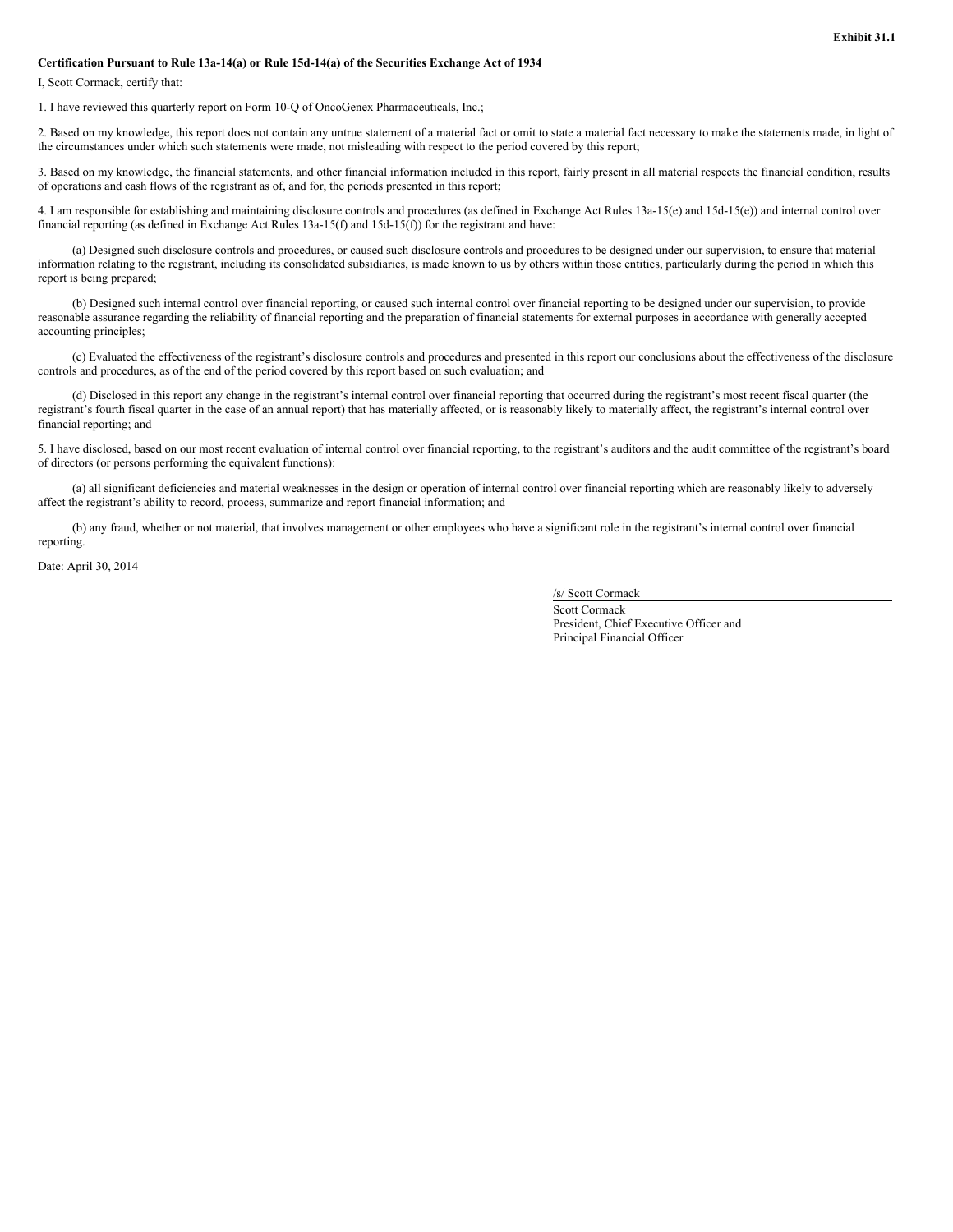**Exhibit 31.1**

**Certification Pursuant to Rule 13a-14(a) or Rule 15d-14(a) of the Securities Exchange Act of 1934**

I, Scott Cormack, certify that:

1. I have reviewed this quarterly report on Form 10-Q of OncoGenex Pharmaceuticals, Inc.;

2. Based on my knowledge, this report does not contain any untrue statement of a material fact or omit to state a material fact necessary to make the statements made, in light of the circumstances under which such statements were made, not misleading with respect to the period covered by this report;

3. Based on my knowledge, the financial statements, and other financial information included in this report, fairly present in all material respects the financial condition, results of operations and cash flows of the registrant as of, and for, the periods presented in this report;

4. I am responsible for establishing and maintaining disclosure controls and procedures (as defined in Exchange Act Rules 13a-15(e) and 15d-15(e)) and internal control over financial reporting (as defined in Exchange Act Rules 13a-15(f) and 15d-15(f)) for the registrant and have:

(a) Designed such disclosure controls and procedures, or caused such disclosure controls and procedures to be designed under our supervision, to ensure that material information relating to the registrant, including its consolidated subsidiaries, is made known to us by others within those entities, particularly during the period in which this report is being prepared;

(b) Designed such internal control over financial reporting, or caused such internal control over financial reporting to be designed under our supervision, to provide reasonable assurance regarding the reliability of financial reporting and the preparation of financial statements for external purposes in accordance with generally accepted accounting principles;

(c) Evaluated the effectiveness of the registrant's disclosure controls and procedures and presented in this report our conclusions about the effectiveness of the disclosure controls and procedures, as of the end of the period covered by this report based on such evaluation; and

(d) Disclosed in this report any change in the registrant's internal control over financial reporting that occurred during the registrant's most recent fiscal quarter (the registrant's fourth fiscal quarter in the case of an annual report) that has materially affected, or is reasonably likely to materially affect, the registrant's internal control over financial reporting; and

5. I have disclosed, based on our most recent evaluation of internal control over financial reporting, to the registrant's auditors and the audit committee of the registrant's board of directors (or persons performing the equivalent functions):

(a) all significant deficiencies and material weaknesses in the design or operation of internal control over financial reporting which are reasonably likely to adversely affect the registrant's ability to record, process, summarize and report financial information; and

(b) any fraud, whether or not material, that involves management or other employees who have a significant role in the registrant's internal control over financial reporting.

Date: April 30, 2014

/s/ Scott Cormack

Scott Cormack
President, Chief Executive Officer and
Principal Financial Officer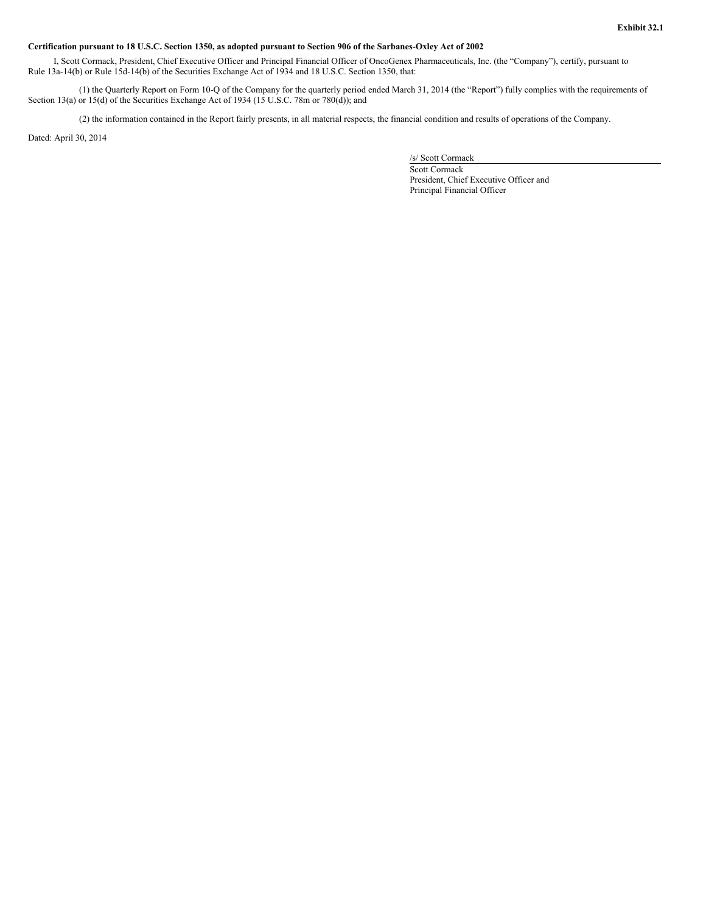**Exhibit 32.1**

**Certification pursuant to 18 U.S.C. Section 1350, as adopted pursuant to Section 906 of the Sarbanes-Oxley Act of 2002**

I, Scott Cormack, President, Chief Executive Officer and Principal Financial Officer of OncoGenex Pharmaceuticals, Inc. (the “Company”), certify, pursuant to Rule 13a-14(b) or Rule 15d-14(b) of the Securities Exchange Act of 1934 and 18 U.S.C. Section 1350, that:

(1) the Quarterly Report on Form 10-Q of the Company for the quarterly period ended March 31, 2014 (the “Report”) fully complies with the requirements of Section 13(a) or 15(d) of the Securities Exchange Act of 1934 (15 U.S.C. 78m or 780(d)); and

(2) the information contained in the Report fairly presents, in all material respects, the financial condition and results of operations of the Company.

Dated: April 30, 2014

/s/ Scott Cormack

Scott Cormack
President, Chief Executive Officer and
Principal Financial Officer